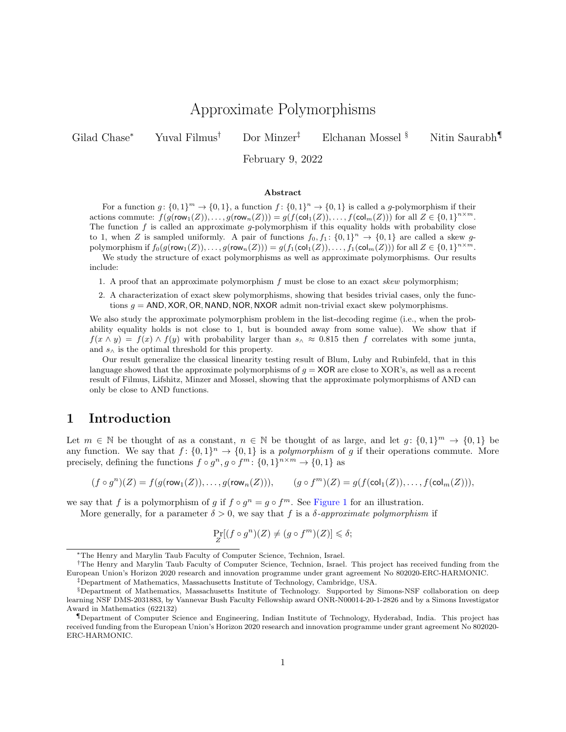# Approximate Polymorphisms

Gilad Chase[*] Yuval Filmus[†] Dor Minzer[‡] Elchanan Mossel[§] Nitin Saurabh[¶]

February 9, 2022

### Abstract

For a function $g\colon \{0,1\}^m \to \{0,1\}$, a function $f\colon \{0,1\}^n \to \{0,1\}$ is called a $g$-polymorphism if their actions commute: $f(g(\mathsf{row}_1(Z)), \dots, g(\mathsf{row}_n(Z))) = g(f(\mathsf{col}_1(Z)), \dots, f(\mathsf{col}_m(Z)))$ for all $Z \in \{0,1\}^{n\times m}$. The function $f$ is called an approximate $g$-polymorphism if this equality holds with probability close to 1, when $Z$ is sampled uniformly. A pair of functions $f_0, f_1\colon \{0,1\}^n \to \{0,1\}$ are called a skew $g$-polymorphism if $f_0(g(\mathsf{row}_1(Z)), \dots, g(\mathsf{row}_n(Z))) = g(f_1(\mathsf{col}_1(Z)), \dots, f_1(\mathsf{col}_m(Z)))$ for all $Z \in \{0,1\}^{n\times m}$.

We study the structure of exact polymorphisms as well as approximate polymorphisms. Our results include:

1. A proof that an approximate polymorphism $f$ must be close to an exact *skew* polymorphism;
2. A characterization of exact skew polymorphisms, showing that besides trivial cases, only the functions $g = \mathsf{AND}, \mathsf{XOR}, \mathsf{OR}, \mathsf{NAND}, \mathsf{NOR}, \mathsf{NXOR}$ admit non-trivial exact skew polymorphisms.

We also study the approximate polymorphism problem in the list-decoding regime (i.e., when the probability equality holds is not close to 1, but is bounded away from some value). We show that if $f(x \wedge y) = f(x) \wedge f(y)$ with probability larger than $s_\wedge \approx 0.815$ then $f$ correlates with some junta, and $s_\wedge$ is the optimal threshold for this property.

Our result generalize the classical linearity testing result of Blum, Luby and Rubinfeld, that in this language showed that the approximate polymorphisms of $g = \mathsf{XOR}$ are close to XOR's, as well as a recent result of Filmus, Lifshitz, Minzer and Mossel, showing that the approximate polymorphisms of AND can only be close to AND functions.

## 1 Introduction

Let $m \in \mathbb{N}$ be thought of as a constant, $n \in \mathbb{N}$ be thought of as large, and let $g\colon \{0,1\}^m \to \{0,1\}$ be any function. We say that $f\colon \{0,1\}^n \to \{0,1\}$ is a *polymorphism* of $g$ if their operations commute. More precisely, defining the functions $f \circ g^n, g \circ f^m\colon \{0,1\}^{n\times m} \to \{0,1\}$ as

$$(f \circ g^n)(Z) = f(g(\mathsf{row}_1(Z)), \dots, g(\mathsf{row}_n(Z))), \qquad (g \circ f^m)(Z) = g(f(\mathsf{col}_1(Z)), \dots, f(\mathsf{col}_m(Z))),$$

we say that $f$ is a polymorphism of $g$ if $f \circ g^n = g \circ f^m$. See Figure 1 for an illustration.

More generally, for a parameter $\delta > 0$, we say that $f$ is a $\delta$-*approximate polymorphism* if

$$\Pr_Z[(f \circ g^n)(Z) \neq (g \circ f^m)(Z)] \leqslant \delta;$$

[*] The Henry and Marylin Taub Faculty of Computer Science, Technion, Israel.

[†] The Henry and Marylin Taub Faculty of Computer Science, Technion, Israel. This project has received funding from the European Union's Horizon 2020 research and innovation programme under grant agreement No 802020-ERC-HARMONIC.

[‡] Department of Mathematics, Massachusetts Institute of Technology, Cambridge, USA.

[§] Department of Mathematics, Massachusetts Institute of Technology. Supported by Simons-NSF collaboration on deep learning NSF DMS-2031883, by Vannevar Bush Faculty Fellowship award ONR-N00014-20-1-2826 and by a Simons Investigator Award in Mathematics (622132)

[¶] Department of Computer Science and Engineering, Indian Institute of Technology, Hyderabad, India. This project has received funding from the European Union's Horizon 2020 research and innovation programme under grant agreement No 802020-ERC-HARMONIC.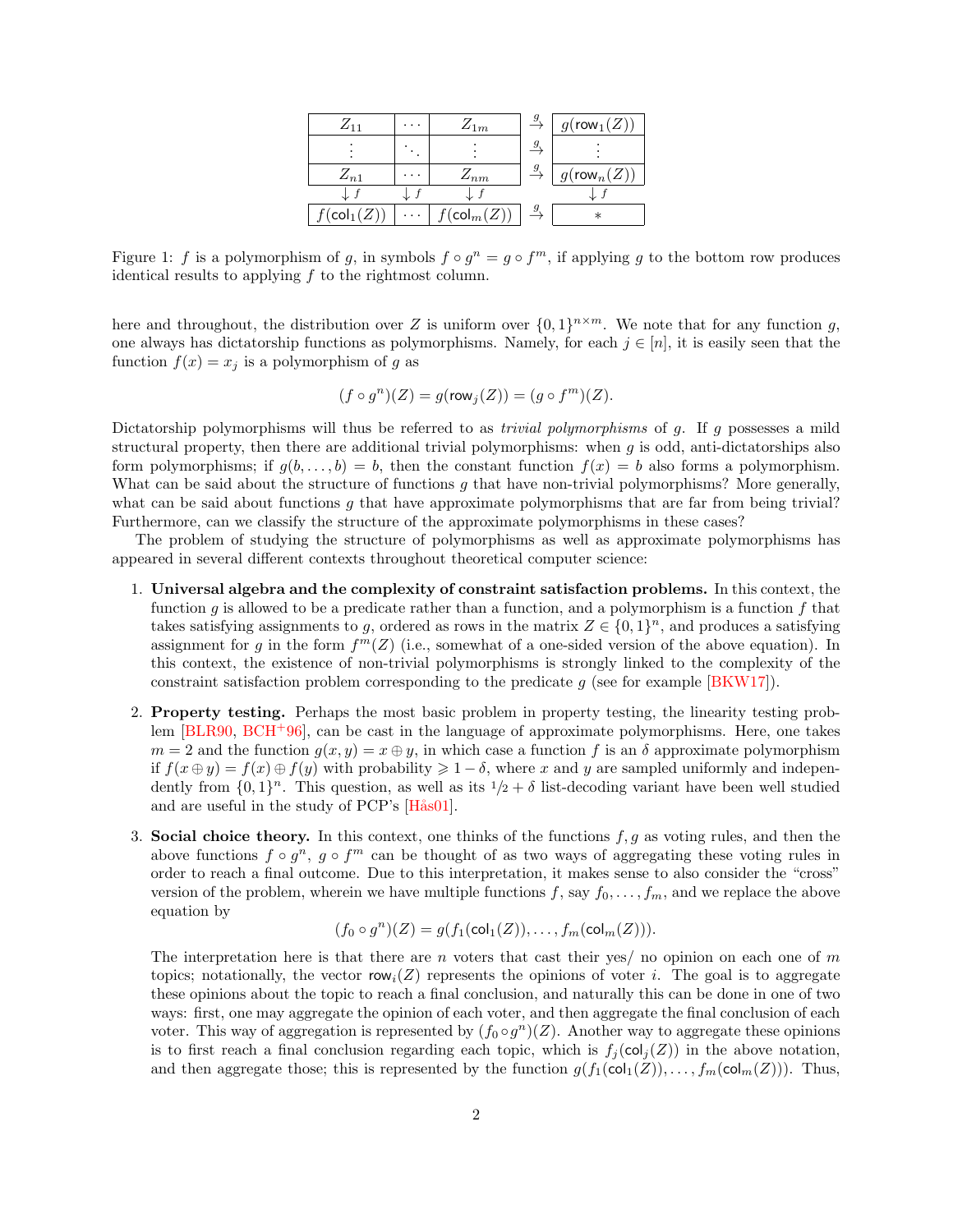| $Z_{11}$ | $\cdots$ | $Z_{1m}$ | $\xrightarrow{g}$ | $g(\mathsf{row}_1(Z))$ |
|---|---|---|---|---|
| $\vdots$ | $\ddots$ | $\vdots$ | $\xrightarrow{g}$ | $\vdots$ |
| $Z_{n1}$ | $\cdots$ | $Z_{nm}$ | $\xrightarrow{g}$ | $g(\mathsf{row}_n(Z))$ |
| $\downarrow f$ | $\downarrow f$ | $\downarrow f$ | | $\downarrow f$ |
| $f(\mathsf{col}_1(Z))$ | $\cdots$ | $f(\mathsf{col}_m(Z))$ | $\xrightarrow{g}$ | $*$ |

Figure 1: $f$ is a polymorphism of $g$, in symbols $f \circ g^n = g \circ f^m$, if applying $g$ to the bottom row produces identical results to applying $f$ to the rightmost column.

here and throughout, the distribution over $Z$ is uniform over $\{0,1\}^{n\times m}$. We note that for any function $g$, one always has dictatorship functions as polymorphisms. Namely, for each $j \in [n]$, it is easily seen that the function $f(x) = x_j$ is a polymorphism of $g$ as

$$(f \circ g^n)(Z) = g(\mathsf{row}_j(Z)) = (g \circ f^m)(Z).$$

Dictatorship polymorphisms will thus be referred to as *trivial polymorphisms* of $g$. If $g$ possesses a mild structural property, then there are additional trivial polymorphisms: when $g$ is odd, anti-dictatorships also form polymorphisms; if $g(b,\ldots,b) = b$, then the constant function $f(x) = b$ also forms a polymorphism. What can be said about the structure of functions $g$ that have non-trivial polymorphisms? More generally, what can be said about functions $g$ that have approximate polymorphisms that are far from being trivial? Furthermore, can we classify the structure of the approximate polymorphisms in these cases?

The problem of studying the structure of polymorphisms as well as approximate polymorphisms has appeared in several different contexts throughout theoretical computer science:

1. **Universal algebra and the complexity of constraint satisfaction problems.** In this context, the function $g$ is allowed to be a predicate rather than a function, and a polymorphism is a function $f$ that takes satisfying assignments to $g$, ordered as rows in the matrix $Z \in \{0,1\}^n$, and produces a satisfying assignment for $g$ in the form $f^m(Z)$ (i.e., somewhat of a one-sided version of the above equation). In this context, the existence of non-trivial polymorphisms is strongly linked to the complexity of the constraint satisfaction problem corresponding to the predicate $g$ (see for example [BKW17]).

2. **Property testing.** Perhaps the most basic problem in property testing, the linearity testing problem [BLR90, BCH+96], can be cast in the language of approximate polymorphisms. Here, one takes $m = 2$ and the function $g(x,y) = x \oplus y$, in which case a function $f$ is an $\delta$ approximate polymorphism if $f(x \oplus y) = f(x) \oplus f(y)$ with probability $\geqslant 1-\delta$, where $x$ and $y$ are sampled uniformly and independently from $\{0,1\}^n$. This question, as well as its $1/2+\delta$ list-decoding variant have been well studied and are useful in the study of PCP's [Hås01].

3. **Social choice theory.** In this context, one thinks of the functions $f, g$ as voting rules, and then the above functions $f \circ g^n$, $g \circ f^m$ can be thought of as two ways of aggregating these voting rules in order to reach a final outcome. Due to this interpretation, it makes sense to also consider the "cross" version of the problem, wherein we have multiple functions $f$, say $f_0,\ldots,f_m$, and we replace the above equation by

$$(f_0 \circ g^n)(Z) = g(f_1(\mathsf{col}_1(Z)),\ldots,f_m(\mathsf{col}_m(Z))).$$

The interpretation here is that there are $n$ voters that cast their yes/ no opinion on each one of $m$ topics; notationally, the vector $\mathsf{row}_i(Z)$ represents the opinions of voter $i$. The goal is to aggregate these opinions about the topic to reach a final conclusion, and naturally this can be done in one of two ways: first, one may aggregate the opinion of each voter, and then aggregate the final conclusion of each voter. This way of aggregation is represented by $(f_0 \circ g^n)(Z)$. Another way to aggregate these opinions is to first reach a final conclusion regarding each topic, which is $f_j(\mathsf{col}_j(Z))$ in the above notation, and then aggregate those; this is represented by the function $g(f_1(\mathsf{col}_1(Z)),\ldots,f_m(\mathsf{col}_m(Z)))$. Thus,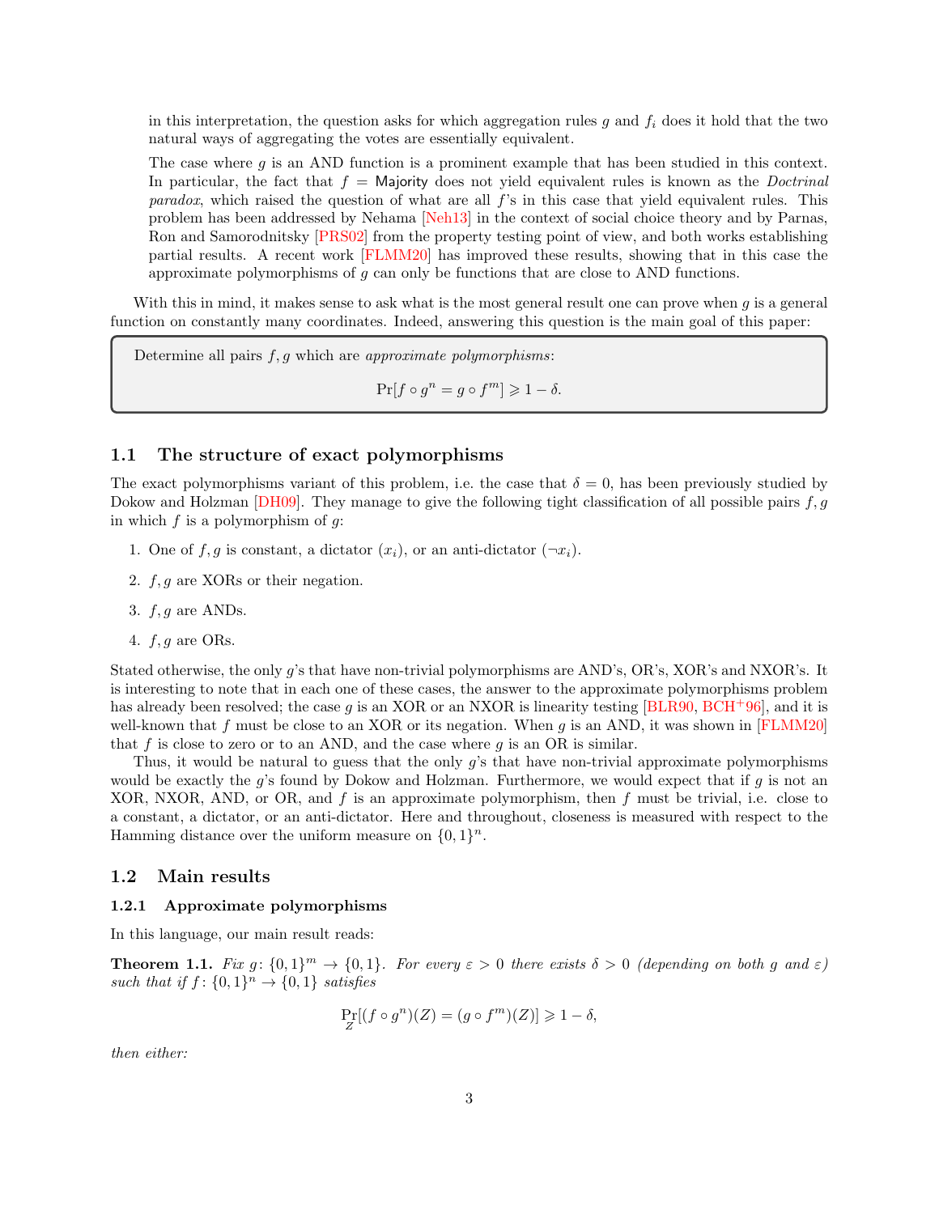in this interpretation, the question asks for which aggregation rules $g$ and $f_i$ does it hold that the two natural ways of aggregating the votes are essentially equivalent.

The case where $g$ is an AND function is a prominent example that has been studied in this context. In particular, the fact that $f = \mathsf{Majority}$ does not yield equivalent rules is known as the *Doctrinal paradox*, which raised the question of what are all $f$'s in this case that yield equivalent rules. This problem has been addressed by Nehama [Neh13] in the context of social choice theory and by Parnas, Ron and Samorodnitsky [PRS02] from the property testing point of view, and both works establishing partial results. A recent work [FLMM20] has improved these results, showing that in this case the approximate polymorphisms of $g$ can only be functions that are close to AND functions.

With this in mind, it makes sense to ask what is the most general result one can prove when $g$ is a general function on constantly many coordinates. Indeed, answering this question is the main goal of this paper:

> Determine all pairs $f, g$ which are *approximate polymorphisms*:
>
> $$\Pr[f \circ g^n = g \circ f^m] \geqslant 1 - \delta.$$

## 1.1 The structure of exact polymorphisms

The exact polymorphisms variant of this problem, i.e. the case that $\delta = 0$, has been previously studied by Dokow and Holzman [DH09]. They manage to give the following tight classification of all possible pairs $f, g$ in which $f$ is a polymorphism of $g$:

1. One of $f, g$ is constant, a dictator ($x_i$), or an anti-dictator ($\neg x_i$).
2. $f, g$ are XORs or their negation.
3. $f, g$ are ANDs.
4. $f, g$ are ORs.

Stated otherwise, the only $g$'s that have non-trivial polymorphisms are AND's, OR's, XOR's and NXOR's. It is interesting to note that in each one of these cases, the answer to the approximate polymorphisms problem has already been resolved; the case $g$ is an XOR or an NXOR is linearity testing [BLR90, BCH+96], and it is well-known that $f$ must be close to an XOR or its negation. When $g$ is an AND, it was shown in [FLMM20] that $f$ is close to zero or to an AND, and the case where $g$ is an OR is similar.

Thus, it would be natural to guess that the only $g$'s that have non-trivial approximate polymorphisms would be exactly the $g$'s found by Dokow and Holzman. Furthermore, we would expect that if $g$ is not an XOR, NXOR, AND, or OR, and $f$ is an approximate polymorphism, then $f$ must be trivial, i.e. close to a constant, a dictator, or an anti-dictator. Here and throughout, closeness is measured with respect to the Hamming distance over the uniform measure on $\{0,1\}^n$.

## 1.2 Main results

### 1.2.1 Approximate polymorphisms

In this language, our main result reads:

**Theorem 1.1.** *Fix $g\colon \{0,1\}^m \to \{0,1\}$. For every $\varepsilon > 0$ there exists $\delta > 0$ (depending on both $g$ and $\varepsilon$) such that if $f\colon \{0,1\}^n \to \{0,1\}$ satisfies*

$$\Pr_Z[(f \circ g^n)(Z) = (g \circ f^m)(Z)] \geqslant 1 - \delta,$$

*then either:*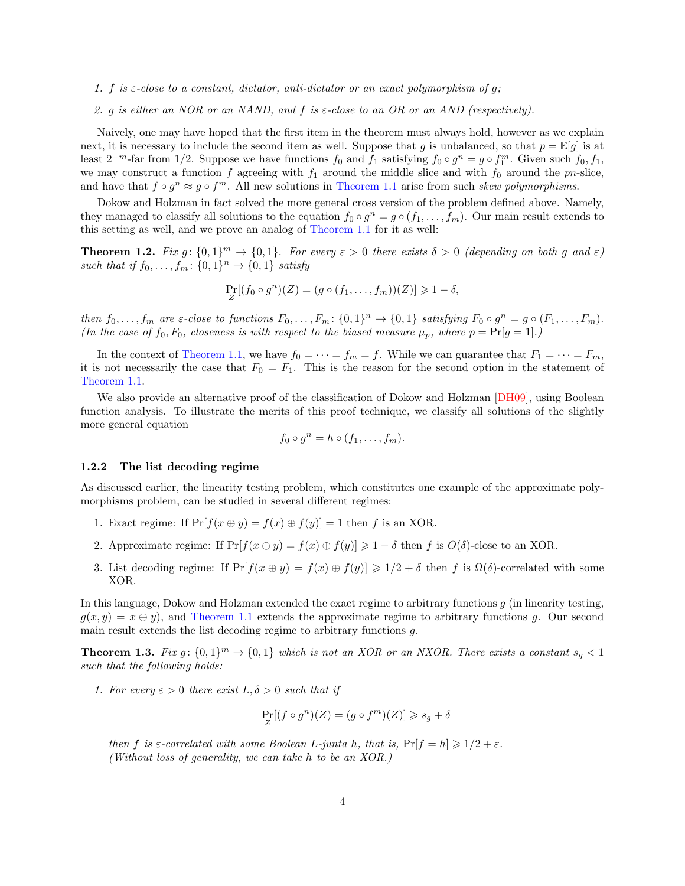1. *$f$ is $\varepsilon$-close to a constant, dictator, anti-dictator or an exact polymorphism of $g$;*

2. *$g$ is either an NOR or an NAND, and $f$ is $\varepsilon$-close to an OR or an AND (respectively).*

Naively, one may have hoped that the first item in the theorem must always hold, however as we explain next, it is necessary to include the second item as well. Suppose that $g$ is unbalanced, so that $p = \mathbb{E}[g]$ is at least $2^{-m}$-far from $1/2$. Suppose we have functions $f_0$ and $f_1$ satisfying $f_0 \circ g^n = g \circ f_1^m$. Given such $f_0, f_1$, we may construct a function $f$ agreeing with $f_1$ around the middle slice and with $f_0$ around the $pn$-slice, and have that $f \circ g^n \approx g \circ f^m$. All new solutions in Theorem 1.1 arise from such *skew polymorphisms*.

Dokow and Holzman in fact solved the more general cross version of the problem defined above. Namely, they managed to classify all solutions to the equation $f_0 \circ g^n = g \circ (f_1, \ldots, f_m)$. Our main result extends to this setting as well, and we prove an analog of Theorem 1.1 for it as well:

**Theorem 1.2.** *Fix $g \colon \{0,1\}^m \to \{0,1\}$. For every $\varepsilon > 0$ there exists $\delta > 0$ (depending on both $g$ and $\varepsilon$) such that if $f_0, \ldots, f_m \colon \{0,1\}^n \to \{0,1\}$ satisfy*

$$\Pr_Z[(f_0 \circ g^n)(Z) = (g \circ (f_1, \ldots, f_m))(Z)] \geqslant 1 - \delta,$$

*then $f_0, \ldots, f_m$ are $\varepsilon$-close to functions $F_0, \ldots, F_m \colon \{0,1\}^n \to \{0,1\}$ satisfying $F_0 \circ g^n = g \circ (F_1, \ldots, F_m)$. (In the case of $f_0, F_0$, closeness is with respect to the biased measure $\mu_p$, where $p = \Pr[g = 1]$.)*

In the context of Theorem 1.1, we have $f_0 = \cdots = f_m = f$. While we can guarantee that $F_1 = \cdots = F_m$, it is not necessarily the case that $F_0 = F_1$. This is the reason for the second option in the statement of Theorem 1.1.

We also provide an alternative proof of the classification of Dokow and Holzman [DH09], using Boolean function analysis. To illustrate the merits of this proof technique, we classify all solutions of the slightly more general equation

$$f_0 \circ g^n = h \circ (f_1, \ldots, f_m).$$

### 1.2.2 The list decoding regime

As discussed earlier, the linearity testing problem, which constitutes one example of the approximate polymorphisms problem, can be studied in several different regimes:

1. Exact regime: If $\Pr[f(x \oplus y) = f(x) \oplus f(y)] = 1$ then $f$ is an XOR.

2. Approximate regime: If $\Pr[f(x \oplus y) = f(x) \oplus f(y)] \geqslant 1 - \delta$ then $f$ is $O(\delta)$-close to an XOR.

3. List decoding regime: If $\Pr[f(x \oplus y) = f(x) \oplus f(y)] \geqslant 1/2 + \delta$ then $f$ is $\Omega(\delta)$-correlated with some XOR.

In this language, Dokow and Holzman extended the exact regime to arbitrary functions $g$ (in linearity testing, $g(x, y) = x \oplus y$), and Theorem 1.1 extends the approximate regime to arbitrary functions $g$. Our second main result extends the list decoding regime to arbitrary functions $g$.

**Theorem 1.3.** *Fix $g \colon \{0,1\}^m \to \{0,1\}$ which is not an XOR or an NXOR. There exists a constant $s_g < 1$ such that the following holds:*

1. *For every $\varepsilon > 0$ there exist $L, \delta > 0$ such that if*

$$\Pr_Z[(f \circ g^n)(Z) = (g \circ f^m)(Z)] \geqslant s_g + \delta$$

*then $f$ is $\varepsilon$-correlated with some Boolean $L$-junta $h$, that is, $\Pr[f = h] \geqslant 1/2 + \varepsilon$. (Without loss of generality, we can take $h$ to be an XOR.)*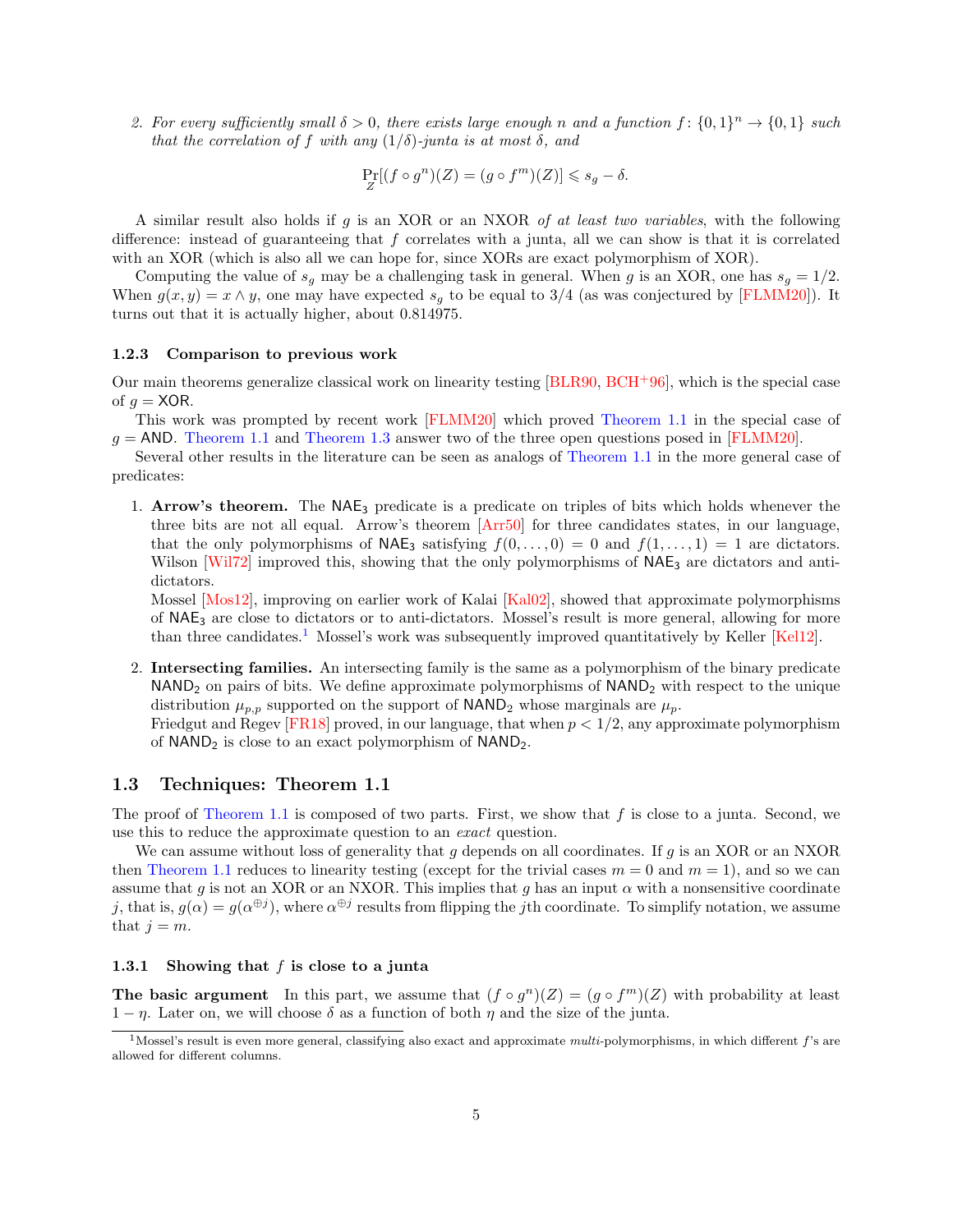2. *For every sufficiently small $\delta > 0$, there exists large enough $n$ and a function $f\colon \{0,1\}^n \to \{0,1\}$ such that the correlation of $f$ with any $(1/\delta)$-junta is at most $\delta$, and*

$$\Pr_Z[(f \circ g^n)(Z) = (g \circ f^m)(Z)] \leqslant s_g - \delta.$$

A similar result also holds if $g$ is an XOR or an NXOR *of at least two variables*, with the following difference: instead of guaranteeing that $f$ correlates with a junta, all we can show is that it is correlated with an XOR (which is also all we can hope for, since XORs are exact polymorphism of XOR).

Computing the value of $s_g$ may be a challenging task in general. When $g$ is an XOR, one has $s_g = 1/2$. When $g(x, y) = x \wedge y$, one may have expected $s_g$ to be equal to $3/4$ (as was conjectured by [FLMM20]). It turns out that it is actually higher, about 0.814975.

### 1.2.3 Comparison to previous work

Our main theorems generalize classical work on linearity testing [BLR90, BCH+96], which is the special case of $g = \mathsf{XOR}$.

This work was prompted by recent work [FLMM20] which proved Theorem 1.1 in the special case of $g = \mathsf{AND}$. Theorem 1.1 and Theorem 1.3 answer two of the three open questions posed in [FLMM20].

Several other results in the literature can be seen as analogs of Theorem 1.1 in the more general case of predicates:

1. **Arrow's theorem.** The $\mathsf{NAE}_3$ predicate is a predicate on triples of bits which holds whenever the three bits are not all equal. Arrow's theorem [Arr50] for three candidates states, in our language, that the only polymorphisms of $\mathsf{NAE}_3$ satisfying $f(0, \ldots, 0) = 0$ and $f(1, \ldots, 1) = 1$ are dictators. Wilson [Wil72] improved this, showing that the only polymorphisms of $\mathsf{NAE}_3$ are dictators and anti-dictators.
   Mossel [Mos12], improving on earlier work of Kalai [Kal02], showed that approximate polymorphisms of $\mathsf{NAE}_3$ are close to dictators or to anti-dictators. Mossel's result is more general, allowing for more than three candidates.[1] Mossel's work was subsequently improved quantitatively by Keller [Kel12].

2. **Intersecting families.** An intersecting family is the same as a polymorphism of the binary predicate $\mathsf{NAND}_2$ on pairs of bits. We define approximate polymorphisms of $\mathsf{NAND}_2$ with respect to the unique distribution $\mu_{p,p}$ supported on the support of $\mathsf{NAND}_2$ whose marginals are $\mu_p$.
   Friedgut and Regev [FR18] proved, in our language, that when $p < 1/2$, any approximate polymorphism of $\mathsf{NAND}_2$ is close to an exact polymorphism of $\mathsf{NAND}_2$.

## 1.3 Techniques: Theorem 1.1

The proof of Theorem 1.1 is composed of two parts. First, we show that $f$ is close to a junta. Second, we use this to reduce the approximate question to an *exact* question.

We can assume without loss of generality that $g$ depends on all coordinates. If $g$ is an XOR or an NXOR then Theorem 1.1 reduces to linearity testing (except for the trivial cases $m = 0$ and $m = 1$), and so we can assume that $g$ is not an XOR or an NXOR. This implies that $g$ has an input $\alpha$ with a nonsensitive coordinate $j$, that is, $g(\alpha) = g(\alpha^{\oplus j})$, where $\alpha^{\oplus j}$ results from flipping the $j$th coordinate. To simplify notation, we assume that $j = m$.

### 1.3.1 Showing that $f$ is close to a junta

**The basic argument** In this part, we assume that $(f \circ g^n)(Z) = (g \circ f^m)(Z)$ with probability at least $1 - \eta$. Later on, we will choose $\delta$ as a function of both $\eta$ and the size of the junta.

[1] Mossel's result is even more general, classifying also exact and approximate *multi*-polymorphisms, in which different $f$'s are allowed for different columns.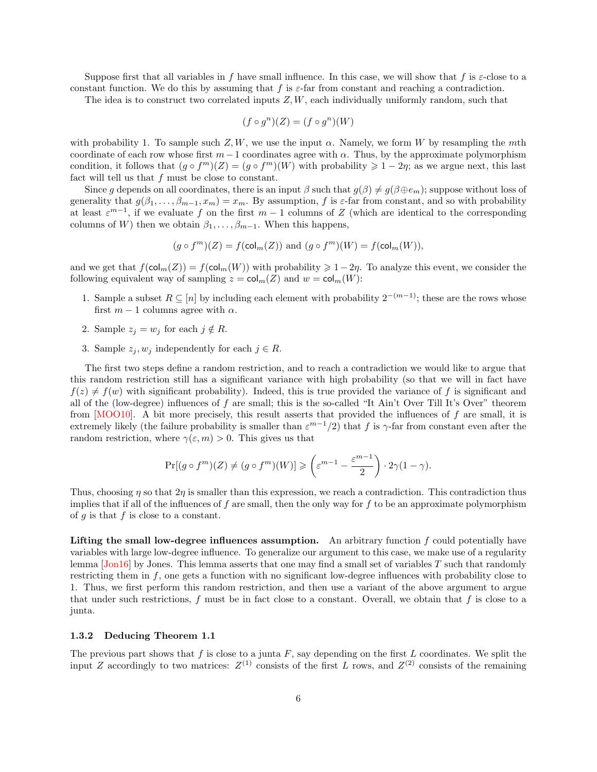Suppose first that all variables in $f$ have small influence. In this case, we will show that $f$ is $\varepsilon$-close to a constant function. We do this by assuming that $f$ is $\varepsilon$-far from constant and reaching a contradiction.

The idea is to construct two correlated inputs $Z, W$, each individually uniformly random, such that

$$(f \circ g^n)(Z) = (f \circ g^n)(W)$$

with probability 1. To sample such $Z, W$, we use the input $\alpha$. Namely, we form $W$ by resampling the $m$th coordinate of each row whose first $m-1$ coordinates agree with $\alpha$. Thus, by the approximate polymorphism condition, it follows that $(g \circ f^m)(Z) = (g \circ f^m)(W)$ with probability $\geqslant 1 - 2\eta$; as we argue next, this last fact will tell us that $f$ must be close to constant.

Since $g$ depends on all coordinates, there is an input $\beta$ such that $g(\beta) \neq g(\beta \oplus e_m)$; suppose without loss of generality that $g(\beta_1, \ldots, \beta_{m-1}, x_m) = x_m$. By assumption, $f$ is $\varepsilon$-far from constant, and so with probability at least $\varepsilon^{m-1}$, if we evaluate $f$ on the first $m-1$ columns of $Z$ (which are identical to the corresponding columns of $W$) then we obtain $\beta_1, \ldots, \beta_{m-1}$. When this happens,

$$(g \circ f^m)(Z) = f(\mathsf{col}_m(Z)) \text{ and } (g \circ f^m)(W) = f(\mathsf{col}_m(W)),$$

and we get that $f(\mathsf{col}_m(Z)) = f(\mathsf{col}_m(W))$ with probability $\geqslant 1 - 2\eta$. To analyze this event, we consider the following equivalent way of sampling $z = \mathsf{col}_m(Z)$ and $w = \mathsf{col}_m(W)$:

1. Sample a subset $R \subseteq [n]$ by including each element with probability $2^{-(m-1)}$; these are the rows whose first $m-1$ columns agree with $\alpha$.
2. Sample $z_j = w_j$ for each $j \notin R$.
3. Sample $z_j, w_j$ independently for each $j \in R$.

The first two steps define a random restriction, and to reach a contradiction we would like to argue that this random restriction still has a significant variance with high probability (so that we will in fact have $f(z) \neq f(w)$ with significant probability). Indeed, this is true provided the variance of $f$ is significant and all of the (low-degree) influences of $f$ are small; this is the so-called "It Ain't Over Till It's Over" theorem from [MOO10]. A bit more precisely, this result asserts that provided the influences of $f$ are small, it is extremely likely (the failure probability is smaller than $\varepsilon^{m-1}/2$) that $f$ is $\gamma$-far from constant even after the random restriction, where $\gamma(\varepsilon, m) > 0$. This gives us that

$$\Pr[(g \circ f^m)(Z) \neq (g \circ f^m)(W)] \geqslant \left(\varepsilon^{m-1} - \frac{\varepsilon^{m-1}}{2}\right) \cdot 2\gamma(1-\gamma).$$

Thus, choosing $\eta$ so that $2\eta$ is smaller than this expression, we reach a contradiction. This contradiction thus implies that if all of the influences of $f$ are small, then the only way for $f$ to be an approximate polymorphism of $g$ is that $f$ is close to a constant.

**Lifting the small low-degree influences assumption.** An arbitrary function $f$ could potentially have variables with large low-degree influence. To generalize our argument to this case, we make use of a regularity lemma [Jon16] by Jones. This lemma asserts that one may find a small set of variables $T$ such that randomly restricting them in $f$, one gets a function with no significant low-degree influences with probability close to 1. Thus, we first perform this random restriction, and then use a variant of the above argument to argue that under such restrictions, $f$ must be in fact close to a constant. Overall, we obtain that $f$ is close to a junta.

#### 1.3.2 Deducing Theorem 1.1

The previous part shows that $f$ is close to a junta $F$, say depending on the first $L$ coordinates. We split the input $Z$ accordingly to two matrices: $Z^{(1)}$ consists of the first $L$ rows, and $Z^{(2)}$ consists of the remaining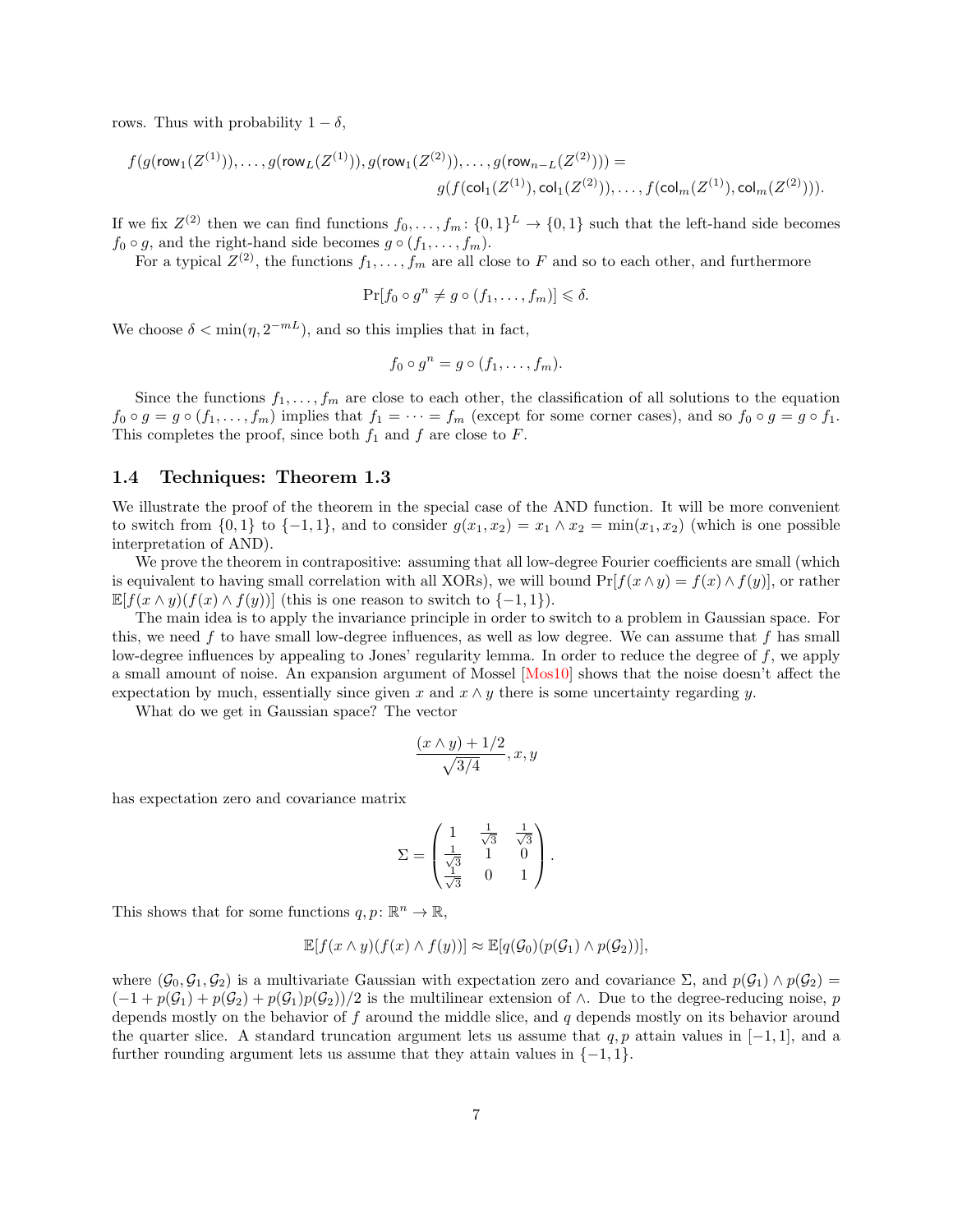rows. Thus with probability $1 - \delta$,

$$f(g(\mathsf{row}_1(Z^{(1)})), \ldots, g(\mathsf{row}_L(Z^{(1)})), g(\mathsf{row}_1(Z^{(2)})), \ldots, g(\mathsf{row}_{n-L}(Z^{(2)}))) = \\ g(f(\mathsf{col}_1(Z^{(1)}), \mathsf{col}_1(Z^{(2)})), \ldots, f(\mathsf{col}_m(Z^{(1)}), \mathsf{col}_m(Z^{(2)}))).$$

If we fix $Z^{(2)}$ then we can find functions $f_0, \ldots, f_m \colon \{0,1\}^L \to \{0,1\}$ such that the left-hand side becomes $f_0 \circ g$, and the right-hand side becomes $g \circ (f_1, \ldots, f_m)$.

For a typical $Z^{(2)}$, the functions $f_1, \ldots, f_m$ are all close to $F$ and so to each other, and furthermore

$$\Pr[f_0 \circ g^n \neq g \circ (f_1, \ldots, f_m)] \leqslant \delta.$$

We choose $\delta < \min(\eta, 2^{-mL})$, and so this implies that in fact,

$$f_0 \circ g^n = g \circ (f_1, \ldots, f_m).$$

Since the functions $f_1, \ldots, f_m$ are close to each other, the classification of all solutions to the equation $f_0 \circ g = g \circ (f_1, \ldots, f_m)$ implies that $f_1 = \cdots = f_m$ (except for some corner cases), and so $f_0 \circ g = g \circ f_1$. This completes the proof, since both $f_1$ and $f$ are close to $F$.

### 1.4 Techniques: Theorem 1.3

We illustrate the proof of the theorem in the special case of the AND function. It will be more convenient to switch from $\{0,1\}$ to $\{-1,1\}$, and to consider $g(x_1, x_2) = x_1 \wedge x_2 = \min(x_1, x_2)$ (which is one possible interpretation of AND).

We prove the theorem in contrapositive: assuming that all low-degree Fourier coefficients are small (which is equivalent to having small correlation with all XORs), we will bound $\Pr[f(x \wedge y) = f(x) \wedge f(y)]$, or rather $\mathbb{E}[f(x \wedge y)(f(x) \wedge f(y))]$ (this is one reason to switch to $\{-1,1\}$).

The main idea is to apply the invariance principle in order to switch to a problem in Gaussian space. For this, we need $f$ to have small low-degree influences, as well as low degree. We can assume that $f$ has small low-degree influences by appealing to Jones' regularity lemma. In order to reduce the degree of $f$, we apply a small amount of noise. An expansion argument of Mossel [Mos10] shows that the noise doesn't affect the expectation by much, essentially since given $x$ and $x \wedge y$ there is some uncertainty regarding $y$.

What do we get in Gaussian space? The vector

$$\frac{(x \wedge y) + 1/2}{\sqrt{3/4}}, x, y$$

has expectation zero and covariance matrix

$$\Sigma = \begin{pmatrix} 1 & \frac{1}{\sqrt{3}} & \frac{1}{\sqrt{3}} \\ \frac{1}{\sqrt{3}} & 1 & 0 \\ \frac{1}{\sqrt{3}} & 0 & 1 \end{pmatrix}.$$

This shows that for some functions $q, p \colon \mathbb{R}^n \to \mathbb{R}$,

$$\mathbb{E}[f(x \wedge y)(f(x) \wedge f(y))] \approx \mathbb{E}[q(\mathcal{G}_0)(p(\mathcal{G}_1) \wedge p(\mathcal{G}_2))],$$

where $(\mathcal{G}_0, \mathcal{G}_1, \mathcal{G}_2)$ is a multivariate Gaussian with expectation zero and covariance $\Sigma$, and $p(\mathcal{G}_1) \wedge p(\mathcal{G}_2) = (-1 + p(\mathcal{G}_1) + p(\mathcal{G}_2) + p(\mathcal{G}_1)p(\mathcal{G}_2))/2$ is the multilinear extension of $\wedge$. Due to the degree-reducing noise, $p$ depends mostly on the behavior of $f$ around the middle slice, and $q$ depends mostly on its behavior around the quarter slice. A standard truncation argument lets us assume that $q, p$ attain values in $[-1,1]$, and a further rounding argument lets us assume that they attain values in $\{-1,1\}$.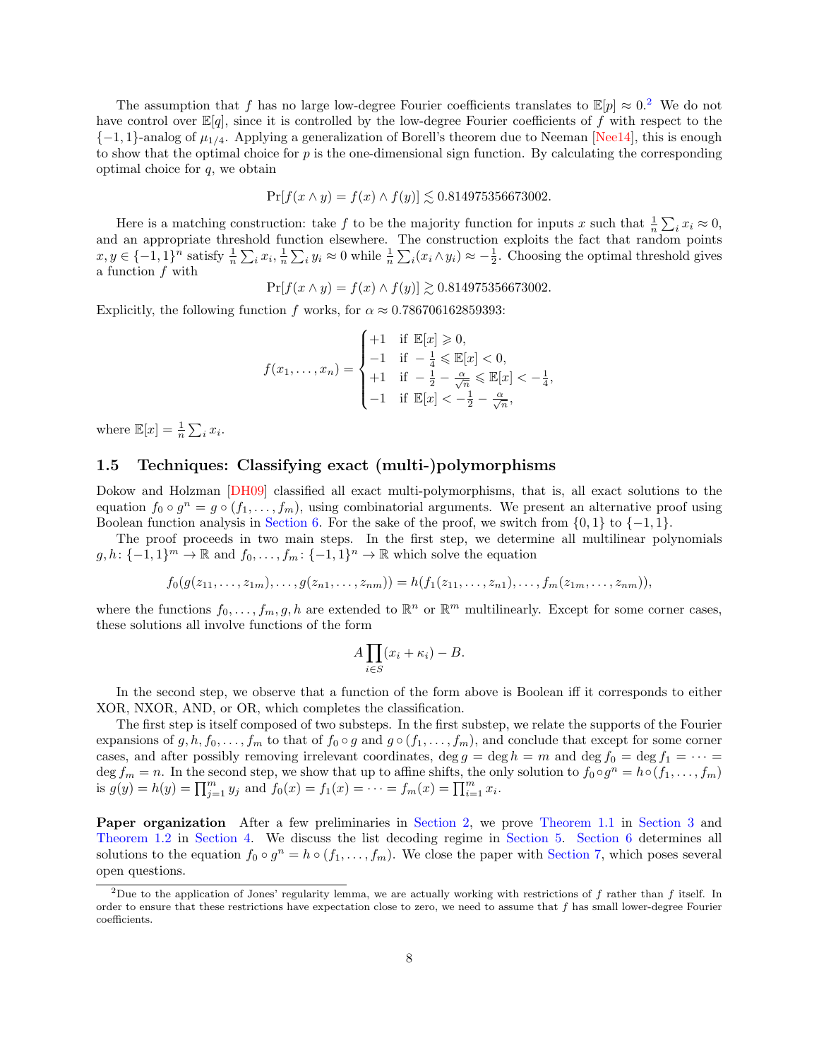The assumption that $f$ has no large low-degree Fourier coefficients translates to $\mathbb{E}[p] \approx 0$.[2] We do not have control over $\mathbb{E}[q]$, since it is controlled by the low-degree Fourier coefficients of $f$ with respect to the $\{-1,1\}$-analog of $\mu_{1/4}$. Applying a generalization of Borell's theorem due to Neeman [Nee14], this is enough to show that the optimal choice for $p$ is the one-dimensional sign function. By calculating the corresponding optimal choice for $q$, we obtain

$$\Pr[f(x \wedge y) = f(x) \wedge f(y)] \lesssim 0.814975356673002.$$

Here is a matching construction: take $f$ to be the majority function for inputs $x$ such that $\frac{1}{n}\sum_i x_i \approx 0$, and an appropriate threshold function elsewhere. The construction exploits the fact that random points $x, y \in \{-1,1\}^n$ satisfy $\frac{1}{n}\sum_i x_i, \frac{1}{n}\sum_i y_i \approx 0$ while $\frac{1}{n}\sum_i (x_i \wedge y_i) \approx -\frac{1}{2}$. Choosing the optimal threshold gives a function $f$ with

$$\Pr[f(x \wedge y) = f(x) \wedge f(y)] \gtrsim 0.814975356673002.$$

Explicitly, the following function $f$ works, for $\alpha \approx 0.786706162859393$:

$$f(x_1, \ldots, x_n) = \begin{cases} +1 & \text{if } \mathbb{E}[x] \geqslant 0, \\ -1 & \text{if } -\frac{1}{4} \leqslant \mathbb{E}[x] < 0, \\ +1 & \text{if } -\frac{1}{2} - \frac{\alpha}{\sqrt{n}} \leqslant \mathbb{E}[x] < -\frac{1}{4}, \\ -1 & \text{if } \mathbb{E}[x] < -\frac{1}{2} - \frac{\alpha}{\sqrt{n}}, \end{cases}$$

where $\mathbb{E}[x] = \frac{1}{n}\sum_i x_i$.

### 1.5 Techniques: Classifying exact (multi-)polymorphisms

Dokow and Holzman [DH09] classified all exact multi-polymorphisms, that is, all exact solutions to the equation $f_0 \circ g^n = g \circ (f_1, \ldots, f_m)$, using combinatorial arguments. We present an alternative proof using Boolean function analysis in Section 6. For the sake of the proof, we switch from $\{0,1\}$ to $\{-1,1\}$.

The proof proceeds in two main steps. In the first step, we determine all multilinear polynomials $g, h \colon \{-1,1\}^m \to \mathbb{R}$ and $f_0, \ldots, f_m \colon \{-1,1\}^n \to \mathbb{R}$ which solve the equation

$$f_0(g(z_{11}, \ldots, z_{1m}), \ldots, g(z_{n1}, \ldots, z_{nm})) = h(f_1(z_{11}, \ldots, z_{n1}), \ldots, f_m(z_{1m}, \ldots, z_{nm})),$$

where the functions $f_0, \ldots, f_m, g, h$ are extended to $\mathbb{R}^n$ or $\mathbb{R}^m$ multilinearly. Except for some corner cases, these solutions all involve functions of the form

$$A \prod_{i \in S} (x_i + \kappa_i) - B.$$

In the second step, we observe that a function of the form above is Boolean iff it corresponds to either XOR, NXOR, AND, or OR, which completes the classification.

The first step is itself composed of two substeps. In the first substep, we relate the supports of the Fourier expansions of $g, h, f_0, \ldots, f_m$ to that of $f_0 \circ g$ and $g \circ (f_1, \ldots, f_m)$, and conclude that except for some corner cases, and after possibly removing irrelevant coordinates, $\deg g = \deg h = m$ and $\deg f_0 = \deg f_1 = \cdots = \deg f_m = n$. In the second step, we show that up to affine shifts, the only solution to $f_0 \circ g^n = h \circ (f_1, \ldots, f_m)$ is $g(y) = h(y) = \prod_{j=1}^m y_j$ and $f_0(x) = f_1(x) = \cdots = f_m(x) = \prod_{i=1}^m x_i$.

**Paper organization** After a few preliminaries in Section 2, we prove Theorem 1.1 in Section 3 and Theorem 1.2 in Section 4. We discuss the list decoding regime in Section 5. Section 6 determines all solutions to the equation $f_0 \circ g^n = h \circ (f_1, \ldots, f_m)$. We close the paper with Section 7, which poses several open questions.

[2] Due to the application of Jones' regularity lemma, we are actually working with restrictions of $f$ rather than $f$ itself. In order to ensure that these restrictions have expectation close to zero, we need to assume that $f$ has small lower-degree Fourier coefficients.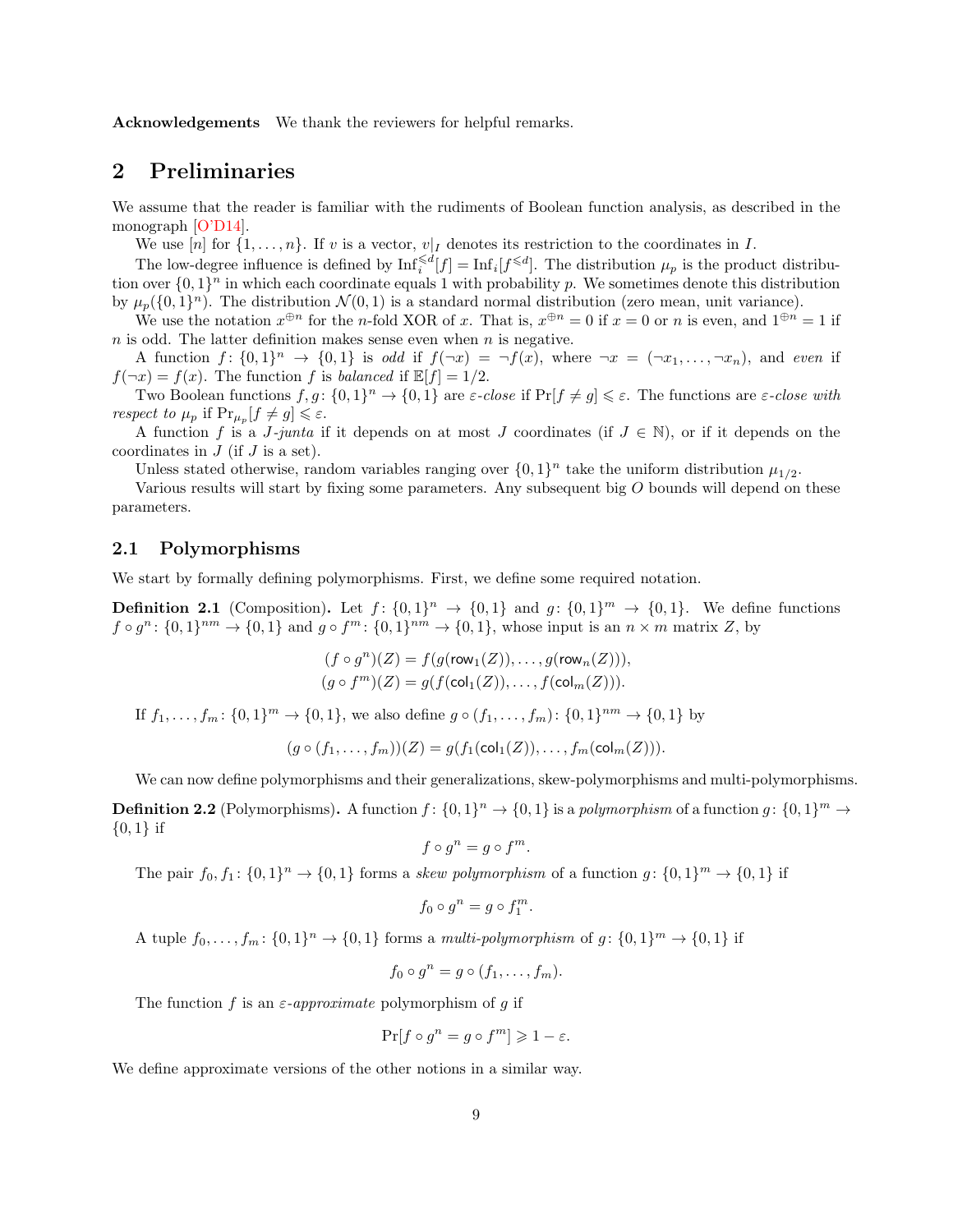**Acknowledgements** We thank the reviewers for helpful remarks.

## 2 Preliminaries

We assume that the reader is familiar with the rudiments of Boolean function analysis, as described in the monograph [O'D14].

We use $[n]$ for $\{1,\ldots,n\}$. If $v$ is a vector, $v|_I$ denotes its restriction to the coordinates in $I$.

The low-degree influence is defined by $\mathrm{Inf}_i^{\leqslant d}[f] = \mathrm{Inf}_i[f^{\leqslant d}]$. The distribution $\mu_p$ is the product distribution over $\{0,1\}^n$ in which each coordinate equals 1 with probability $p$. We sometimes denote this distribution by $\mu_p(\{0,1\}^n)$. The distribution $\mathcal{N}(0,1)$ is a standard normal distribution (zero mean, unit variance).

We use the notation $x^{\oplus n}$ for the $n$-fold XOR of $x$. That is, $x^{\oplus n} = 0$ if $x = 0$ or $n$ is even, and $1^{\oplus n} = 1$ if $n$ is odd. The latter definition makes sense even when $n$ is negative.

A function $f\colon \{0,1\}^n \to \{0,1\}$ is *odd* if $f(\neg x) = \neg f(x)$, where $\neg x = (\neg x_1,\ldots,\neg x_n)$, and *even* if $f(\neg x) = f(x)$. The function $f$ is *balanced* if $\mathbb{E}[f] = 1/2$.

Two Boolean functions $f,g\colon \{0,1\}^n \to \{0,1\}$ are *$\varepsilon$-close* if $\Pr[f \neq g] \leqslant \varepsilon$. The functions are *$\varepsilon$-close with respect to $\mu_p$* if $\Pr_{\mu_p}[f \neq g] \leqslant \varepsilon$.

A function $f$ is a *$J$-junta* if it depends on at most $J$ coordinates (if $J \in \mathbb{N}$), or if it depends on the coordinates in $J$ (if $J$ is a set).

Unless stated otherwise, random variables ranging over $\{0,1\}^n$ take the uniform distribution $\mu_{1/2}$.

Various results will start by fixing some parameters. Any subsequent big $O$ bounds will depend on these parameters.

### 2.1 Polymorphisms

We start by formally defining polymorphisms. First, we define some required notation.

**Definition 2.1** (Composition)**.** Let $f\colon \{0,1\}^n \to \{0,1\}$ and $g\colon \{0,1\}^m \to \{0,1\}$. We define functions $f \circ g^n\colon \{0,1\}^{nm} \to \{0,1\}$ and $g \circ f^m\colon \{0,1\}^{nm} \to \{0,1\}$, whose input is an $n \times m$ matrix $Z$, by

$$(f \circ g^n)(Z) = f(g(\mathsf{row}_1(Z)),\ldots,g(\mathsf{row}_n(Z))),$$
$$(g \circ f^m)(Z) = g(f(\mathsf{col}_1(Z)),\ldots,f(\mathsf{col}_m(Z))).$$

If $f_1,\ldots,f_m\colon \{0,1\}^m \to \{0,1\}$, we also define $g \circ (f_1,\ldots,f_m)\colon \{0,1\}^{nm} \to \{0,1\}$ by

$$(g \circ (f_1,\ldots,f_m))(Z) = g(f_1(\mathsf{col}_1(Z)),\ldots,f_m(\mathsf{col}_m(Z))).$$

We can now define polymorphisms and their generalizations, skew-polymorphisms and multi-polymorphisms.

**Definition 2.2** (Polymorphisms)**.** A function $f\colon \{0,1\}^n \to \{0,1\}$ is a *polymorphism* of a function $g\colon \{0,1\}^m \to \{0,1\}$ if

$$f \circ g^n = g \circ f^m.$$

The pair $f_0,f_1\colon \{0,1\}^n \to \{0,1\}$ forms a *skew polymorphism* of a function $g\colon \{0,1\}^m \to \{0,1\}$ if

$$f_0 \circ g^n = g \circ f_1^m.$$

A tuple $f_0,\ldots,f_m\colon \{0,1\}^n \to \{0,1\}$ forms a *multi-polymorphism* of $g\colon \{0,1\}^m \to \{0,1\}$ if

$$f_0 \circ g^n = g \circ (f_1,\ldots,f_m).$$

The function $f$ is an *$\varepsilon$-approximate* polymorphism of $g$ if

$$\Pr[f \circ g^n = g \circ f^m] \geqslant 1 - \varepsilon.$$

We define approximate versions of the other notions in a similar way.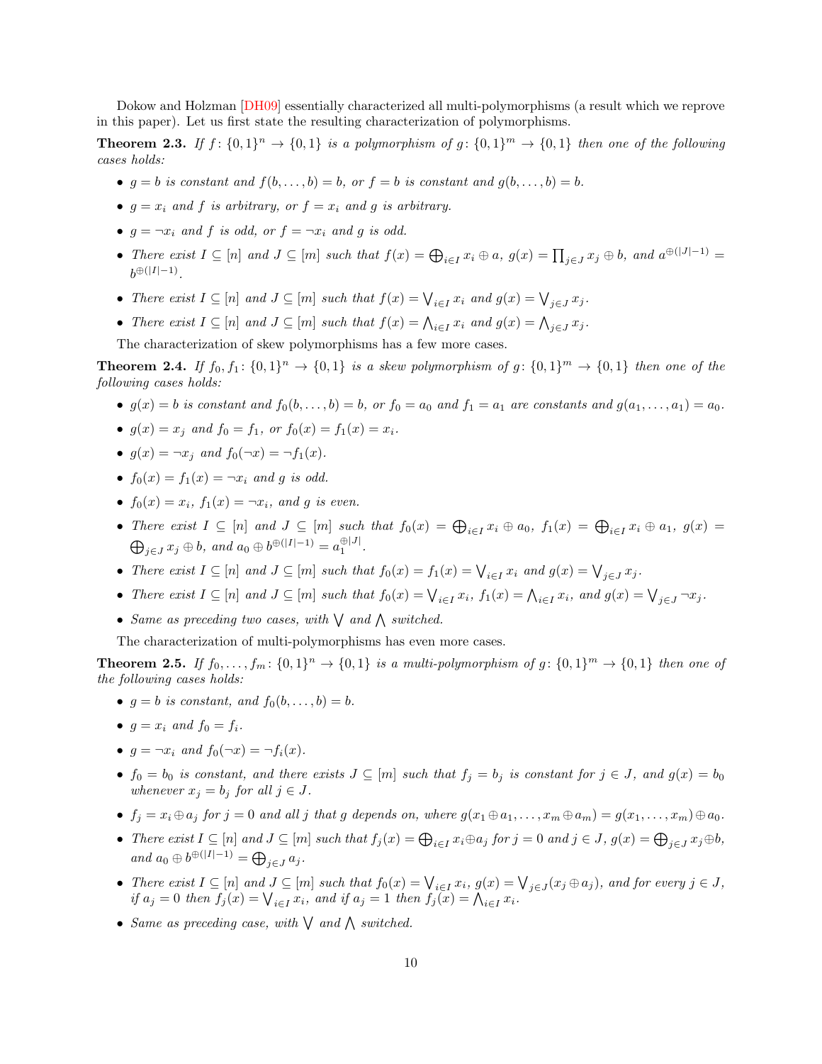Dokow and Holzman [DH09] essentially characterized all multi-polymorphisms (a result which we reprove in this paper). Let us first state the resulting characterization of polymorphisms.

**Theorem 2.3.** *If $f\colon \{0,1\}^n \to \{0,1\}$ is a polymorphism of $g\colon \{0,1\}^m \to \{0,1\}$ then one of the following cases holds:*

- *$g = b$ is constant and $f(b,\ldots,b) = b$, or $f = b$ is constant and $g(b,\ldots,b) = b$.*
- *$g = x_i$ and $f$ is arbitrary, or $f = x_i$ and $g$ is arbitrary.*
- *$g = \neg x_i$ and $f$ is odd, or $f = \neg x_i$ and $g$ is odd.*
- *There exist $I \subseteq [n]$ and $J \subseteq [m]$ such that $f(x) = \bigoplus_{i\in I} x_i \oplus a$, $g(x) = \prod_{j\in J} x_j \oplus b$, and $a^{\oplus(|J|-1)} = b^{\oplus(|I|-1)}$.*
- *There exist $I \subseteq [n]$ and $J \subseteq [m]$ such that $f(x) = \bigvee_{i\in I} x_i$ and $g(x) = \bigvee_{j\in J} x_j$.*
- *There exist $I \subseteq [n]$ and $J \subseteq [m]$ such that $f(x) = \bigwedge_{i\in I} x_i$ and $g(x) = \bigwedge_{j\in J} x_j$.*

The characterization of skew polymorphisms has a few more cases.

**Theorem 2.4.** *If $f_0, f_1\colon \{0,1\}^n \to \{0,1\}$ is a skew polymorphism of $g\colon \{0,1\}^m \to \{0,1\}$ then one of the following cases holds:*

- *$g(x) = b$ is constant and $f_0(b,\ldots,b) = b$, or $f_0 = a_0$ and $f_1 = a_1$ are constants and $g(a_1,\ldots,a_1) = a_0$.*
- *$g(x) = x_j$ and $f_0 = f_1$, or $f_0(x) = f_1(x) = x_i$.*
- *$g(x) = \neg x_j$ and $f_0(\neg x) = \neg f_1(x)$.*
- *$f_0(x) = f_1(x) = \neg x_i$ and $g$ is odd.*
- *$f_0(x) = x_i$, $f_1(x) = \neg x_i$, and $g$ is even.*
- *There exist $I \subseteq [n]$ and $J \subseteq [m]$ such that $f_0(x) = \bigoplus_{i\in I} x_i \oplus a_0$, $f_1(x) = \bigoplus_{i\in I} x_i \oplus a_1$, $g(x) = \bigoplus_{j\in J} x_j \oplus b$, and $a_0 \oplus b^{\oplus(|I|-1)} = a_1^{\oplus|J|}$.*
- *There exist $I \subseteq [n]$ and $J \subseteq [m]$ such that $f_0(x) = f_1(x) = \bigvee_{i\in I} x_i$ and $g(x) = \bigvee_{j\in J} x_j$.*
- *There exist $I \subseteq [n]$ and $J \subseteq [m]$ such that $f_0(x) = \bigvee_{i\in I} x_i$, $f_1(x) = \bigwedge_{i\in I} x_i$, and $g(x) = \bigvee_{j\in J} \neg x_j$.*
- *Same as preceding two cases, with $\bigvee$ and $\bigwedge$ switched.*

The characterization of multi-polymorphisms has even more cases.

**Theorem 2.5.** *If $f_0,\ldots,f_m\colon \{0,1\}^n \to \{0,1\}$ is a multi-polymorphism of $g\colon \{0,1\}^m \to \{0,1\}$ then one of the following cases holds:*

- *$g = b$ is constant, and $f_0(b,\ldots,b) = b$.*
- *$g = x_i$ and $f_0 = f_i$.*
- *$g = \neg x_i$ and $f_0(\neg x) = \neg f_i(x)$.*
- *$f_0 = b_0$ is constant, and there exists $J \subseteq [m]$ such that $f_j = b_j$ is constant for $j \in J$, and $g(x) = b_0$ whenever $x_j = b_j$ for all $j \in J$.*
- *$f_j = x_i \oplus a_j$ for $j = 0$ and all $j$ that $g$ depends on, where $g(x_1 \oplus a_1,\ldots,x_m \oplus a_m) = g(x_1,\ldots,x_m) \oplus a_0$.*
- *There exist $I \subseteq [n]$ and $J \subseteq [m]$ such that $f_j(x) = \bigoplus_{i\in I} x_i \oplus a_j$ for $j = 0$ and $j \in J$, $g(x) = \bigoplus_{j\in J} x_j \oplus b$, and $a_0 \oplus b^{\oplus(|I|-1)} = \bigoplus_{j\in J} a_j$.*
- *There exist $I \subseteq [n]$ and $J \subseteq [m]$ such that $f_0(x) = \bigvee_{i\in I} x_i$, $g(x) = \bigvee_{j\in J}(x_j \oplus a_j)$, and for every $j \in J$, if $a_j = 0$ then $f_j(x) = \bigvee_{i\in I} x_i$, and if $a_j = 1$ then $f_j(x) = \bigwedge_{i\in I} x_i$.*
- *Same as preceding case, with $\bigvee$ and $\bigwedge$ switched.*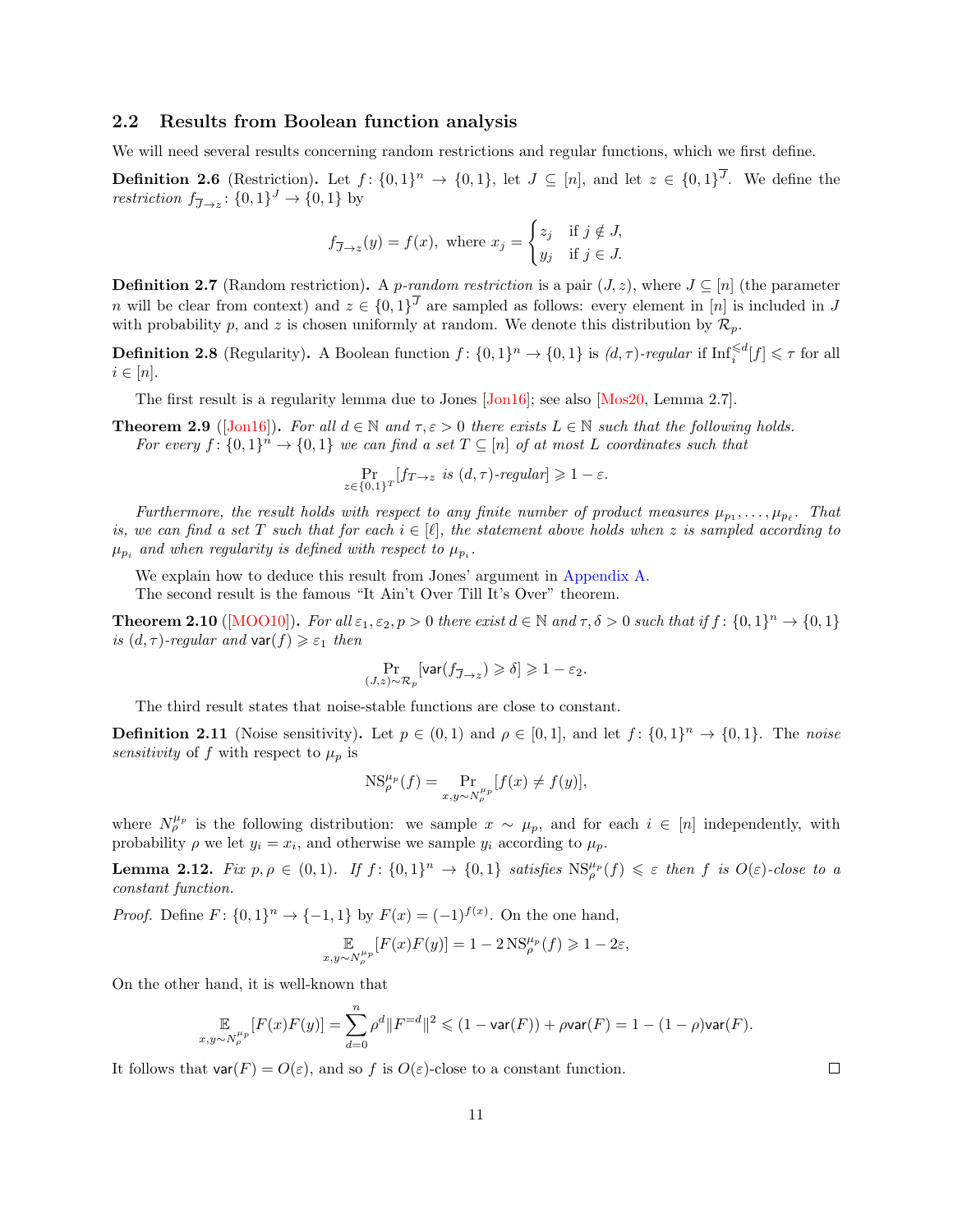## 2.2 Results from Boolean function analysis

We will need several results concerning random restrictions and regular functions, which we first define.

**Definition 2.6** (Restriction)**.** Let $f\colon \{0,1\}^n \to \{0,1\}$, let $J \subseteq [n]$, and let $z \in \{0,1\}^{\overline{J}}$. We define the *restriction* $f_{\overline{J}\to z}\colon \{0,1\}^J \to \{0,1\}$ by

$$f_{\overline{J}\to z}(y) = f(x), \text{ where } x_j = \begin{cases} z_j & \text{if } j \notin J, \\ y_j & \text{if } j \in J. \end{cases}$$

**Definition 2.7** (Random restriction)**.** A *p-random restriction* is a pair $(J, z)$, where $J \subseteq [n]$ (the parameter $n$ will be clear from context) and $z \in \{0,1\}^{\overline{J}}$ are sampled as follows: every element in $[n]$ is included in $J$ with probability $p$, and $z$ is chosen uniformly at random. We denote this distribution by $\mathcal{R}_p$.

**Definition 2.8** (Regularity)**.** A Boolean function $f\colon \{0,1\}^n \to \{0,1\}$ is *$(d,\tau)$-regular* if $\mathrm{Inf}_i^{\leqslant d}[f] \leqslant \tau$ for all $i \in [n]$.

The first result is a regularity lemma due to Jones [Jon16]; see also [Mos20, Lemma 2.7].

**Theorem 2.9** ([Jon16])**.** *For all $d \in \mathbb{N}$ and $\tau, \varepsilon > 0$ there exists $L \in \mathbb{N}$ such that the following holds. For every $f\colon \{0,1\}^n \to \{0,1\}$ we can find a set $T \subseteq [n]$ of at most $L$ coordinates such that*

$$\Pr_{z \in \{0,1\}^T}[f_{T\to z} \text{ is } (d,\tau)\text{-regular}] \geqslant 1 - \varepsilon.$$

*Furthermore, the result holds with respect to any finite number of product measures $\mu_{p_1}, \ldots, \mu_{p_\ell}$. That is, we can find a set $T$ such that for each $i \in [\ell]$, the statement above holds when $z$ is sampled according to $\mu_{p_i}$ and when regularity is defined with respect to $\mu_{p_i}$.*

We explain how to deduce this result from Jones' argument in Appendix A.

The second result is the famous "It Ain't Over Till It's Over" theorem.

**Theorem 2.10** ([MOO10])**.** *For all $\varepsilon_1, \varepsilon_2, p > 0$ there exist $d \in \mathbb{N}$ and $\tau, \delta > 0$ such that if $f\colon \{0,1\}^n \to \{0,1\}$ is $(d,\tau)$-regular and $\mathsf{var}(f) \geqslant \varepsilon_1$ then*

$$\Pr_{(J,z)\sim\mathcal{R}_p}[\mathsf{var}(f_{\overline{J}\to z}) \geqslant \delta] \geqslant 1 - \varepsilon_2.$$

The third result states that noise-stable functions are close to constant.

**Definition 2.11** (Noise sensitivity)**.** Let $p \in (0,1)$ and $\rho \in [0,1]$, and let $f\colon \{0,1\}^n \to \{0,1\}$. The *noise sensitivity* of $f$ with respect to $\mu_p$ is

$$\mathrm{NS}_\rho^{\mu_p}(f) = \Pr_{x,y\sim N_\rho^{\mu_p}}[f(x) \neq f(y)],$$

where $N_\rho^{\mu_p}$ is the following distribution: we sample $x \sim \mu_p$, and for each $i \in [n]$ independently, with probability $\rho$ we let $y_i = x_i$, and otherwise we sample $y_i$ according to $\mu_p$.

**Lemma 2.12.** *Fix $p, \rho \in (0,1)$. If $f\colon \{0,1\}^n \to \{0,1\}$ satisfies $\mathrm{NS}_\rho^{\mu_p}(f) \leqslant \varepsilon$ then $f$ is $O(\varepsilon)$-close to a constant function.*

*Proof.* Define $F\colon \{0,1\}^n \to \{-1,1\}$ by $F(x) = (-1)^{f(x)}$. On the one hand,

$$\mathop{\mathbb{E}}_{x,y\sim N_\rho^{\mu_p}}[F(x)F(y)] = 1 - 2\,\mathrm{NS}_\rho^{\mu_p}(f) \geqslant 1 - 2\varepsilon,$$

On the other hand, it is well-known that

$$\mathop{\mathbb{E}}_{x,y\sim N_\rho^{\mu_p}}[F(x)F(y)] = \sum_{d=0}^{n} \rho^d \|F^{=d}\|^2 \leqslant (1 - \mathsf{var}(F)) + \rho\mathsf{var}(F) = 1 - (1-\rho)\mathsf{var}(F).$$

It follows that $\mathsf{var}(F) = O(\varepsilon)$, and so $f$ is $O(\varepsilon)$-close to a constant function. ∎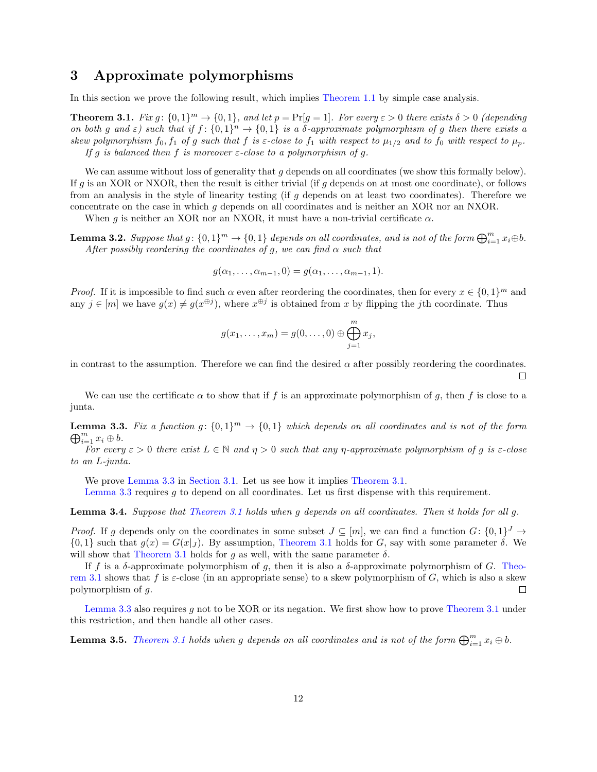## 3 Approximate polymorphisms

In this section we prove the following result, which implies Theorem 1.1 by simple case analysis.

**Theorem 3.1.** *Fix $g\colon \{0,1\}^m \to \{0,1\}$, and let $p = \Pr[g = 1]$. For every $\varepsilon > 0$ there exists $\delta > 0$ (depending on both $g$ and $\varepsilon$) such that if $f\colon \{0,1\}^n \to \{0,1\}$ is a $\delta$-approximate polymorphism of $g$ then there exists a skew polymorphism $f_0, f_1$ of $g$ such that $f$ is $\varepsilon$-close to $f_1$ with respect to $\mu_{1/2}$ and to $f_0$ with respect to $\mu_p$.*

*If $g$ is balanced then $f$ is moreover $\varepsilon$-close to a polymorphism of $g$.*

We can assume without loss of generality that $g$ depends on all coordinates (we show this formally below). If $g$ is an XOR or NXOR, then the result is either trivial (if $g$ depends on at most one coordinate), or follows from an analysis in the style of linearity testing (if $g$ depends on at least two coordinates). Therefore we concentrate on the case in which $g$ depends on all coordinates and is neither an XOR nor an NXOR.

When $g$ is neither an XOR nor an NXOR, it must have a non-trivial certificate $\alpha$.

**Lemma 3.2.** *Suppose that $g\colon \{0,1\}^m \to \{0,1\}$ depends on all coordinates, and is not of the form $\bigoplus_{i=1}^m x_i \oplus b$.*

*After possibly reordering the coordinates of $g$, we can find $\alpha$ such that*

$$g(\alpha_1, \ldots, \alpha_{m-1}, 0) = g(\alpha_1, \ldots, \alpha_{m-1}, 1).$$

*Proof.* If it is impossible to find such $\alpha$ even after reordering the coordinates, then for every $x \in \{0,1\}^m$ and any $j \in [m]$ we have $g(x) \neq g(x^{\oplus j})$, where $x^{\oplus j}$ is obtained from $x$ by flipping the $j$th coordinate. Thus

$$g(x_1, \ldots, x_m) = g(0, \ldots, 0) \oplus \bigoplus_{j=1}^m x_j,$$

in contrast to the assumption. Therefore we can find the desired $\alpha$ after possibly reordering the coordinates. $\square$

We can use the certificate $\alpha$ to show that if $f$ is an approximate polymorphism of $g$, then $f$ is close to a junta.

**Lemma 3.3.** *Fix a function $g\colon \{0,1\}^m \to \{0,1\}$ which depends on all coordinates and is not of the form $\bigoplus_{i=1}^m x_i \oplus b$.*

*For every $\varepsilon > 0$ there exist $L \in \mathbb{N}$ and $\eta > 0$ such that any $\eta$-approximate polymorphism of $g$ is $\varepsilon$-close to an $L$-junta.*

We prove Lemma 3.3 in Section 3.1. Let us see how it implies Theorem 3.1.

Lemma 3.3 requires $g$ to depend on all coordinates. Let us first dispense with this requirement.

**Lemma 3.4.** *Suppose that Theorem 3.1 holds when $g$ depends on all coordinates. Then it holds for all $g$.*

*Proof.* If $g$ depends only on the coordinates in some subset $J \subseteq [m]$, we can find a function $G\colon \{0,1\}^J \to \{0,1\}$ such that $g(x) = G(x|_J)$. By assumption, Theorem 3.1 holds for $G$, say with some parameter $\delta$. We will show that Theorem 3.1 holds for $g$ as well, with the same parameter $\delta$.

If $f$ is a $\delta$-approximate polymorphism of $g$, then it is also a $\delta$-approximate polymorphism of $G$. Theorem 3.1 shows that $f$ is $\varepsilon$-close (in an appropriate sense) to a skew polymorphism of $G$, which is also a skew polymorphism of $g$. $\square$

Lemma 3.3 also requires $g$ not to be XOR or its negation. We first show how to prove Theorem 3.1 under this restriction, and then handle all other cases.

**Lemma 3.5.** *Theorem 3.1 holds when $g$ depends on all coordinates and is not of the form $\bigoplus_{i=1}^m x_i \oplus b$.*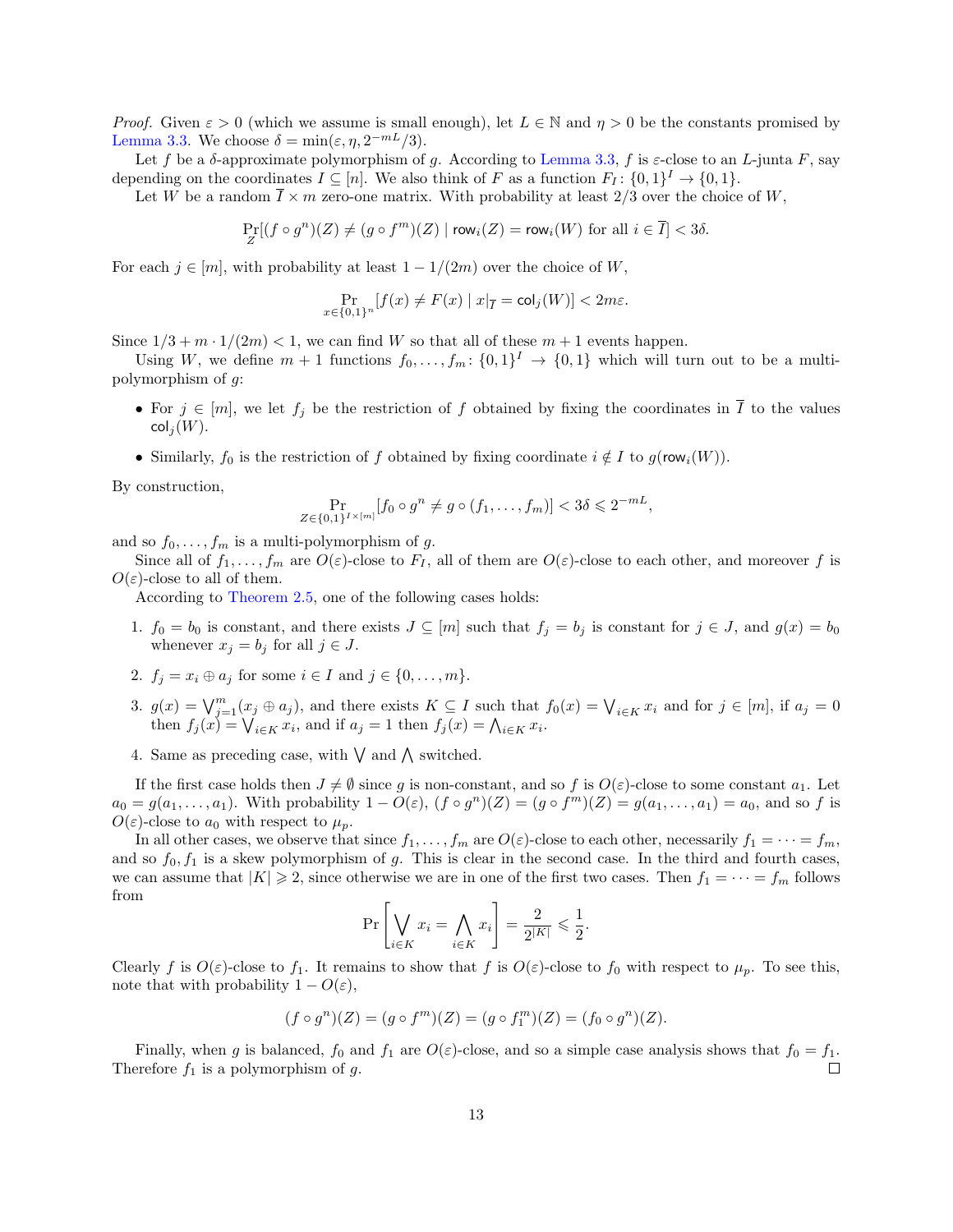*Proof.* Given $\varepsilon > 0$ (which we assume is small enough), let $L \in \mathbb{N}$ and $\eta > 0$ be the constants promised by Lemma 3.3. We choose $\delta = \min(\varepsilon, \eta, 2^{-mL}/3)$.

Let $f$ be a $\delta$-approximate polymorphism of $g$. According to Lemma 3.3, $f$ is $\varepsilon$-close to an $L$-junta $F$, say depending on the coordinates $I \subseteq [n]$. We also think of $F$ as a function $F_I \colon \{0,1\}^I \to \{0,1\}$.

Let $W$ be a random $\overline{I} \times m$ zero-one matrix. With probability at least $2/3$ over the choice of $W$,

$$\Pr_Z[(f \circ g^n)(Z) \neq (g \circ f^m)(Z) \mid \mathsf{row}_i(Z) = \mathsf{row}_i(W) \text{ for all } i \in \overline{I}] < 3\delta.$$

For each $j \in [m]$, with probability at least $1 - 1/(2m)$ over the choice of $W$,

$$\Pr_{x \in \{0,1\}^n}[f(x) \neq F(x) \mid x|_{\overline{I}} = \mathsf{col}_j(W)] < 2m\varepsilon.$$

Since $1/3 + m \cdot 1/(2m) < 1$, we can find $W$ so that all of these $m+1$ events happen.

Using $W$, we define $m+1$ functions $f_0, \ldots, f_m \colon \{0,1\}^I \to \{0,1\}$ which will turn out to be a multi-polymorphism of $g$:

- For $j \in [m]$, we let $f_j$ be the restriction of $f$ obtained by fixing the coordinates in $\overline{I}$ to the values $\mathsf{col}_j(W)$.
- Similarly, $f_0$ is the restriction of $f$ obtained by fixing coordinate $i \notin I$ to $g(\mathsf{row}_i(W))$.

By construction,

$$\Pr_{Z \in \{0,1\}^{I \times [m]}}[f_0 \circ g^n \neq g \circ (f_1, \ldots, f_m)] < 3\delta \leqslant 2^{-mL},$$

and so $f_0, \ldots, f_m$ is a multi-polymorphism of $g$.

Since all of $f_1, \ldots, f_m$ are $O(\varepsilon)$-close to $F_I$, all of them are $O(\varepsilon)$-close to each other, and moreover $f$ is $O(\varepsilon)$-close to all of them.

According to Theorem 2.5, one of the following cases holds:

1. $f_0 = b_0$ is constant, and there exists $J \subseteq [m]$ such that $f_j = b_j$ is constant for $j \in J$, and $g(x) = b_0$ whenever $x_j = b_j$ for all $j \in J$.
2. $f_j = x_i \oplus a_j$ for some $i \in I$ and $j \in \{0, \ldots, m\}$.
3. $g(x) = \bigvee_{j=1}^m (x_j \oplus a_j)$, and there exists $K \subseteq I$ such that $f_0(x) = \bigvee_{i \in K} x_i$ and for $j \in [m]$, if $a_j = 0$ then $f_j(x) = \bigvee_{i \in K} x_i$, and if $a_j = 1$ then $f_j(x) = \bigwedge_{i \in K} x_i$.
4. Same as preceding case, with $\bigvee$ and $\bigwedge$ switched.

If the first case holds then $J \neq \emptyset$ since $g$ is non-constant, and so $f$ is $O(\varepsilon)$-close to some constant $a_1$. Let $a_0 = g(a_1, \ldots, a_1)$. With probability $1 - O(\varepsilon)$, $(f \circ g^n)(Z) = (g \circ f^m)(Z) = g(a_1, \ldots, a_1) = a_0$, and so $f$ is $O(\varepsilon)$-close to $a_0$ with respect to $\mu_p$.

In all other cases, we observe that since $f_1, \ldots, f_m$ are $O(\varepsilon)$-close to each other, necessarily $f_1 = \cdots = f_m$, and so $f_0, f_1$ is a skew polymorphism of $g$. This is clear in the second case. In the third and fourth cases, we can assume that $|K| \geqslant 2$, since otherwise we are in one of the first two cases. Then $f_1 = \cdots = f_m$ follows from

$$\Pr\left[\bigvee_{i \in K} x_i = \bigwedge_{i \in K} x_i\right] = \frac{2}{2^{|K|}} \leqslant \frac{1}{2}.$$

Clearly $f$ is $O(\varepsilon)$-close to $f_1$. It remains to show that $f$ is $O(\varepsilon)$-close to $f_0$ with respect to $\mu_p$. To see this, note that with probability $1 - O(\varepsilon)$,

$$(f \circ g^n)(Z) = (g \circ f^m)(Z) = (g \circ f_1^m)(Z) = (f_0 \circ g^n)(Z).$$

Finally, when $g$ is balanced, $f_0$ and $f_1$ are $O(\varepsilon)$-close, and so a simple case analysis shows that $f_0 = f_1$. Therefore $f_1$ is a polymorphism of $g$. $\square$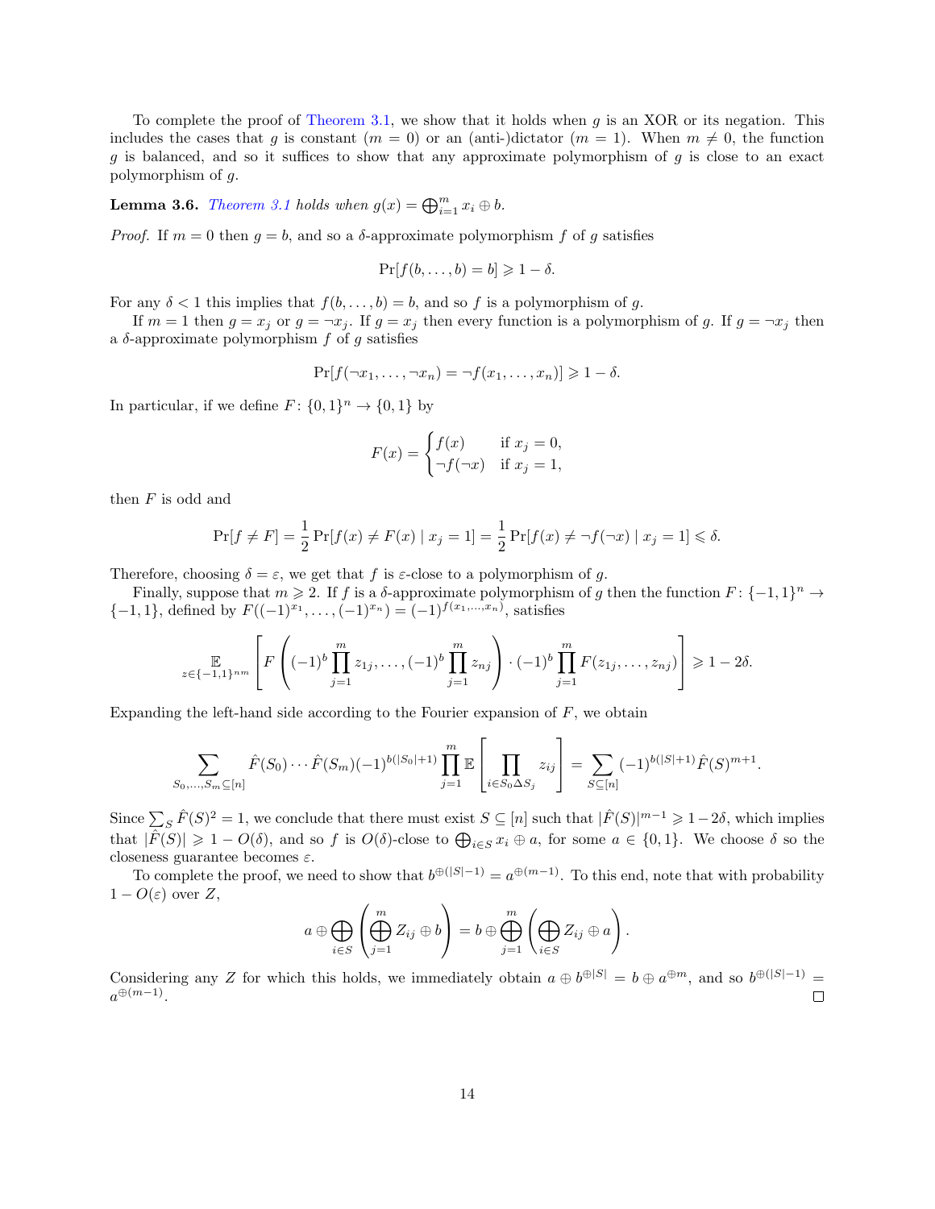To complete the proof of Theorem 3.1, we show that it holds when $g$ is an XOR or its negation. This includes the cases that $g$ is constant ($m = 0$) or an (anti-)dictator ($m = 1$). When $m \neq 0$, the function $g$ is balanced, and so it suffices to show that any approximate polymorphism of $g$ is close to an exact polymorphism of $g$.

**Lemma 3.6.** *Theorem 3.1 holds when $g(x) = \bigoplus_{i=1}^m x_i \oplus b$.*

*Proof.* If $m = 0$ then $g = b$, and so a $\delta$-approximate polymorphism $f$ of $g$ satisfies

$$\Pr[f(b, \dots, b) = b] \geqslant 1 - \delta.$$

For any $\delta < 1$ this implies that $f(b, \dots, b) = b$, and so $f$ is a polymorphism of $g$.

If $m = 1$ then $g = x_j$ or $g = \neg x_j$. If $g = x_j$ then every function is a polymorphism of $g$. If $g = \neg x_j$ then a $\delta$-approximate polymorphism $f$ of $g$ satisfies

$$\Pr[f(\neg x_1, \dots, \neg x_n) = \neg f(x_1, \dots, x_n)] \geqslant 1 - \delta.$$

In particular, if we define $F \colon \{0,1\}^n \to \{0,1\}$ by

$$F(x) = \begin{cases} f(x) & \text{if } x_j = 0, \\ \neg f(\neg x) & \text{if } x_j = 1, \end{cases}$$

then $F$ is odd and

$$\Pr[f \neq F] = \frac{1}{2} \Pr[f(x) \neq F(x) \mid x_j = 1] = \frac{1}{2} \Pr[f(x) \neq \neg f(\neg x) \mid x_j = 1] \leqslant \delta.$$

Therefore, choosing $\delta = \varepsilon$, we get that $f$ is $\varepsilon$-close to a polymorphism of $g$.

Finally, suppose that $m \geqslant 2$. If $f$ is a $\delta$-approximate polymorphism of $g$ then the function $F \colon \{-1,1\}^n \to \{-1,1\}$, defined by $F((-1)^{x_1}, \dots, (-1)^{x_n}) = (-1)^{f(x_1, \dots, x_n)}$, satisfies

$$\mathop{\mathbb{E}}_{z \in \{-1,1\}^{nm}} \left[ F\left( (-1)^b \prod_{j=1}^m z_{1j}, \dots, (-1)^b \prod_{j=1}^m z_{nj} \right) \cdot (-1)^b \prod_{j=1}^m F(z_{1j}, \dots, z_{nj}) \right] \geqslant 1 - 2\delta.$$

Expanding the left-hand side according to the Fourier expansion of $F$, we obtain

$$\sum_{S_0, \dots, S_m \subseteq [n]} \hat{F}(S_0) \cdots \hat{F}(S_m) (-1)^{b(|S_0|+1)} \prod_{j=1}^m \mathbb{E}\left[ \prod_{i \in S_0 \Delta S_j} z_{ij} \right] = \sum_{S \subseteq [n]} (-1)^{b(|S|+1)} \hat{F}(S)^{m+1}.$$

Since $\sum_S \hat{F}(S)^2 = 1$, we conclude that there must exist $S \subseteq [n]$ such that $|\hat{F}(S)|^{m-1} \geqslant 1 - 2\delta$, which implies that $|\hat{F}(S)| \geqslant 1 - O(\delta)$, and so $f$ is $O(\delta)$-close to $\bigoplus_{i \in S} x_i \oplus a$, for some $a \in \{0,1\}$. We choose $\delta$ so the closeness guarantee becomes $\varepsilon$.

To complete the proof, we need to show that $b^{\oplus(|S|-1)} = a^{\oplus(m-1)}$. To this end, note that with probability $1 - O(\varepsilon)$ over $Z$,

$$a \oplus \bigoplus_{i \in S} \left( \bigoplus_{j=1}^m Z_{ij} \oplus b \right) = b \oplus \bigoplus_{j=1}^m \left( \bigoplus_{i \in S} Z_{ij} \oplus a \right).$$

Considering any $Z$ for which this holds, we immediately obtain $a \oplus b^{\oplus|S|} = b \oplus a^{\oplus m}$, and so $b^{\oplus(|S|-1)} = a^{\oplus(m-1)}$. $\square$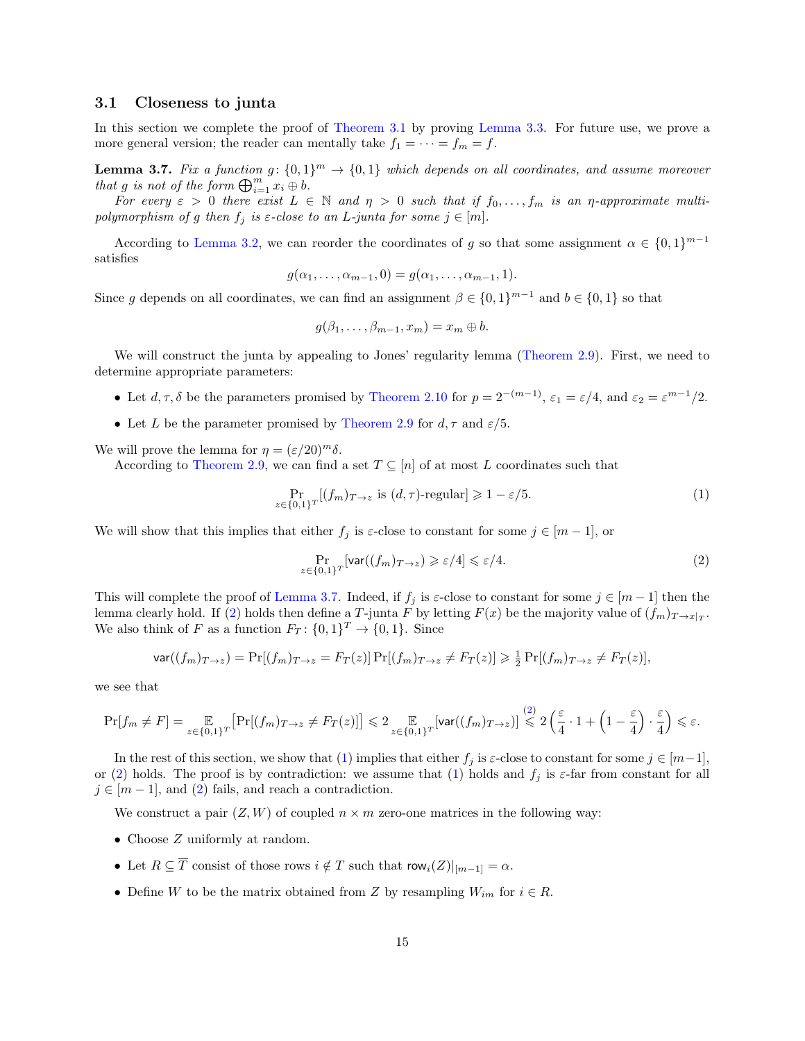### 3.1 Closeness to junta

In this section we complete the proof of Theorem 3.1 by proving Lemma 3.3. For future use, we prove a more general version; the reader can mentally take $f_1 = \cdots = f_m = f$.

**Lemma 3.7.** *Fix a function $g\colon \{0,1\}^m \to \{0,1\}$ which depends on all coordinates, and assume moreover that $g$ is not of the form $\bigoplus_{i=1}^m x_i \oplus b$.*

*For every $\varepsilon > 0$ there exist $L \in \mathbb{N}$ and $\eta > 0$ such that if $f_0, \ldots, f_m$ is an $\eta$-approximate multi-polymorphism of $g$ then $f_j$ is $\varepsilon$-close to an $L$-junta for some $j \in [m]$.*

According to Lemma 3.2, we can reorder the coordinates of $g$ so that some assignment $\alpha \in \{0,1\}^{m-1}$ satisfies

$$g(\alpha_1, \ldots, \alpha_{m-1}, 0) = g(\alpha_1, \ldots, \alpha_{m-1}, 1).$$

Since $g$ depends on all coordinates, we can find an assignment $\beta \in \{0,1\}^{m-1}$ and $b \in \{0,1\}$ so that

$$g(\beta_1, \ldots, \beta_{m-1}, x_m) = x_m \oplus b.$$

We will construct the junta by appealing to Jones' regularity lemma (Theorem 2.9). First, we need to determine appropriate parameters:

- Let $d, \tau, \delta$ be the parameters promised by Theorem 2.10 for $p = 2^{-(m-1)}$, $\varepsilon_1 = \varepsilon/4$, and $\varepsilon_2 = \varepsilon^{m-1}/2$.
- Let $L$ be the parameter promised by Theorem 2.9 for $d, \tau$ and $\varepsilon/5$.

We will prove the lemma for $\eta = (\varepsilon/20)^m \delta$.

According to Theorem 2.9, we can find a set $T \subseteq [n]$ of at most $L$ coordinates such that

$$\Pr_{z \in \{0,1\}^T}[(f_m)_{T \to z} \text{ is } (d,\tau)\text{-regular}] \geqslant 1 - \varepsilon/5. \tag{1}$$

We will show that this implies that either $f_j$ is $\varepsilon$-close to constant for some $j \in [m-1]$, or

$$\Pr_{z \in \{0,1\}^T}[\mathsf{var}((f_m)_{T \to z}) \geqslant \varepsilon/4] \leqslant \varepsilon/4. \tag{2}$$

This will complete the proof of Lemma 3.7. Indeed, if $f_j$ is $\varepsilon$-close to constant for some $j \in [m-1]$ then the lemma clearly hold. If (2) holds then define a $T$-junta $F$ by letting $F(x)$ be the majority value of $(f_m)_{T \to x|_T}$. We also think of $F$ as a function $F_T\colon \{0,1\}^T \to \{0,1\}$. Since

$$\mathsf{var}((f_m)_{T \to z}) = \Pr[(f_m)_{T \to z} = F_T(z)] \Pr[(f_m)_{T \to z} \neq F_T(z)] \geqslant \tfrac{1}{2} \Pr[(f_m)_{T \to z} \neq F_T(z)],$$

we see that

$$\Pr[f_m \neq F] = \mathop{\mathbb{E}}_{z \in \{0,1\}^T}\big[\Pr[(f_m)_{T \to z} \neq F_T(z)]\big] \leqslant 2 \mathop{\mathbb{E}}_{z \in \{0,1\}^T}[\mathsf{var}((f_m)_{T \to z})] \overset{(2)}{\leqslant} 2\left(\frac{\varepsilon}{4} \cdot 1 + \left(1 - \frac{\varepsilon}{4}\right) \cdot \frac{\varepsilon}{4}\right) \leqslant \varepsilon.$$

In the rest of this section, we show that (1) implies that either $f_j$ is $\varepsilon$-close to constant for some $j \in [m-1]$, or (2) holds. The proof is by contradiction: we assume that (1) holds and $f_j$ is $\varepsilon$-far from constant for all $j \in [m-1]$, and (2) fails, and reach a contradiction.

We construct a pair $(Z, W)$ of coupled $n \times m$ zero-one matrices in the following way:

- Choose $Z$ uniformly at random.
- Let $R \subseteq \overline{T}$ consist of those rows $i \notin T$ such that $\mathsf{row}_i(Z)|_{[m-1]} = \alpha$.
- Define $W$ to be the matrix obtained from $Z$ by resampling $W_{im}$ for $i \in R$.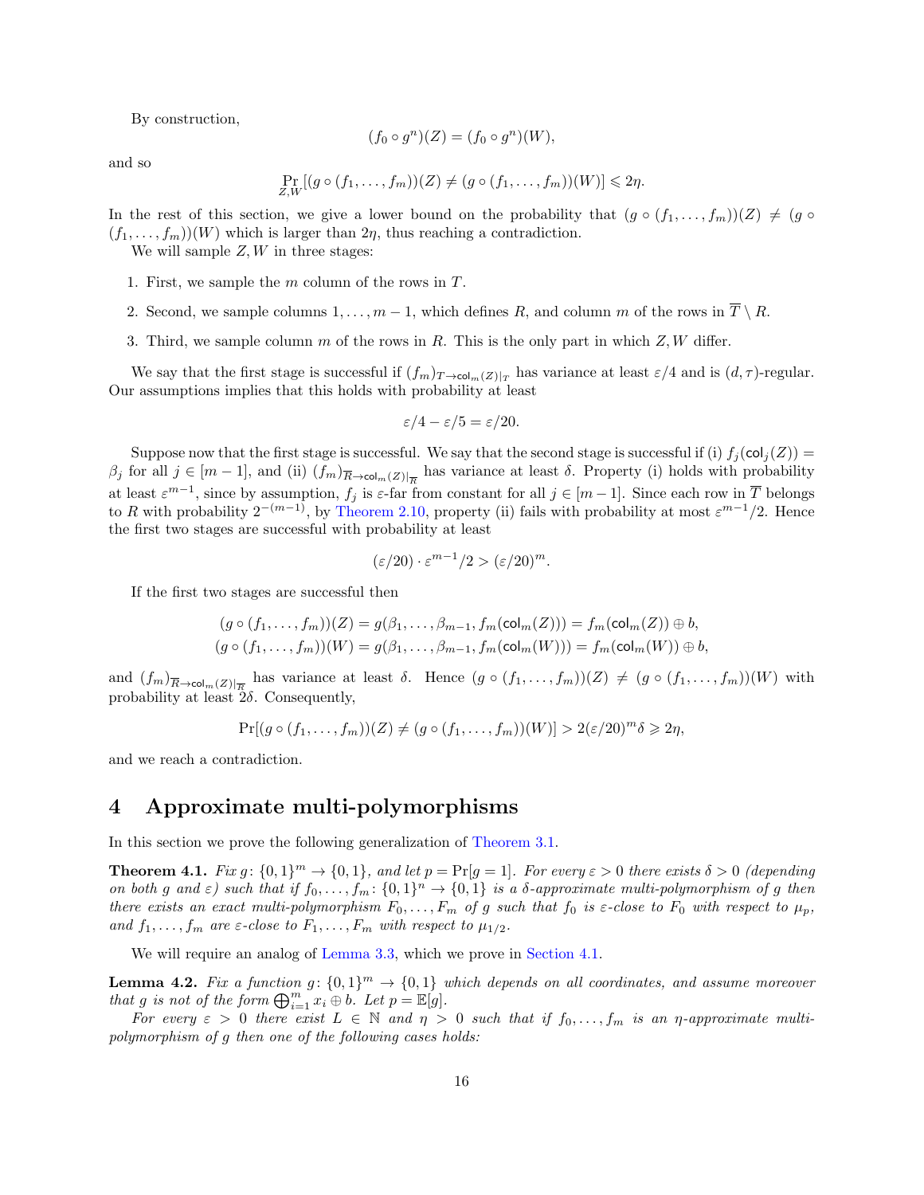By construction,

$$(f_0 \circ g^n)(Z) = (f_0 \circ g^n)(W),$$

and so

$$\Pr_{Z,W}[(g \circ (f_1, \dots, f_m))(Z) \neq (g \circ (f_1, \dots, f_m))(W)] \leqslant 2\eta.$$

In the rest of this section, we give a lower bound on the probability that $(g \circ (f_1, \dots, f_m))(Z) \neq (g \circ (f_1, \dots, f_m))(W)$ which is larger than $2\eta$, thus reaching a contradiction.

We will sample $Z, W$ in three stages:

1. First, we sample the $m$ column of the rows in $T$.
2. Second, we sample columns $1, \dots, m-1$, which defines $R$, and column $m$ of the rows in $\overline{T} \setminus R$.
3. Third, we sample column $m$ of the rows in $R$. This is the only part in which $Z, W$ differ.

We say that the first stage is successful if $(f_m)_{T \to \mathsf{col}_m(Z)|_T}$ has variance at least $\varepsilon/4$ and is $(d, \tau)$-regular. Our assumptions implies that this holds with probability at least

$$\varepsilon/4 - \varepsilon/5 = \varepsilon/20.$$

Suppose now that the first stage is successful. We say that the second stage is successful if (i) $f_j(\mathsf{col}_j(Z)) = \beta_j$ for all $j \in [m-1]$, and (ii) $(f_m)_{\overline{R} \to \mathsf{col}_m(Z)|_{\overline{R}}}$ has variance at least $\delta$. Property (i) holds with probability at least $\varepsilon^{m-1}$, since by assumption, $f_j$ is $\varepsilon$-far from constant for all $j \in [m-1]$. Since each row in $\overline{T}$ belongs to $R$ with probability $2^{-(m-1)}$, by Theorem 2.10, property (ii) fails with probability at most $\varepsilon^{m-1}/2$. Hence the first two stages are successful with probability at least

$$(\varepsilon/20) \cdot \varepsilon^{m-1}/2 > (\varepsilon/20)^m.$$

If the first two stages are successful then

$$(g \circ (f_1, \dots, f_m))(Z) = g(\beta_1, \dots, \beta_{m-1}, f_m(\mathsf{col}_m(Z))) = f_m(\mathsf{col}_m(Z)) \oplus b,$$
$$(g \circ (f_1, \dots, f_m))(W) = g(\beta_1, \dots, \beta_{m-1}, f_m(\mathsf{col}_m(W))) = f_m(\mathsf{col}_m(W)) \oplus b,$$

and $(f_m)_{\overline{R} \to \mathsf{col}_m(Z)|_{\overline{R}}}$ has variance at least $\delta$. Hence $(g \circ (f_1, \dots, f_m))(Z) \neq (g \circ (f_1, \dots, f_m))(W)$ with probability at least $2\delta$. Consequently,

$$\Pr[(g \circ (f_1, \dots, f_m))(Z) \neq (g \circ (f_1, \dots, f_m))(W)] > 2(\varepsilon/20)^m \delta \geqslant 2\eta,$$

and we reach a contradiction.

# 4 Approximate multi-polymorphisms

In this section we prove the following generalization of Theorem 3.1.

**Theorem 4.1.** *Fix $g \colon \{0,1\}^m \to \{0,1\}$, and let $p = \Pr[g = 1]$. For every $\varepsilon > 0$ there exists $\delta > 0$ (depending on both $g$ and $\varepsilon$) such that if $f_0, \dots, f_m \colon \{0,1\}^n \to \{0,1\}$ is a $\delta$-approximate multi-polymorphism of $g$ then there exists an exact multi-polymorphism $F_0, \dots, F_m$ of $g$ such that $f_0$ is $\varepsilon$-close to $F_0$ with respect to $\mu_p$, and $f_1, \dots, f_m$ are $\varepsilon$-close to $F_1, \dots, F_m$ with respect to $\mu_{1/2}$.*

We will require an analog of Lemma 3.3, which we prove in Section 4.1.

**Lemma 4.2.** *Fix a function $g \colon \{0,1\}^m \to \{0,1\}$ which depends on all coordinates, and assume moreover that $g$ is not of the form $\bigoplus_{i=1}^m x_i \oplus b$. Let $p = \mathbb{E}[g]$.*

*For every $\varepsilon > 0$ there exist $L \in \mathbb{N}$ and $\eta > 0$ such that if $f_0, \dots, f_m$ is an $\eta$-approximate multi-polymorphism of $g$ then one of the following cases holds:*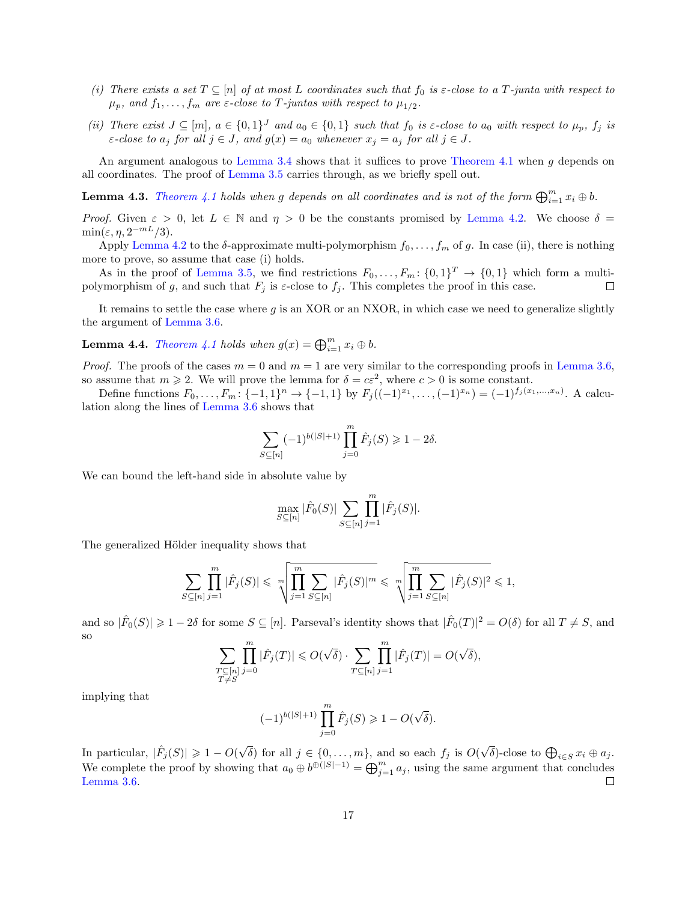(i) *There exists a set $T \subseteq [n]$ of at most $L$ coordinates such that $f_0$ is $\varepsilon$-close to a $T$-junta with respect to $\mu_p$, and $f_1, \ldots, f_m$ are $\varepsilon$-close to $T$-juntas with respect to $\mu_{1/2}$.*

(ii) *There exist $J \subseteq [m]$, $a \in \{0,1\}^J$ and $a_0 \in \{0,1\}$ such that $f_0$ is $\varepsilon$-close to $a_0$ with respect to $\mu_p$, $f_j$ is $\varepsilon$-close to $a_j$ for all $j \in J$, and $g(x) = a_0$ whenever $x_j = a_j$ for all $j \in J$.*

An argument analogous to Lemma 3.4 shows that it suffices to prove Theorem 4.1 when $g$ depends on all coordinates. The proof of Lemma 3.5 carries through, as we briefly spell out.

**Lemma 4.3.** *Theorem 4.1 holds when $g$ depends on all coordinates and is not of the form $\bigoplus_{i=1}^m x_i \oplus b$.*

*Proof.* Given $\varepsilon > 0$, let $L \in \mathbb{N}$ and $\eta > 0$ be the constants promised by Lemma 4.2. We choose $\delta = \min(\varepsilon, \eta, 2^{-mL}/3)$.

Apply Lemma 4.2 to the $\delta$-approximate multi-polymorphism $f_0, \ldots, f_m$ of $g$. In case (ii), there is nothing more to prove, so assume that case (i) holds.

As in the proof of Lemma 3.5, we find restrictions $F_0, \ldots, F_m \colon \{0,1\}^T \to \{0,1\}$ which form a multi-polymorphism of $g$, and such that $F_j$ is $\varepsilon$-close to $f_j$. This completes the proof in this case. ◻

It remains to settle the case where $g$ is an XOR or an NXOR, in which case we need to generalize slightly the argument of Lemma 3.6.

**Lemma 4.4.** *Theorem 4.1 holds when $g(x) = \bigoplus_{i=1}^m x_i \oplus b$.*

*Proof.* The proofs of the cases $m = 0$ and $m = 1$ are very similar to the corresponding proofs in Lemma 3.6, so assume that $m \geqslant 2$. We will prove the lemma for $\delta = c\varepsilon^2$, where $c > 0$ is some constant.

Define functions $F_0, \ldots, F_m \colon \{-1,1\}^n \to \{-1,1\}$ by $F_j((-1)^{x_1}, \ldots, (-1)^{x_n}) = (-1)^{f_j(x_1,\ldots,x_n)}$. A calculation along the lines of Lemma 3.6 shows that

$$\sum_{S \subseteq [n]} (-1)^{b(|S|+1)} \prod_{j=0}^m \hat{F}_j(S) \geqslant 1 - 2\delta.$$

We can bound the left-hand side in absolute value by

$$\max_{S \subseteq [n]} |\hat{F}_0(S)| \sum_{S \subseteq [n]} \prod_{j=1}^m |\hat{F}_j(S)|.$$

The generalized Hölder inequality shows that

$$\sum_{S \subseteq [n]} \prod_{j=1}^m |\hat{F}_j(S)| \leqslant \sqrt[m]{\prod_{j=1}^m \sum_{S \subseteq [n]} |\hat{F}_j(S)|^m} \leqslant \sqrt[m]{\prod_{j=1}^m \sum_{S \subseteq [n]} |\hat{F}_j(S)|^2} \leqslant 1,$$

and so $|\hat{F}_0(S)| \geqslant 1 - 2\delta$ for some $S \subseteq [n]$. Parseval's identity shows that $|\hat{F}_0(T)|^2 = O(\delta)$ for all $T \neq S$, and so

$$\sum_{\substack{T \subseteq [n] \\ T \neq S}} \prod_{j=0}^m |\hat{F}_j(T)| \leqslant O(\sqrt{\delta}) \cdot \sum_{T \subseteq [n]} \prod_{j=1}^m |\hat{F}_j(T)| = O(\sqrt{\delta}),$$

implying that

$$(-1)^{b(|S|+1)} \prod_{j=0}^m \hat{F}_j(S) \geqslant 1 - O(\sqrt{\delta}).$$

In particular, $|\hat{F}_j(S)| \geqslant 1 - O(\sqrt{\delta})$ for all $j \in \{0, \ldots, m\}$, and so each $f_j$ is $O(\sqrt{\delta})$-close to $\bigoplus_{i \in S} x_i \oplus a_j$. We complete the proof by showing that $a_0 \oplus b^{\oplus(|S|-1)} = \bigoplus_{j=1}^m a_j$, using the same argument that concludes Lemma 3.6. ◻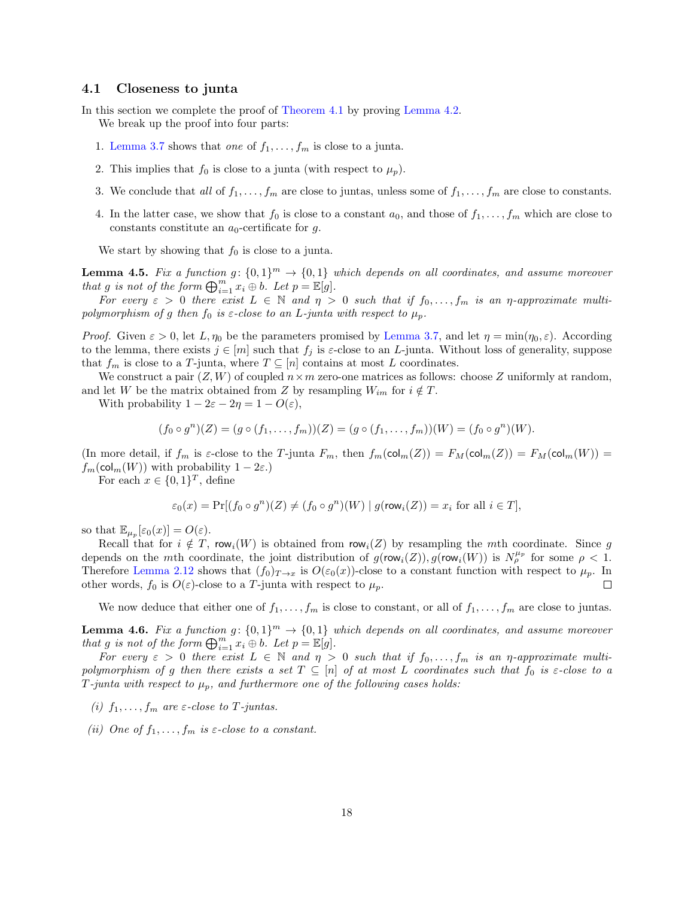### 4.1 Closeness to junta

In this section we complete the proof of Theorem 4.1 by proving Lemma 4.2.

We break up the proof into four parts:

1. Lemma 3.7 shows that *one* of $f_1, \ldots, f_m$ is close to a junta.
2. This implies that $f_0$ is close to a junta (with respect to $\mu_p$).
3. We conclude that *all* of $f_1, \ldots, f_m$ are close to juntas, unless some of $f_1, \ldots, f_m$ are close to constants.
4. In the latter case, we show that $f_0$ is close to a constant $a_0$, and those of $f_1, \ldots, f_m$ which are close to constants constitute an $a_0$-certificate for $g$.

We start by showing that $f_0$ is close to a junta.

**Lemma 4.5.** *Fix a function $g\colon \{0,1\}^m \to \{0,1\}$ which depends on all coordinates, and assume moreover that $g$ is not of the form $\bigoplus_{i=1}^m x_i \oplus b$. Let $p = \mathbb{E}[g]$.*

*For every $\varepsilon > 0$ there exist $L \in \mathbb{N}$ and $\eta > 0$ such that if $f_0, \ldots, f_m$ is an $\eta$-approximate multi-polymorphism of $g$ then $f_0$ is $\varepsilon$-close to an $L$-junta with respect to $\mu_p$.*

*Proof.* Given $\varepsilon > 0$, let $L, \eta_0$ be the parameters promised by Lemma 3.7, and let $\eta = \min(\eta_0, \varepsilon)$. According to the lemma, there exists $j \in [m]$ such that $f_j$ is $\varepsilon$-close to an $L$-junta. Without loss of generality, suppose that $f_m$ is close to a $T$-junta, where $T \subseteq [n]$ contains at most $L$ coordinates.

We construct a pair $(Z, W)$ of coupled $n \times m$ zero-one matrices as follows: choose $Z$ uniformly at random, and let $W$ be the matrix obtained from $Z$ by resampling $W_{im}$ for $i \notin T$.

With probability $1 - 2\varepsilon - 2\eta = 1 - O(\varepsilon)$,

$$(f_0 \circ g^n)(Z) = (g \circ (f_1, \ldots, f_m))(Z) = (g \circ (f_1, \ldots, f_m))(W) = (f_0 \circ g^n)(W).$$

(In more detail, if $f_m$ is $\varepsilon$-close to the $T$-junta $F_m$, then $f_m(\mathsf{col}_m(Z)) = F_M(\mathsf{col}_m(Z)) = F_M(\mathsf{col}_m(W)) = f_m(\mathsf{col}_m(W))$ with probability $1 - 2\varepsilon$.)

For each $x \in \{0,1\}^T$, define

$$\varepsilon_0(x) = \Pr[(f_0 \circ g^n)(Z) \neq (f_0 \circ g^n)(W) \mid g(\mathsf{row}_i(Z)) = x_i \text{ for all } i \in T],$$

so that $\mathbb{E}_{\mu_p}[\varepsilon_0(x)] = O(\varepsilon)$.

Recall that for $i \notin T$, $\mathsf{row}_i(W)$ is obtained from $\mathsf{row}_i(Z)$ by resampling the $m$th coordinate. Since $g$ depends on the $m$th coordinate, the joint distribution of $g(\mathsf{row}_i(Z)), g(\mathsf{row}_i(W))$ is $N_\rho^{\mu_p}$ for some $\rho < 1$. Therefore Lemma 2.12 shows that $(f_0)_{T \to x}$ is $O(\varepsilon_0(x))$-close to a constant function with respect to $\mu_p$. In other words, $f_0$ is $O(\varepsilon)$-close to a $T$-junta with respect to $\mu_p$. ∎

We now deduce that either one of $f_1, \ldots, f_m$ is close to constant, or all of $f_1, \ldots, f_m$ are close to juntas.

**Lemma 4.6.** *Fix a function $g\colon \{0,1\}^m \to \{0,1\}$ which depends on all coordinates, and assume moreover that $g$ is not of the form $\bigoplus_{i=1}^m x_i \oplus b$. Let $p = \mathbb{E}[g]$.*

*For every $\varepsilon > 0$ there exist $L \in \mathbb{N}$ and $\eta > 0$ such that if $f_0, \ldots, f_m$ is an $\eta$-approximate multi-polymorphism of $g$ then there exists a set $T \subseteq [n]$ of at most $L$ coordinates such that $f_0$ is $\varepsilon$-close to a $T$-junta with respect to $\mu_p$, and furthermore one of the following cases holds:*

*(i) $f_1, \ldots, f_m$ are $\varepsilon$-close to $T$-juntas.*

*(ii) One of $f_1, \ldots, f_m$ is $\varepsilon$-close to a constant.*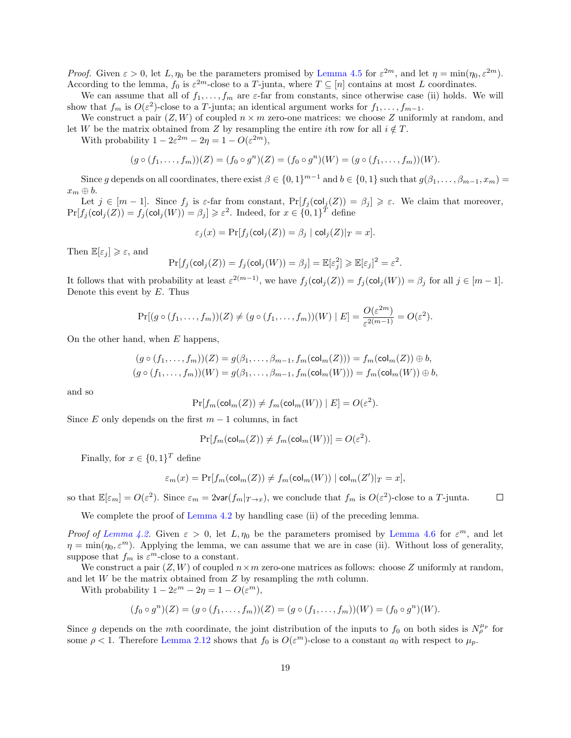*Proof.* Given $\varepsilon > 0$, let $L, \eta_0$ be the parameters promised by Lemma 4.5 for $\varepsilon^{2m}$, and let $\eta = \min(\eta_0, \varepsilon^{2m})$. According to the lemma, $f_0$ is $\varepsilon^{2m}$-close to a $T$-junta, where $T \subseteq [n]$ contains at most $L$ coordinates.

We can assume that all of $f_1, \ldots, f_m$ are $\varepsilon$-far from constants, since otherwise case (ii) holds. We will show that $f_m$ is $O(\varepsilon^2)$-close to a $T$-junta; an identical argument works for $f_1, \ldots, f_{m-1}$.

We construct a pair $(Z, W)$ of coupled $n \times m$ zero-one matrices: we choose $Z$ uniformly at random, and let $W$ be the matrix obtained from $Z$ by resampling the entire $i$th row for all $i \notin T$.

With probability $1 - 2\varepsilon^{2m} - 2\eta = 1 - O(\varepsilon^{2m})$,

$$(g \circ (f_1, \ldots, f_m))(Z) = (f_0 \circ g^n)(Z) = (f_0 \circ g^n)(W) = (g \circ (f_1, \ldots, f_m))(W).$$

Since $g$ depends on all coordinates, there exist $\beta \in \{0,1\}^{m-1}$ and $b \in \{0,1\}$ such that $g(\beta_1, \ldots, \beta_{m-1}, x_m) = x_m \oplus b$.

Let $j \in [m-1]$. Since $f_j$ is $\varepsilon$-far from constant, $\Pr[f_j(\mathsf{col}_j(Z)) = \beta_j] \geqslant \varepsilon$. We claim that moreover, $\Pr[f_j(\mathsf{col}_j(Z)) = f_j(\mathsf{col}_j(W)) = \beta_j] \geqslant \varepsilon^2$. Indeed, for $x \in \{0,1\}^T$ define

$$\varepsilon_j(x) = \Pr[f_j(\mathsf{col}_j(Z)) = \beta_j \mid \mathsf{col}_j(Z)|_T = x].$$

Then $\mathbb{E}[\varepsilon_j] \geqslant \varepsilon$, and

$$\Pr[f_j(\mathsf{col}_j(Z)) = f_j(\mathsf{col}_j(W)) = \beta_j] = \mathbb{E}[\varepsilon_j^2] \geqslant \mathbb{E}[\varepsilon_j]^2 = \varepsilon^2.$$

It follows that with probability at least $\varepsilon^{2(m-1)}$, we have $f_j(\mathsf{col}_j(Z)) = f_j(\mathsf{col}_j(W)) = \beta_j$ for all $j \in [m-1]$. Denote this event by $E$. Thus

$$\Pr[(g \circ (f_1, \ldots, f_m))(Z) \neq (g \circ (f_1, \ldots, f_m))(W) \mid E] = \frac{O(\varepsilon^{2m})}{\varepsilon^{2(m-1)}} = O(\varepsilon^2).$$

On the other hand, when $E$ happens,

$$\begin{aligned}
(g \circ (f_1, \ldots, f_m))(Z) &= g(\beta_1, \ldots, \beta_{m-1}, f_m(\mathsf{col}_m(Z))) = f_m(\mathsf{col}_m(Z)) \oplus b, \\
(g \circ (f_1, \ldots, f_m))(W) &= g(\beta_1, \ldots, \beta_{m-1}, f_m(\mathsf{col}_m(W))) = f_m(\mathsf{col}_m(W)) \oplus b,
\end{aligned}$$

and so

$$\Pr[f_m(\mathsf{col}_m(Z)) \neq f_m(\mathsf{col}_m(W)) \mid E] = O(\varepsilon^2).$$

Since $E$ only depends on the first $m-1$ columns, in fact

$$\Pr[f_m(\mathsf{col}_m(Z)) \neq f_m(\mathsf{col}_m(W))] = O(\varepsilon^2).$$

Finally, for $x \in \{0,1\}^T$ define

$$\varepsilon_m(x) = \Pr[f_m(\mathsf{col}_m(Z)) \neq f_m(\mathsf{col}_m(W)) \mid \mathsf{col}_m(Z')|_T = x],$$

so that $\mathbb{E}[\varepsilon_m] = O(\varepsilon^2)$. Since $\varepsilon_m = 2\mathsf{var}(f_m|_{T \to x})$, we conclude that $f_m$ is $O(\varepsilon^2)$-close to a $T$-junta. ∎

We complete the proof of Lemma 4.2 by handling case (ii) of the preceding lemma.

*Proof of Lemma 4.2.* Given $\varepsilon > 0$, let $L, \eta_0$ be the parameters promised by Lemma 4.6 for $\varepsilon^m$, and let $\eta = \min(\eta_0, \varepsilon^m)$. Applying the lemma, we can assume that we are in case (ii). Without loss of generality, suppose that $f_m$ is $\varepsilon^m$-close to a constant.

We construct a pair $(Z, W)$ of coupled $n \times m$ zero-one matrices as follows: choose $Z$ uniformly at random, and let $W$ be the matrix obtained from $Z$ by resampling the $m$th column.

With probability $1 - 2\varepsilon^m - 2\eta = 1 - O(\varepsilon^m)$,

$$(f_0 \circ g^n)(Z) = (g \circ (f_1, \ldots, f_m))(Z) = (g \circ (f_1, \ldots, f_m))(W) = (f_0 \circ g^n)(W).$$

Since $g$ depends on the $m$th coordinate, the joint distribution of the inputs to $f_0$ on both sides is $N_\rho^{\mu_p}$ for some $\rho < 1$. Therefore Lemma 2.12 shows that $f_0$ is $O(\varepsilon^m)$-close to a constant $a_0$ with respect to $\mu_p$.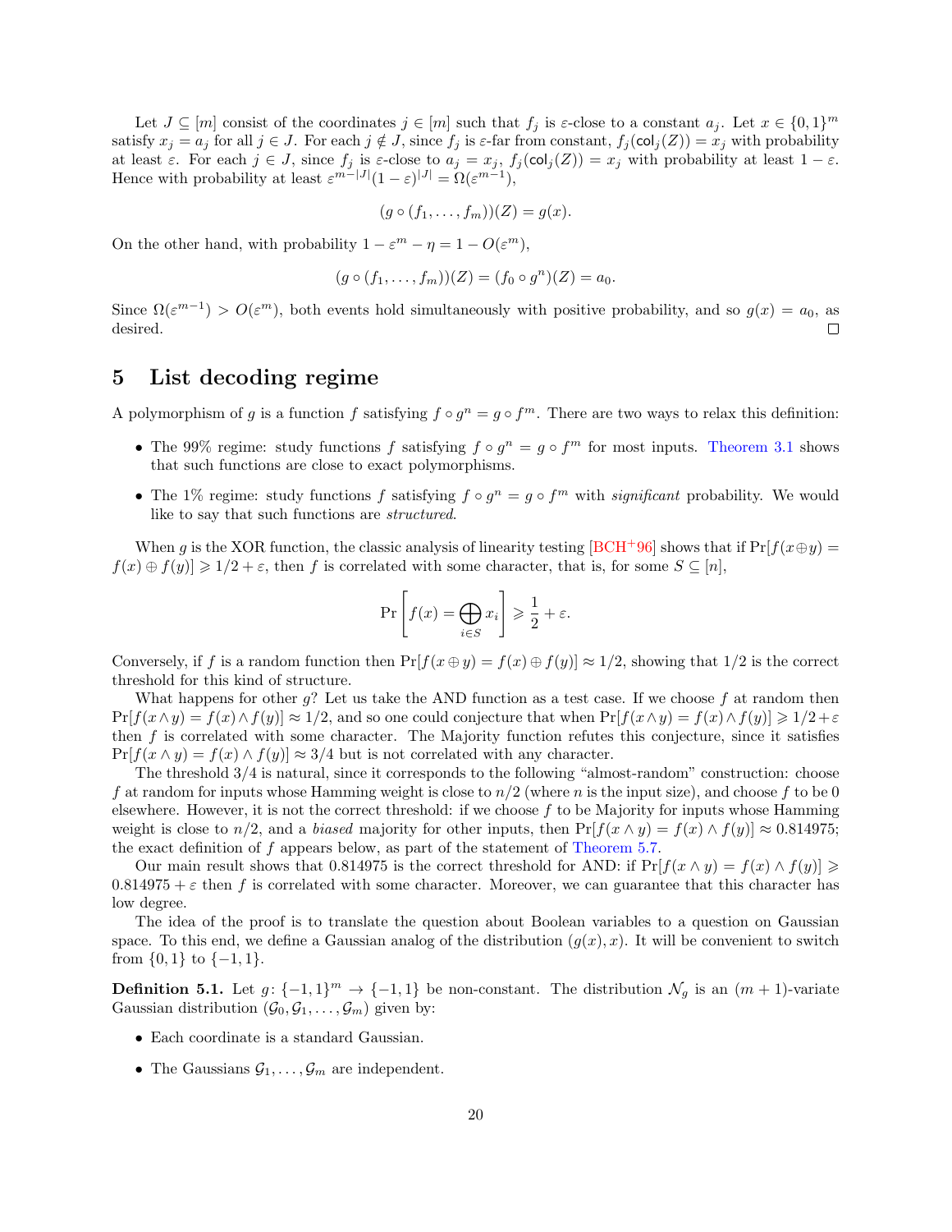Let $J \subseteq [m]$ consist of the coordinates $j \in [m]$ such that $f_j$ is $\varepsilon$-close to a constant $a_j$. Let $x \in \{0,1\}^m$ satisfy $x_j = a_j$ for all $j \in J$. For each $j \notin J$, since $f_j$ is $\varepsilon$-far from constant, $f_j(\mathsf{col}_j(Z)) = x_j$ with probability at least $\varepsilon$. For each $j \in J$, since $f_j$ is $\varepsilon$-close to $a_j = x_j$, $f_j(\mathsf{col}_j(Z)) = x_j$ with probability at least $1-\varepsilon$. Hence with probability at least $\varepsilon^{m-|J|}(1-\varepsilon)^{|J|} = \Omega(\varepsilon^{m-1})$,

$$(g \circ (f_1, \ldots, f_m))(Z) = g(x).$$

On the other hand, with probability $1 - \varepsilon^m - \eta = 1 - O(\varepsilon^m)$,

$$(g \circ (f_1, \ldots, f_m))(Z) = (f_0 \circ g^n)(Z) = a_0.$$

Since $\Omega(\varepsilon^{m-1}) > O(\varepsilon^m)$, both events hold simultaneously with positive probability, and so $g(x) = a_0$, as desired. □

## 5 List decoding regime

A polymorphism of $g$ is a function $f$ satisfying $f \circ g^n = g \circ f^m$. There are two ways to relax this definition:

- The 99% regime: study functions $f$ satisfying $f \circ g^n = g \circ f^m$ for most inputs. Theorem 3.1 shows that such functions are close to exact polymorphisms.
- The 1% regime: study functions $f$ satisfying $f \circ g^n = g \circ f^m$ with *significant* probability. We would like to say that such functions are *structured*.

When $g$ is the XOR function, the classic analysis of linearity testing [BCH+96] shows that if $\Pr[f(x \oplus y) = f(x) \oplus f(y)] \geqslant 1/2 + \varepsilon$, then $f$ is correlated with some character, that is, for some $S \subseteq [n]$,

$$\Pr\left[f(x) = \bigoplus_{i \in S} x_i\right] \geqslant \frac{1}{2} + \varepsilon.$$

Conversely, if $f$ is a random function then $\Pr[f(x \oplus y) = f(x) \oplus f(y)] \approx 1/2$, showing that $1/2$ is the correct threshold for this kind of structure.

What happens for other $g$? Let us take the AND function as a test case. If we choose $f$ at random then $\Pr[f(x \wedge y) = f(x) \wedge f(y)] \approx 1/2$, and so one could conjecture that when $\Pr[f(x \wedge y) = f(x) \wedge f(y)] \geqslant 1/2 + \varepsilon$ then $f$ is correlated with some character. The Majority function refutes this conjecture, since it satisfies $\Pr[f(x \wedge y) = f(x) \wedge f(y)] \approx 3/4$ but is not correlated with any character.

The threshold $3/4$ is natural, since it corresponds to the following "almost-random" construction: choose $f$ at random for inputs whose Hamming weight is close to $n/2$ (where $n$ is the input size), and choose $f$ to be 0 elsewhere. However, it is not the correct threshold: if we choose $f$ to be Majority for inputs whose Hamming weight is close to $n/2$, and a *biased* majority for other inputs, then $\Pr[f(x \wedge y) = f(x) \wedge f(y)] \approx 0.814975$; the exact definition of $f$ appears below, as part of the statement of Theorem 5.7.

Our main result shows that $0.814975$ is the correct threshold for AND: if $\Pr[f(x \wedge y) = f(x) \wedge f(y)] \geqslant 0.814975 + \varepsilon$ then $f$ is correlated with some character. Moreover, we can guarantee that this character has low degree.

The idea of the proof is to translate the question about Boolean variables to a question on Gaussian space. To this end, we define a Gaussian analog of the distribution $(g(x), x)$. It will be convenient to switch from $\{0,1\}$ to $\{-1,1\}$.

**Definition 5.1.** Let $g \colon \{-1,1\}^m \to \{-1,1\}$ be non-constant. The distribution $\mathcal{N}_g$ is an $(m+1)$-variate Gaussian distribution $(\mathcal{G}_0, \mathcal{G}_1, \ldots, \mathcal{G}_m)$ given by:

- Each coordinate is a standard Gaussian.
- The Gaussians $\mathcal{G}_1, \ldots, \mathcal{G}_m$ are independent.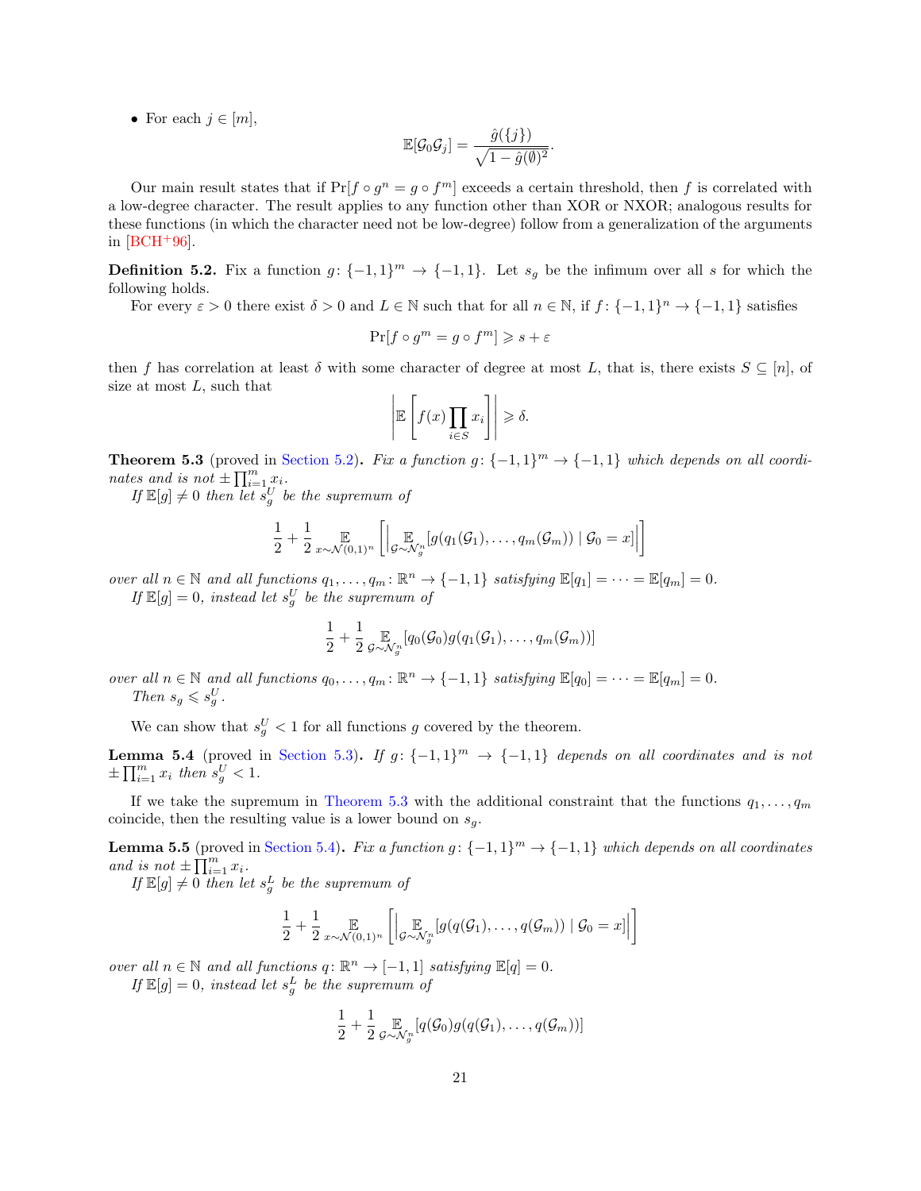- For each $j \in [m]$,

$$\mathbb{E}[\mathcal{G}_0 \mathcal{G}_j] = \frac{\hat{g}(\{j\})}{\sqrt{1 - \hat{g}(\emptyset)^2}}.$$

Our main result states that if $\Pr[f \circ g^n = g \circ f^m]$ exceeds a certain threshold, then $f$ is correlated with a low-degree character. The result applies to any function other than XOR or NXOR; analogous results for these functions (in which the character need not be low-degree) follow from a generalization of the arguments in [BCH+96].

**Definition 5.2.** Fix a function $g \colon \{-1,1\}^m \to \{-1,1\}$. Let $s_g$ be the infimum over all $s$ for which the following holds.

For every $\varepsilon > 0$ there exist $\delta > 0$ and $L \in \mathbb{N}$ such that for all $n \in \mathbb{N}$, if $f \colon \{-1,1\}^n \to \{-1,1\}$ satisfies

$$\Pr[f \circ g^m = g \circ f^m] \geqslant s + \varepsilon$$

then $f$ has correlation at least $\delta$ with some character of degree at most $L$, that is, there exists $S \subseteq [n]$, of size at most $L$, such that

$$\left| \mathbb{E}\left[ f(x) \prod_{i \in S} x_i \right] \right| \geqslant \delta.$$

**Theorem 5.3** (proved in Section 5.2)**.** *Fix a function $g \colon \{-1,1\}^m \to \{-1,1\}$ which depends on all coordinates and is not $\pm \prod_{i=1}^m x_i$.*

*If $\mathbb{E}[g] \neq 0$ then let $s_g^U$ be the supremum of*

$$\frac{1}{2} + \frac{1}{2} \mathop{\mathbb{E}}_{x \sim \mathcal{N}(0,1)^n} \left[ \left| \mathop{\mathbb{E}}_{\mathcal{G} \sim \mathcal{N}_g^n} [g(q_1(\mathcal{G}_1), \ldots, q_m(\mathcal{G}_m)) \mid \mathcal{G}_0 = x] \right| \right]$$

*over all $n \in \mathbb{N}$ and all functions $q_1, \ldots, q_m \colon \mathbb{R}^n \to \{-1,1\}$ satisfying $\mathbb{E}[q_1] = \cdots = \mathbb{E}[q_m] = 0$.*

*If $\mathbb{E}[g] = 0$, instead let $s_g^U$ be the supremum of*

$$\frac{1}{2} + \frac{1}{2} \mathop{\mathbb{E}}_{\mathcal{G} \sim \mathcal{N}_g^n} [q_0(\mathcal{G}_0) g(q_1(\mathcal{G}_1), \ldots, q_m(\mathcal{G}_m))]$$

*over all $n \in \mathbb{N}$ and all functions $q_0, \ldots, q_m \colon \mathbb{R}^n \to \{-1,1\}$ satisfying $\mathbb{E}[q_0] = \cdots = \mathbb{E}[q_m] = 0$.*

*Then $s_g \leqslant s_g^U$.*

We can show that $s_g^U < 1$ for all functions $g$ covered by the theorem.

**Lemma 5.4** (proved in Section 5.3)**.** *If $g \colon \{-1,1\}^m \to \{-1,1\}$ depends on all coordinates and is not $\pm \prod_{i=1}^m x_i$ then $s_g^U < 1$.*

If we take the supremum in Theorem 5.3 with the additional constraint that the functions $q_1, \ldots, q_m$ coincide, then the resulting value is a lower bound on $s_g$.

**Lemma 5.5** (proved in Section 5.4)**.** *Fix a function $g \colon \{-1,1\}^m \to \{-1,1\}$ which depends on all coordinates and is not $\pm \prod_{i=1}^m x_i$.*

*If $\mathbb{E}[g] \neq 0$ then let $s_g^L$ be the supremum of*

$$\frac{1}{2} + \frac{1}{2} \mathop{\mathbb{E}}_{x \sim \mathcal{N}(0,1)^n} \left[ \left| \mathop{\mathbb{E}}_{\mathcal{G} \sim \mathcal{N}_g^n} [g(q(\mathcal{G}_1), \ldots, q(\mathcal{G}_m)) \mid \mathcal{G}_0 = x] \right| \right]$$

*over all $n \in \mathbb{N}$ and all functions $q \colon \mathbb{R}^n \to [-1,1]$ satisfying $\mathbb{E}[q] = 0$.*

*If $\mathbb{E}[g] = 0$, instead let $s_g^L$ be the supremum of*

$$\frac{1}{2} + \frac{1}{2} \mathop{\mathbb{E}}_{\mathcal{G} \sim \mathcal{N}_g^n} [q(\mathcal{G}_0) g(q(\mathcal{G}_1), \ldots, q(\mathcal{G}_m))]$$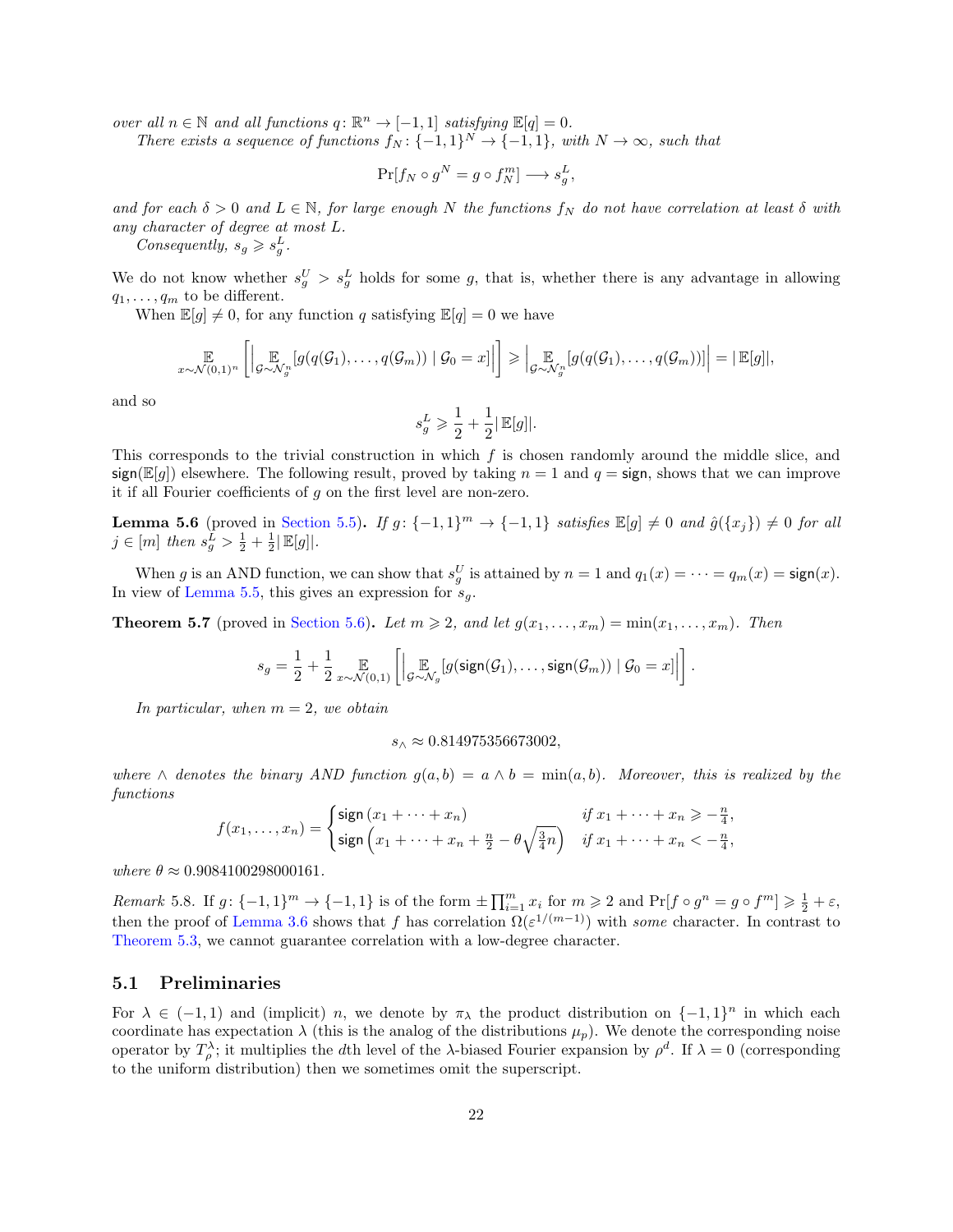*over all $n \in \mathbb{N}$ and all functions $q\colon \mathbb{R}^n \to [-1,1]$ satisfying $\mathbb{E}[q] = 0$.*

*There exists a sequence of functions $f_N\colon \{-1,1\}^N \to \{-1,1\}$, with $N \to \infty$, such that*

$$\Pr[f_N \circ g^N = g \circ f_N^m] \longrightarrow s_g^L,$$

*and for each $\delta > 0$ and $L \in \mathbb{N}$, for large enough $N$ the functions $f_N$ do not have correlation at least $\delta$ with any character of degree at most $L$.*

*Consequently, $s_g \geqslant s_g^L$.*

We do not know whether $s_g^U > s_g^L$ holds for some $g$, that is, whether there is any advantage in allowing $q_1, \dots, q_m$ to be different.

When $\mathbb{E}[g] \neq 0$, for any function $q$ satisfying $\mathbb{E}[q] = 0$ we have

$$\mathop{\mathbb{E}}_{x \sim \mathcal{N}(0,1)^n} \left[ \left| \mathop{\mathbb{E}}_{\mathcal{G} \sim \mathcal{N}_g^n} [g(q(\mathcal{G}_1), \dots, q(\mathcal{G}_m)) \mid \mathcal{G}_0 = x] \right| \right] \geqslant \left| \mathop{\mathbb{E}}_{\mathcal{G} \sim \mathcal{N}_g^n} [g(q(\mathcal{G}_1), \dots, q(\mathcal{G}_m))] \right| = |\,\mathbb{E}[g]|,$$

and so

$$s_g^L \geqslant \frac{1}{2} + \frac{1}{2} |\,\mathbb{E}[g]|.$$

This corresponds to the trivial construction in which $f$ is chosen randomly around the middle slice, and $\mathsf{sign}(\mathbb{E}[g])$ elsewhere. The following result, proved by taking $n = 1$ and $q = \mathsf{sign}$, shows that we can improve it if all Fourier coefficients of $g$ on the first level are non-zero.

**Lemma 5.6** (proved in Section 5.5)**.** *If $g\colon \{-1,1\}^m \to \{-1,1\}$ satisfies $\mathbb{E}[g] \neq 0$ and $\hat{g}(\{x_j\}) \neq 0$ for all $j \in [m]$ then $s_g^L > \frac{1}{2} + \frac{1}{2}|\,\mathbb{E}[g]|$.*

When $g$ is an AND function, we can show that $s_g^U$ is attained by $n = 1$ and $q_1(x) = \cdots = q_m(x) = \mathsf{sign}(x)$. In view of Lemma 5.5, this gives an expression for $s_g$.

**Theorem 5.7** (proved in Section 5.6)**.** *Let $m \geqslant 2$, and let $g(x_1, \dots, x_m) = \min(x_1, \dots, x_m)$. Then*

$$s_g = \frac{1}{2} + \frac{1}{2} \mathop{\mathbb{E}}_{x \sim \mathcal{N}(0,1)} \left[ \left| \mathop{\mathbb{E}}_{\mathcal{G} \sim \mathcal{N}_g} [g(\mathsf{sign}(\mathcal{G}_1), \dots, \mathsf{sign}(\mathcal{G}_m)) \mid \mathcal{G}_0 = x] \right| \right].$$

*In particular, when $m = 2$, we obtain*

$$s_\wedge \approx 0.814975356673002,$$

*where $\wedge$ denotes the binary AND function $g(a,b) = a \wedge b = \min(a,b)$. Moreover, this is realized by the functions*

$$f(x_1, \dots, x_n) = \begin{cases} \mathsf{sign}\left(x_1 + \cdots + x_n\right) & \text{if } x_1 + \cdots + x_n \geqslant -\frac{n}{4}, \\ \mathsf{sign}\left(x_1 + \cdots + x_n + \frac{n}{2} - \theta\sqrt{\frac{3}{4}n}\right) & \text{if } x_1 + \cdots + x_n < -\frac{n}{4}, \end{cases}$$

*where $\theta \approx 0.9084100298000161$.*

*Remark* 5.8. If $g\colon \{-1,1\}^m \to \{-1,1\}$ is of the form $\pm \prod_{i=1}^m x_i$ for $m \geqslant 2$ and $\Pr[f \circ g^n = g \circ f^m] \geqslant \frac{1}{2} + \varepsilon$, then the proof of Lemma 3.6 shows that $f$ has correlation $\Omega(\varepsilon^{1/(m-1)})$ with *some* character. In contrast to Theorem 5.3, we cannot guarantee correlation with a low-degree character.

## 5.1 Preliminaries

For $\lambda \in (-1,1)$ and (implicit) $n$, we denote by $\pi_\lambda$ the product distribution on $\{-1,1\}^n$ in which each coordinate has expectation $\lambda$ (this is the analog of the distributions $\mu_p$). We denote the corresponding noise operator by $T_\rho^\lambda$; it multiplies the $d$th level of the $\lambda$-biased Fourier expansion by $\rho^d$. If $\lambda = 0$ (corresponding to the uniform distribution) then we sometimes omit the superscript.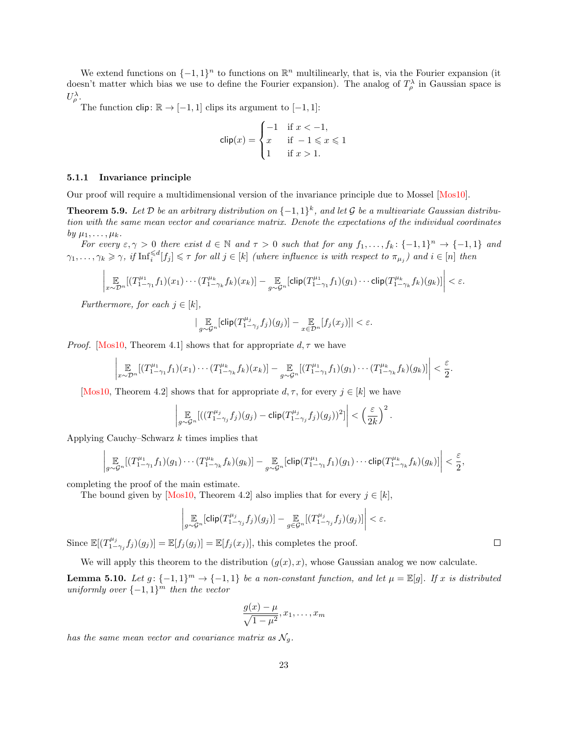We extend functions on $\{-1,1\}^n$ to functions on $\mathbb{R}^n$ multilinearly, that is, via the Fourier expansion (it doesn't matter which bias we use to define the Fourier expansion). The analog of $T^\lambda_\rho$ in Gaussian space is $U^\lambda_\rho$.

The function $\mathsf{clip}\colon \mathbb{R} \to [-1,1]$ clips its argument to $[-1,1]$:

$$\mathsf{clip}(x) = \begin{cases} -1 & \text{if } x < -1, \\ x & \text{if } -1 \leqslant x \leqslant 1 \\ 1 & \text{if } x > 1. \end{cases}$$

#### 5.1.1 Invariance principle

Our proof will require a multidimensional version of the invariance principle due to Mossel [Mos10].

**Theorem 5.9.** *Let $\mathcal{D}$ be an arbitrary distribution on $\{-1,1\}^k$, and let $\mathcal{G}$ be a multivariate Gaussian distribution with the same mean vector and covariance matrix. Denote the expectations of the individual coordinates by $\mu_1, \ldots, \mu_k$.*

*For every $\varepsilon, \gamma > 0$ there exist $d \in \mathbb{N}$ and $\tau > 0$ such that for any $f_1, \ldots, f_k \colon \{-1,1\}^n \to \{-1,1\}$ and $\gamma_1, \ldots, \gamma_k \geqslant \gamma$, if $\mathrm{Inf}_i^{\leqslant d}[f_j] \leqslant \tau$ for all $j \in [k]$ (where influence is with respect to $\pi_{\mu_j}$) and $i \in [n]$ then*

$$\left| \mathop{\mathbb{E}}_{x \sim \mathcal{D}^n}[(T^{\mu_1}_{1-\gamma_1} f_1)(x_1) \cdots (T^{\mu_k}_{1-\gamma_k} f_k)(x_k)] - \mathop{\mathbb{E}}_{g \sim \mathcal{G}^n}[\mathsf{clip}(T^{\mu_1}_{1-\gamma_1} f_1)(g_1) \cdots \mathsf{clip}(T^{\mu_k}_{1-\gamma_k} f_k)(g_k)] \right| < \varepsilon.$$

*Furthermore, for each $j \in [k]$,*

$$| \mathop{\mathbb{E}}_{g \sim \mathcal{G}^n}[\mathsf{clip}(T^{\mu_j}_{1-\gamma_j} f_j)(g_j)] - \mathop{\mathbb{E}}_{x \in \mathcal{D}^n}[f_j(x_j)]| < \varepsilon.$$

*Proof.* [Mos10, Theorem 4.1] shows that for appropriate $d, \tau$ we have

$$\left| \mathop{\mathbb{E}}_{x \sim \mathcal{D}^n}[(T^{\mu_1}_{1-\gamma_1} f_1)(x_1) \cdots (T^{\mu_k}_{1-\gamma_k} f_k)(x_k)] - \mathop{\mathbb{E}}_{g \sim \mathcal{G}^n}[(T^{\mu_1}_{1-\gamma_1} f_1)(g_1) \cdots (T^{\mu_k}_{1-\gamma_k} f_k)(g_k)] \right| < \frac{\varepsilon}{2}.$$

[Mos10, Theorem 4.2] shows that for appropriate $d, \tau$, for every $j \in [k]$ we have

$$\left| \mathop{\mathbb{E}}_{g \sim \mathcal{G}^n}[((T^{\mu_j}_{1-\gamma_j} f_j)(g_j) - \mathsf{clip}(T^{\mu_j}_{1-\gamma_j} f_j)(g_j))^2] \right| < \left(\frac{\varepsilon}{2k}\right)^2.$$

Applying Cauchy–Schwarz $k$ times implies that

$$\left| \mathop{\mathbb{E}}_{g \sim \mathcal{G}^n}[(T^{\mu_1}_{1-\gamma_1} f_1)(g_1) \cdots (T^{\mu_k}_{1-\gamma_k} f_k)(g_k)] - \mathop{\mathbb{E}}_{g \sim \mathcal{G}^n}[\mathsf{clip}(T^{\mu_1}_{1-\gamma_1} f_1)(g_1) \cdots \mathsf{clip}(T^{\mu_k}_{1-\gamma_k} f_k)(g_k)] \right| < \frac{\varepsilon}{2},$$

completing the proof of the main estimate.

The bound given by [Mos10, Theorem 4.2] also implies that for every $j \in [k]$,

$$\left| \mathop{\mathbb{E}}_{g \sim \mathcal{G}^n}[\mathsf{clip}(T^{\mu_j}_{1-\gamma_j} f_j)(g_j)] - \mathop{\mathbb{E}}_{g \in \mathcal{G}^n}[(T^{\mu_j}_{1-\gamma_j} f_j)(g_j)] \right| < \varepsilon.$$

Since $\mathbb{E}[(T^{\mu_j}_{1-\gamma_j} f_j)(g_j)] = \mathbb{E}[f_j(g_j)] = \mathbb{E}[f_j(x_j)]$, this completes the proof. $\square$

We will apply this theorem to the distribution $(g(x), x)$, whose Gaussian analog we now calculate.

**Lemma 5.10.** *Let $g\colon \{-1,1\}^m \to \{-1,1\}$ be a non-constant function, and let $\mu = \mathbb{E}[g]$. If $x$ is distributed uniformly over $\{-1,1\}^m$ then the vector*

$$\frac{g(x) - \mu}{\sqrt{1-\mu^2}}, x_1, \ldots, x_m$$

*has the same mean vector and covariance matrix as $\mathcal{N}_g$.*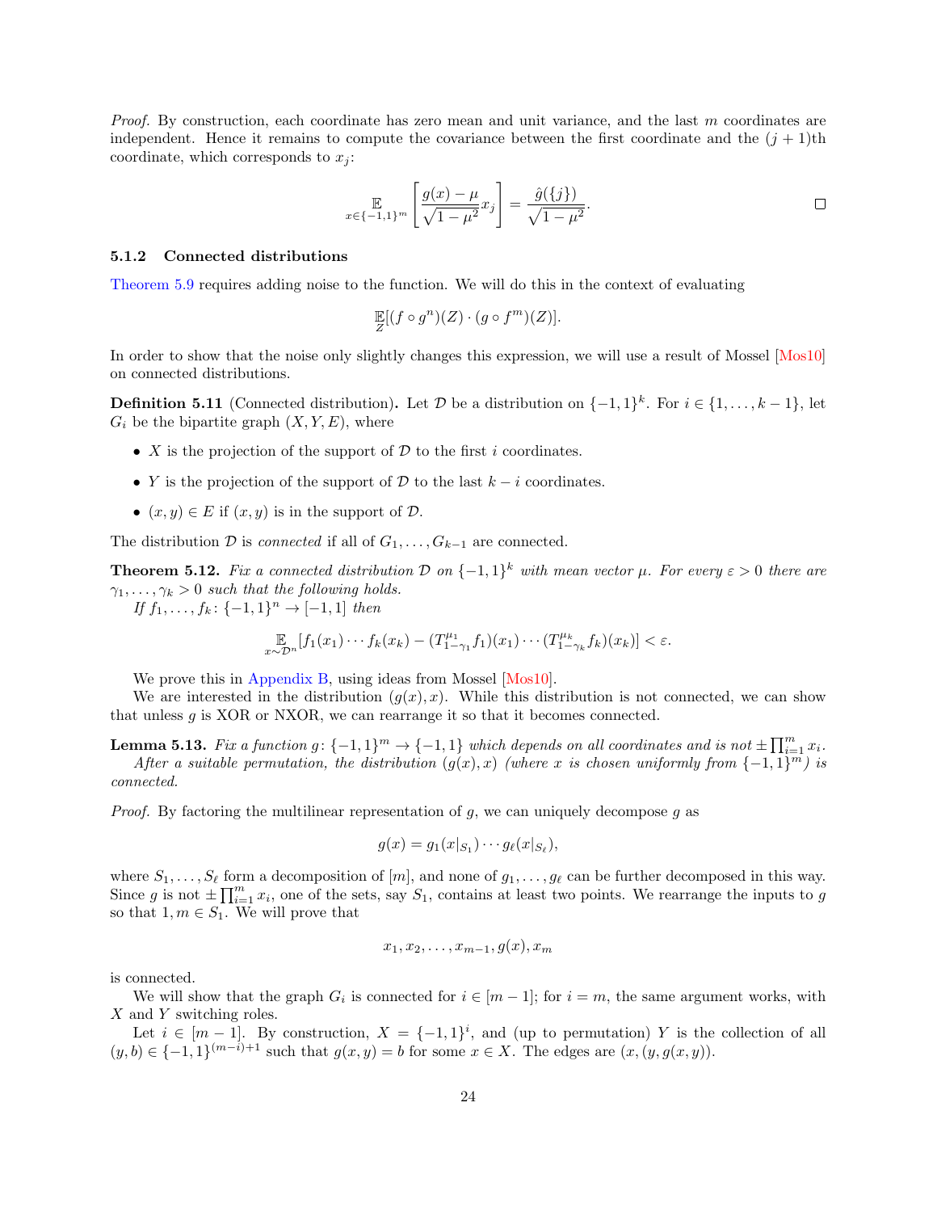*Proof.* By construction, each coordinate has zero mean and unit variance, and the last $m$ coordinates are independent. Hence it remains to compute the covariance between the first coordinate and the $(j+1)$th coordinate, which corresponds to $x_j$:

$$\mathop{\mathbb{E}}_{x \in \{-1,1\}^m}\left[\frac{g(x)-\mu}{\sqrt{1-\mu^2}} x_j\right] = \frac{\hat{g}(\{j\})}{\sqrt{1-\mu^2}}. \qquad \square$$

#### 5.1.2 Connected distributions

Theorem 5.9 requires adding noise to the function. We will do this in the context of evaluating

$$\mathop{\mathbb{E}}_{Z}[(f \circ g^n)(Z) \cdot (g \circ f^m)(Z)].$$

In order to show that the noise only slightly changes this expression, we will use a result of Mossel [Mos10] on connected distributions.

**Definition 5.11** (Connected distribution)**.** Let $\mathcal{D}$ be a distribution on $\{-1,1\}^k$. For $i \in \{1,\ldots,k-1\}$, let $G_i$ be the bipartite graph $(X,Y,E)$, where

- $X$ is the projection of the support of $\mathcal{D}$ to the first $i$ coordinates.
- $Y$ is the projection of the support of $\mathcal{D}$ to the last $k-i$ coordinates.
- $(x,y) \in E$ if $(x,y)$ is in the support of $\mathcal{D}$.

The distribution $\mathcal{D}$ is *connected* if all of $G_1,\ldots,G_{k-1}$ are connected.

**Theorem 5.12.** *Fix a connected distribution $\mathcal{D}$ on $\{-1,1\}^k$ with mean vector $\mu$. For every $\varepsilon > 0$ there are $\gamma_1,\ldots,\gamma_k > 0$ such that the following holds.*

*If $f_1,\ldots,f_k \colon \{-1,1\}^n \to [-1,1]$ then*

$$\mathop{\mathbb{E}}_{x \sim \mathcal{D}^n}[f_1(x_1)\cdots f_k(x_k) - (T^{\mu_1}_{1-\gamma_1} f_1)(x_1)\cdots(T^{\mu_k}_{1-\gamma_k} f_k)(x_k)] < \varepsilon.$$

We prove this in Appendix B, using ideas from Mossel [Mos10].

We are interested in the distribution $(g(x),x)$. While this distribution is not connected, we can show that unless $g$ is XOR or NXOR, we can rearrange it so that it becomes connected.

**Lemma 5.13.** *Fix a function $g\colon \{-1,1\}^m \to \{-1,1\}$ which depends on all coordinates and is not $\pm\prod_{i=1}^m x_i$.*

*After a suitable permutation, the distribution $(g(x),x)$ (where $x$ is chosen uniformly from $\{-1,1\}^m$) is connected.*

*Proof.* By factoring the multilinear representation of $g$, we can uniquely decompose $g$ as

$$g(x) = g_1(x|_{S_1})\cdots g_\ell(x|_{S_\ell}),$$

where $S_1,\ldots,S_\ell$ form a decomposition of $[m]$, and none of $g_1,\ldots,g_\ell$ can be further decomposed in this way. Since $g$ is not $\pm\prod_{i=1}^m x_i$, one of the sets, say $S_1$, contains at least two points. We rearrange the inputs to $g$ so that $1,m \in S_1$. We will prove that

$$x_1, x_2, \ldots, x_{m-1}, g(x), x_m$$

is connected.

We will show that the graph $G_i$ is connected for $i \in [m-1]$; for $i = m$, the same argument works, with $X$ and $Y$ switching roles.

Let $i \in [m-1]$. By construction, $X = \{-1,1\}^i$, and (up to permutation) $Y$ is the collection of all $(y,b) \in \{-1,1\}^{(m-i)+1}$ such that $g(x,y) = b$ for some $x \in X$. The edges are $(x,(y,g(x,y)))$.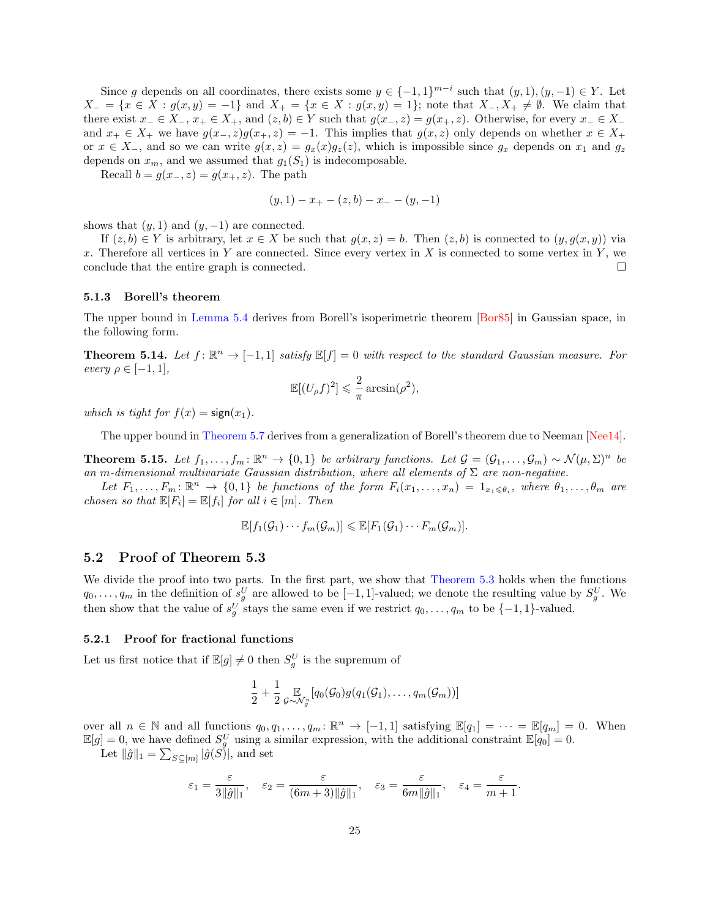Since $g$ depends on all coordinates, there exists some $y \in \{-1,1\}^{m-i}$ such that $(y,1),(y,-1) \in Y$. Let $X_- = \{x \in X : g(x,y) = -1\}$ and $X_+ = \{x \in X : g(x,y) = 1\}$; note that $X_-, X_+ \neq \emptyset$. We claim that there exist $x_- \in X_-$, $x_+ \in X_+$, and $(z,b) \in Y$ such that $g(x_-,z) = g(x_+,z)$. Otherwise, for every $x_- \in X_-$ and $x_+ \in X_+$ we have $g(x_-,z)g(x_+,z) = -1$. This implies that $g(x,z)$ only depends on whether $x \in X_+$ or $x \in X_-$, and so we can write $g(x,z) = g_x(x)g_z(z)$, which is impossible since $g_x$ depends on $x_1$ and $g_z$ depends on $x_m$, and we assumed that $g_1(S_1)$ is indecomposable.

Recall $b = g(x_-,z) = g(x_+,z)$. The path

$$(y,1) - x_+ - (z,b) - x_- - (y,-1)$$

shows that $(y,1)$ and $(y,-1)$ are connected.

If $(z,b) \in Y$ is arbitrary, let $x \in X$ be such that $g(x,z) = b$. Then $(z,b)$ is connected to $(y, g(x,y))$ via $x$. Therefore all vertices in $Y$ are connected. Since every vertex in $X$ is connected to some vertex in $Y$, we conclude that the entire graph is connected. □

#### 5.1.3 Borell's theorem

The upper bound in Lemma 5.4 derives from Borell's isoperimetric theorem [Bor85] in Gaussian space, in the following form.

**Theorem 5.14.** *Let $f\colon \mathbb{R}^n \to [-1,1]$ satisfy $\mathbb{E}[f] = 0$ with respect to the standard Gaussian measure. For every $\rho \in [-1,1]$,*

$$\mathbb{E}[(U_\rho f)^2] \leqslant \frac{2}{\pi}\arcsin(\rho^2),$$

*which is tight for $f(x) = \mathsf{sign}(x_1)$.*

The upper bound in Theorem 5.7 derives from a generalization of Borell's theorem due to Neeman [Nee14].

**Theorem 5.15.** *Let $f_1,\dots,f_m\colon \mathbb{R}^n \to \{0,1\}$ be arbitrary functions. Let $\mathcal{G} = (\mathcal{G}_1,\dots,\mathcal{G}_m) \sim \mathcal{N}(\mu,\Sigma)^n$ be an $m$-dimensional multivariate Gaussian distribution, where all elements of $\Sigma$ are non-negative.*

*Let $F_1,\dots,F_m\colon \mathbb{R}^n \to \{0,1\}$ be functions of the form $F_i(x_1,\dots,x_n) = 1_{x_1 \leqslant \theta_i}$, where $\theta_1,\dots,\theta_m$ are chosen so that $\mathbb{E}[F_i] = \mathbb{E}[f_i]$ for all $i \in [m]$. Then*

$$\mathbb{E}[f_1(\mathcal{G}_1)\cdots f_m(\mathcal{G}_m)] \leqslant \mathbb{E}[F_1(\mathcal{G}_1)\cdots F_m(\mathcal{G}_m)].$$

## 5.2 Proof of Theorem 5.3

We divide the proof into two parts. In the first part, we show that Theorem 5.3 holds when the functions $q_0,\dots,q_m$ in the definition of $s_g^U$ are allowed to be $[-1,1]$-valued; we denote the resulting value by $S_g^U$. We then show that the value of $s_g^U$ stays the same even if we restrict $q_0,\dots,q_m$ to be $\{-1,1\}$-valued.

### 5.2.1 Proof for fractional functions

Let us first notice that if $\mathbb{E}[g] \neq 0$ then $S_g^U$ is the supremum of

$$\frac{1}{2} + \frac{1}{2}\mathop{\mathbb{E}}_{\mathcal{G}\sim\mathcal{N}_g^n}[q_0(\mathcal{G}_0)g(q_1(\mathcal{G}_1),\dots,q_m(\mathcal{G}_m))]$$

over all $n \in \mathbb{N}$ and all functions $q_0,q_1,\dots,q_m\colon \mathbb{R}^n \to [-1,1]$ satisfying $\mathbb{E}[q_1] = \cdots = \mathbb{E}[q_m] = 0$. When $\mathbb{E}[g] = 0$, we have defined $S_g^U$ using a similar expression, with the additional constraint $\mathbb{E}[q_0] = 0$.

Let $\|\hat{g}\|_1 = \sum_{S\subseteq[m]} |\hat{g}(S)|$, and set

$$\varepsilon_1 = \frac{\varepsilon}{3\|\hat{g}\|_1}, \quad \varepsilon_2 = \frac{\varepsilon}{(6m+3)\|\hat{g}\|_1}, \quad \varepsilon_3 = \frac{\varepsilon}{6m\|\hat{g}\|_1}, \quad \varepsilon_4 = \frac{\varepsilon}{m+1}.$$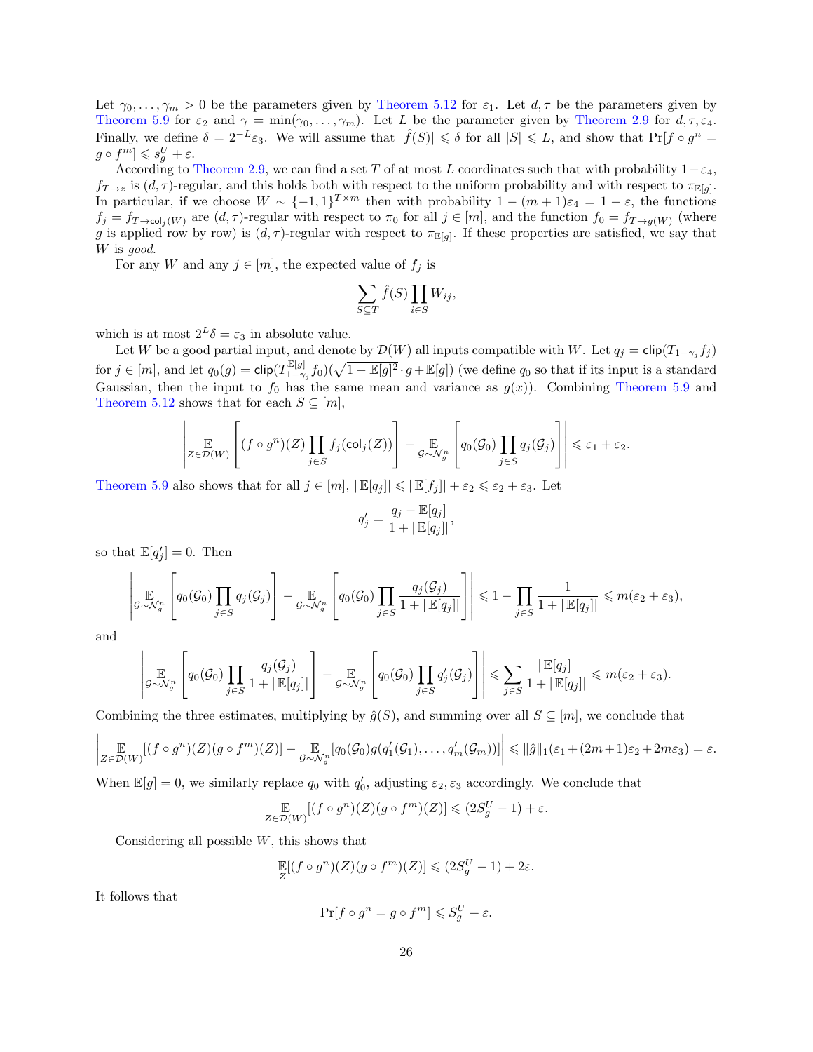Let $\gamma_0, \ldots, \gamma_m > 0$ be the parameters given by Theorem 5.12 for $\varepsilon_1$. Let $d, \tau$ be the parameters given by Theorem 5.9 for $\varepsilon_2$ and $\gamma = \min(\gamma_0, \ldots, \gamma_m)$. Let $L$ be the parameter given by Theorem 2.9 for $d, \tau, \varepsilon_4$. Finally, we define $\delta = 2^{-L}\varepsilon_3$. We will assume that $|\hat{f}(S)| \leqslant \delta$ for all $|S| \leqslant L$, and show that $\Pr[f \circ g^n = g \circ f^m] \leqslant s_g^U + \varepsilon$.

According to Theorem 2.9, we can find a set $T$ of at most $L$ coordinates such that with probability $1-\varepsilon_4$, $f_{T \to z}$ is $(d,\tau)$-regular, and this holds both with respect to the uniform probability and with respect to $\pi_{\mathbb{E}[g]}$. In particular, if we choose $W \sim \{-1,1\}^{T \times m}$ then with probability $1 - (m+1)\varepsilon_4 = 1 - \varepsilon$, the functions $f_j = f_{T \to \mathsf{col}_j(W)}$ are $(d,\tau)$-regular with respect to $\pi_0$ for all $j \in [m]$, and the function $f_0 = f_{T \to g(W)}$ (where $g$ is applied row by row) is $(d,\tau)$-regular with respect to $\pi_{\mathbb{E}[g]}$. If these properties are satisfied, we say that $W$ is *good*.

For any $W$ and any $j \in [m]$, the expected value of $f_j$ is

$$\sum_{S \subseteq T} \hat{f}(S) \prod_{i \in S} W_{ij},$$

which is at most $2^L \delta = \varepsilon_3$ in absolute value.

Let $W$ be a good partial input, and denote by $\mathcal{D}(W)$ all inputs compatible with $W$. Let $q_j = \mathsf{clip}(T_{1-\gamma_j} f_j)$ for $j \in [m]$, and let $q_0(g) = \mathsf{clip}(T_{1-\gamma_j}^{\mathbb{E}[g]} f_0)(\sqrt{1-\mathbb{E}[g]^2} \cdot g + \mathbb{E}[g])$ (we define $q_0$ so that if its input is a standard Gaussian, then the input to $f_0$ has the same mean and variance as $g(x)$). Combining Theorem 5.9 and Theorem 5.12 shows that for each $S \subseteq [m]$,

$$\left| \mathop{\mathbb{E}}_{Z \in \mathcal{D}(W)} \left[ (f \circ g^n)(Z) \prod_{j \in S} f_j(\mathsf{col}_j(Z)) \right] - \mathop{\mathbb{E}}_{\mathcal{G} \sim \mathcal{N}_g^n} \left[ q_0(\mathcal{G}_0) \prod_{j \in S} q_j(\mathcal{G}_j) \right] \right| \leqslant \varepsilon_1 + \varepsilon_2.$$

Theorem 5.9 also shows that for all $j \in [m]$, $|\mathbb{E}[q_j]| \leqslant |\mathbb{E}[f_j]| + \varepsilon_2 \leqslant \varepsilon_2 + \varepsilon_3$. Let

$$q_j' = \frac{q_j - \mathbb{E}[q_j]}{1 + |\mathbb{E}[q_j]|},$$

so that $\mathbb{E}[q_j'] = 0$. Then

$$\left| \mathop{\mathbb{E}}_{\mathcal{G} \sim \mathcal{N}_g^n} \left[ q_0(\mathcal{G}_0) \prod_{j \in S} q_j(\mathcal{G}_j) \right] - \mathop{\mathbb{E}}_{\mathcal{G} \sim \mathcal{N}_g^n} \left[ q_0(\mathcal{G}_0) \prod_{j \in S} \frac{q_j(\mathcal{G}_j)}{1 + |\mathbb{E}[q_j]|} \right] \right| \leqslant 1 - \prod_{j \in S} \frac{1}{1 + |\mathbb{E}[q_j]|} \leqslant m(\varepsilon_2 + \varepsilon_3),$$

and

$$\left| \mathop{\mathbb{E}}_{\mathcal{G} \sim \mathcal{N}_g^n} \left[ q_0(\mathcal{G}_0) \prod_{j \in S} \frac{q_j(\mathcal{G}_j)}{1 + |\mathbb{E}[q_j]|} \right] - \mathop{\mathbb{E}}_{\mathcal{G} \sim \mathcal{N}_g^n} \left[ q_0(\mathcal{G}_0) \prod_{j \in S} q_j'(\mathcal{G}_j) \right] \right| \leqslant \sum_{j \in S} \frac{|\mathbb{E}[q_j]|}{1 + |\mathbb{E}[q_j]|} \leqslant m(\varepsilon_2 + \varepsilon_3).$$

Combining the three estimates, multiplying by $\hat{g}(S)$, and summing over all $S \subseteq [m]$, we conclude that

$$\left| \mathop{\mathbb{E}}_{Z \in \mathcal{D}(W)} [(f \circ g^n)(Z)(g \circ f^m)(Z)] - \mathop{\mathbb{E}}_{\mathcal{G} \sim \mathcal{N}_g^n} [q_0(\mathcal{G}_0) g(q_1'(\mathcal{G}_1), \ldots, q_m'(\mathcal{G}_m))] \right| \leqslant \|\hat{g}\|_1 (\varepsilon_1 + (2m+1)\varepsilon_2 + 2m\varepsilon_3) = \varepsilon.$$

When $\mathbb{E}[g] = 0$, we similarly replace $q_0$ with $q_0'$, adjusting $\varepsilon_2, \varepsilon_3$ accordingly. We conclude that

$$\mathop{\mathbb{E}}_{Z \in \mathcal{D}(W)} [(f \circ g^n)(Z)(g \circ f^m)(Z)] \leqslant (2S_g^U - 1) + \varepsilon.$$

Considering all possible $W$, this shows that

$$\mathop{\mathbb{E}}_{Z} [(f \circ g^n)(Z)(g \circ f^m)(Z)] \leqslant (2S_g^U - 1) + 2\varepsilon.$$

It follows that

$$\Pr[f \circ g^n = g \circ f^m] \leqslant S_g^U + \varepsilon.$$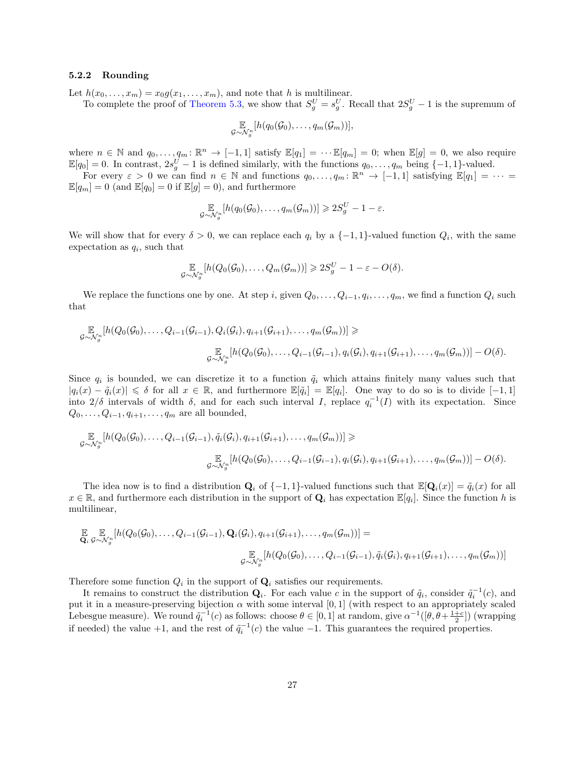### 5.2.2 Rounding

Let $h(x_0, \ldots, x_m) = x_0 g(x_1, \ldots, x_m)$, and note that $h$ is multilinear.

To complete the proof of Theorem 5.3, we show that $S_g^U = s_g^U$. Recall that $2S_g^U - 1$ is the supremum of

$$\mathop{\mathbb{E}}_{\mathcal{G} \sim \mathcal{N}_g^n}[h(q_0(\mathcal{G}_0), \ldots, q_m(\mathcal{G}_m))],$$

where $n \in \mathbb{N}$ and $q_0, \ldots, q_m \colon \mathbb{R}^n \to [-1, 1]$ satisfy $\mathbb{E}[q_1] = \cdots \mathbb{E}[q_m] = 0$; when $\mathbb{E}[g] = 0$, we also require $\mathbb{E}[q_0] = 0$. In contrast, $2s_g^U - 1$ is defined similarly, with the functions $q_0, \ldots, q_m$ being $\{-1, 1\}$-valued.

For every $\varepsilon > 0$ we can find $n \in \mathbb{N}$ and functions $q_0, \ldots, q_m \colon \mathbb{R}^n \to [-1, 1]$ satisfying $\mathbb{E}[q_1] = \cdots = \mathbb{E}[q_m] = 0$ (and $\mathbb{E}[q_0] = 0$ if $\mathbb{E}[g] = 0$), and furthermore

$$\mathop{\mathbb{E}}_{\mathcal{G} \sim \mathcal{N}_g^n}[h(q_0(\mathcal{G}_0), \ldots, q_m(\mathcal{G}_m))] \geqslant 2S_g^U - 1 - \varepsilon.$$

We will show that for every $\delta > 0$, we can replace each $q_i$ by a $\{-1, 1\}$-valued function $Q_i$, with the same expectation as $q_i$, such that

$$\mathop{\mathbb{E}}_{\mathcal{G} \sim \mathcal{N}_g^n}[h(Q_0(\mathcal{G}_0), \ldots, Q_m(\mathcal{G}_m))] \geqslant 2S_g^U - 1 - \varepsilon - O(\delta).$$

We replace the functions one by one. At step $i$, given $Q_0, \ldots, Q_{i-1}, q_i, \ldots, q_m$, we find a function $Q_i$ such that

$$\mathop{\mathbb{E}}_{\mathcal{G} \sim \mathcal{N}_g^n}[h(Q_0(\mathcal{G}_0), \ldots, Q_{i-1}(\mathcal{G}_{i-1}), Q_i(\mathcal{G}_i), q_{i+1}(\mathcal{G}_{i+1}), \ldots, q_m(\mathcal{G}_m))] \geqslant \\ \mathop{\mathbb{E}}_{\mathcal{G} \sim \mathcal{N}_g^n}[h(Q_0(\mathcal{G}_0), \ldots, Q_{i-1}(\mathcal{G}_{i-1}), q_i(\mathcal{G}_i), q_{i+1}(\mathcal{G}_{i+1}), \ldots, q_m(\mathcal{G}_m))] - O(\delta).$$

Since $q_i$ is bounded, we can discretize it to a function $\tilde{q}_i$ which attains finitely many values such that $|q_i(x) - \tilde{q}_i(x)| \leqslant \delta$ for all $x \in \mathbb{R}$, and furthermore $\mathbb{E}[\tilde{q}_i] = \mathbb{E}[q_i]$. One way to do so is to divide $[-1, 1]$ into $2/\delta$ intervals of width $\delta$, and for each such interval $I$, replace $q_i^{-1}(I)$ with its expectation. Since $Q_0, \ldots, Q_{i-1}, q_{i+1}, \ldots, q_m$ are all bounded,

$$\mathop{\mathbb{E}}_{\mathcal{G} \sim \mathcal{N}_g^n}[h(Q_0(\mathcal{G}_0), \ldots, Q_{i-1}(\mathcal{G}_{i-1}), \tilde{q}_i(\mathcal{G}_i), q_{i+1}(\mathcal{G}_{i+1}), \ldots, q_m(\mathcal{G}_m))] \geqslant \\ \mathop{\mathbb{E}}_{\mathcal{G} \sim \mathcal{N}_g^n}[h(Q_0(\mathcal{G}_0), \ldots, Q_{i-1}(\mathcal{G}_{i-1}), q_i(\mathcal{G}_i), q_{i+1}(\mathcal{G}_{i+1}), \ldots, q_m(\mathcal{G}_m))] - O(\delta).$$

The idea now is to find a distribution $\mathbf{Q}_i$ of $\{-1, 1\}$-valued functions such that $\mathbb{E}[\mathbf{Q}_i(x)] = \tilde{q}_i(x)$ for all $x \in \mathbb{R}$, and furthermore each distribution in the support of $\mathbf{Q}_i$ has expectation $\mathbb{E}[q_i]$. Since the function $h$ is multilinear,

$$\mathop{\mathbb{E}}_{\mathbf{Q}_i} \mathop{\mathbb{E}}_{\mathcal{G} \sim \mathcal{N}_g^n}[h(Q_0(\mathcal{G}_0), \ldots, Q_{i-1}(\mathcal{G}_{i-1}), \mathbf{Q}_i(\mathcal{G}_i), q_{i+1}(\mathcal{G}_{i+1}), \ldots, q_m(\mathcal{G}_m))] = \\ \mathop{\mathbb{E}}_{\mathcal{G} \sim \mathcal{N}_g^n}[h(Q_0(\mathcal{G}_0), \ldots, Q_{i-1}(\mathcal{G}_{i-1}), \tilde{q}_i(\mathcal{G}_i), q_{i+1}(\mathcal{G}_{i+1}), \ldots, q_m(\mathcal{G}_m))]$$

Therefore some function $Q_i$ in the support of $\mathbf{Q}_i$ satisfies our requirements.

It remains to construct the distribution $\mathbf{Q}_i$. For each value $c$ in the support of $\tilde{q}_i$, consider $\tilde{q}_i^{-1}(c)$, and put it in a measure-preserving bijection $\alpha$ with some interval $[0, 1]$ (with respect to an appropriately scaled Lebesgue measure). We round $\tilde{q}_i^{-1}(c)$ as follows: choose $\theta \in [0, 1]$ at random, give $\alpha^{-1}([\theta, \theta + \frac{1+c}{2}])$ (wrapping if needed) the value $+1$, and the rest of $\tilde{q}_i^{-1}(c)$ the value $-1$. This guarantees the required properties.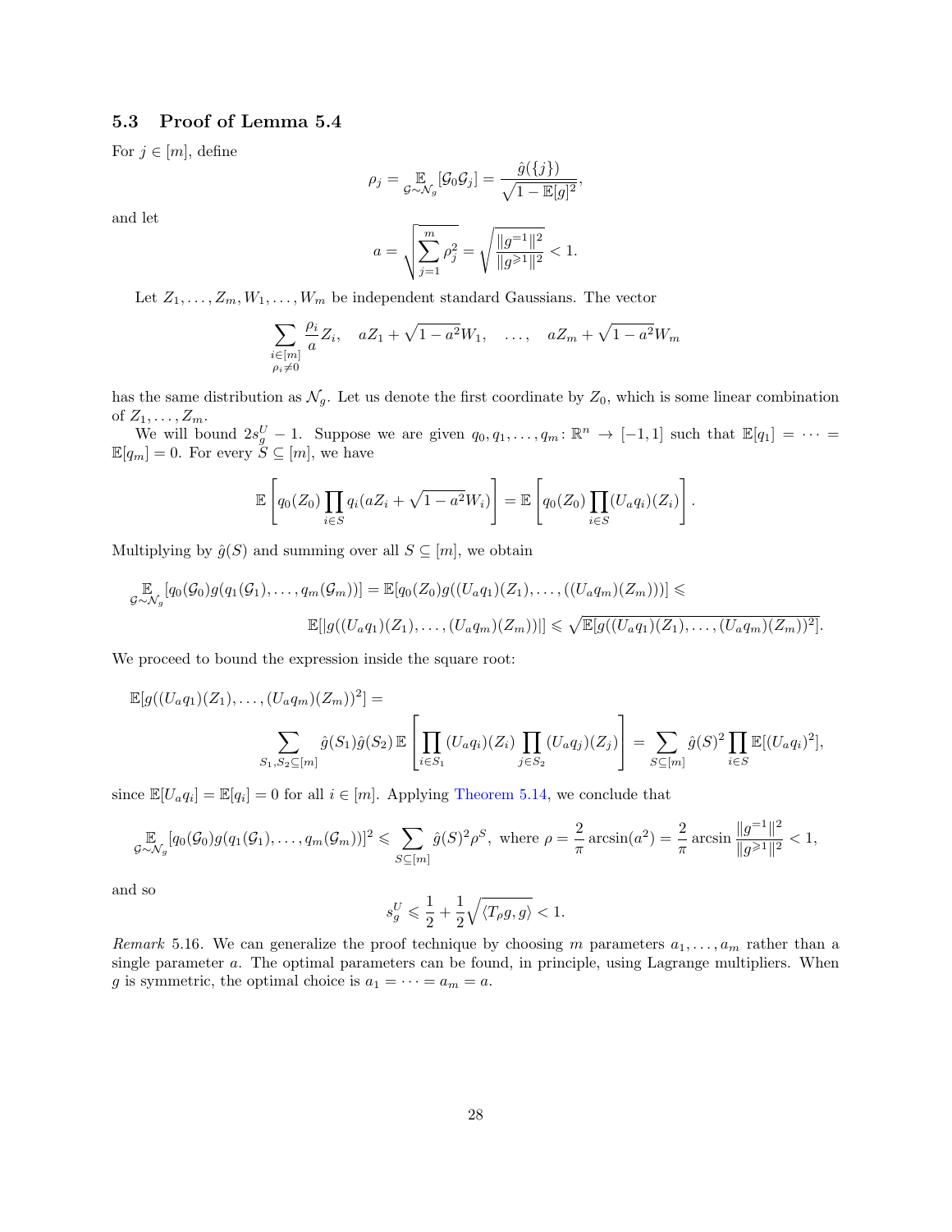### 5.3 Proof of Lemma 5.4

For $j \in [m]$, define

$$\rho_j = \mathop{\mathbb{E}}_{\mathcal{G} \sim \mathcal{N}_g}[\mathcal{G}_0 \mathcal{G}_j] = \frac{\hat{g}(\{j\})}{\sqrt{1 - \mathbb{E}[g]^2}},$$

and let

$$a = \sqrt{\sum_{j=1}^m \rho_j^2} = \sqrt{\frac{\|g^{=1}\|^2}{\|g^{\geqslant 1}\|^2}} < 1.$$

Let $Z_1, \ldots, Z_m, W_1, \ldots, W_m$ be independent standard Gaussians. The vector

$$\sum_{\substack{i \in [m] \\ \rho_i \neq 0}} \frac{\rho_i}{a} Z_i, \quad aZ_1 + \sqrt{1-a^2} W_1, \quad \ldots, \quad aZ_m + \sqrt{1-a^2} W_m$$

has the same distribution as $\mathcal{N}_g$. Let us denote the first coordinate by $Z_0$, which is some linear combination of $Z_1, \ldots, Z_m$.

We will bound $2s_g^U - 1$. Suppose we are given $q_0, q_1, \ldots, q_m \colon \mathbb{R}^n \to [-1, 1]$ such that $\mathbb{E}[q_1] = \cdots = \mathbb{E}[q_m] = 0$. For every $S \subseteq [m]$, we have

$$\mathbb{E}\left[ q_0(Z_0) \prod_{i \in S} q_i(aZ_i + \sqrt{1-a^2} W_i) \right] = \mathbb{E}\left[ q_0(Z_0) \prod_{i \in S} (U_a q_i)(Z_i) \right].$$

Multiplying by $\hat{g}(S)$ and summing over all $S \subseteq [m]$, we obtain

$$\mathop{\mathbb{E}}_{\mathcal{G} \sim \mathcal{N}_g}[q_0(\mathcal{G}_0) g(q_1(\mathcal{G}_1), \ldots, q_m(\mathcal{G}_m))] = \mathbb{E}[q_0(Z_0) g((U_a q_1)(Z_1), \ldots, ((U_a q_m)(Z_m)))] \leqslant$$
$$\mathbb{E}[|g((U_a q_1)(Z_1), \ldots, (U_a q_m)(Z_m))|] \leqslant \sqrt{\mathbb{E}[g((U_a q_1)(Z_1), \ldots, (U_a q_m)(Z_m))^2]}.$$

We proceed to bound the expression inside the square root:

$$\mathbb{E}[g((U_a q_1)(Z_1), \ldots, (U_a q_m)(Z_m))^2] =$$
$$\sum_{S_1, S_2 \subseteq [m]} \hat{g}(S_1) \hat{g}(S_2) \, \mathbb{E}\left[ \prod_{i \in S_1} (U_a q_i)(Z_i) \prod_{j \in S_2} (U_a q_j)(Z_j) \right] = \sum_{S \subseteq [m]} \hat{g}(S)^2 \prod_{i \in S} \mathbb{E}[(U_a q_i)^2],$$

since $\mathbb{E}[U_a q_i] = \mathbb{E}[q_i] = 0$ for all $i \in [m]$. Applying Theorem 5.14, we conclude that

$$\mathop{\mathbb{E}}_{\mathcal{G} \sim \mathcal{N}_g}[q_0(\mathcal{G}_0) g(q_1(\mathcal{G}_1), \ldots, q_m(\mathcal{G}_m))]^2 \leqslant \sum_{S \subseteq [m]} \hat{g}(S)^2 \rho^S, \text{ where } \rho = \frac{2}{\pi} \arcsin(a^2) = \frac{2}{\pi} \arcsin \frac{\|g^{=1}\|^2}{\|g^{\geqslant 1}\|^2} < 1,$$

and so

$$s_g^U \leqslant \frac{1}{2} + \frac{1}{2} \sqrt{\langle T_\rho g, g \rangle} < 1.$$

*Remark* 5.16. We can generalize the proof technique by choosing $m$ parameters $a_1, \ldots, a_m$ rather than a single parameter $a$. The optimal parameters can be found, in principle, using Lagrange multipliers. When $g$ is symmetric, the optimal choice is $a_1 = \cdots = a_m = a$.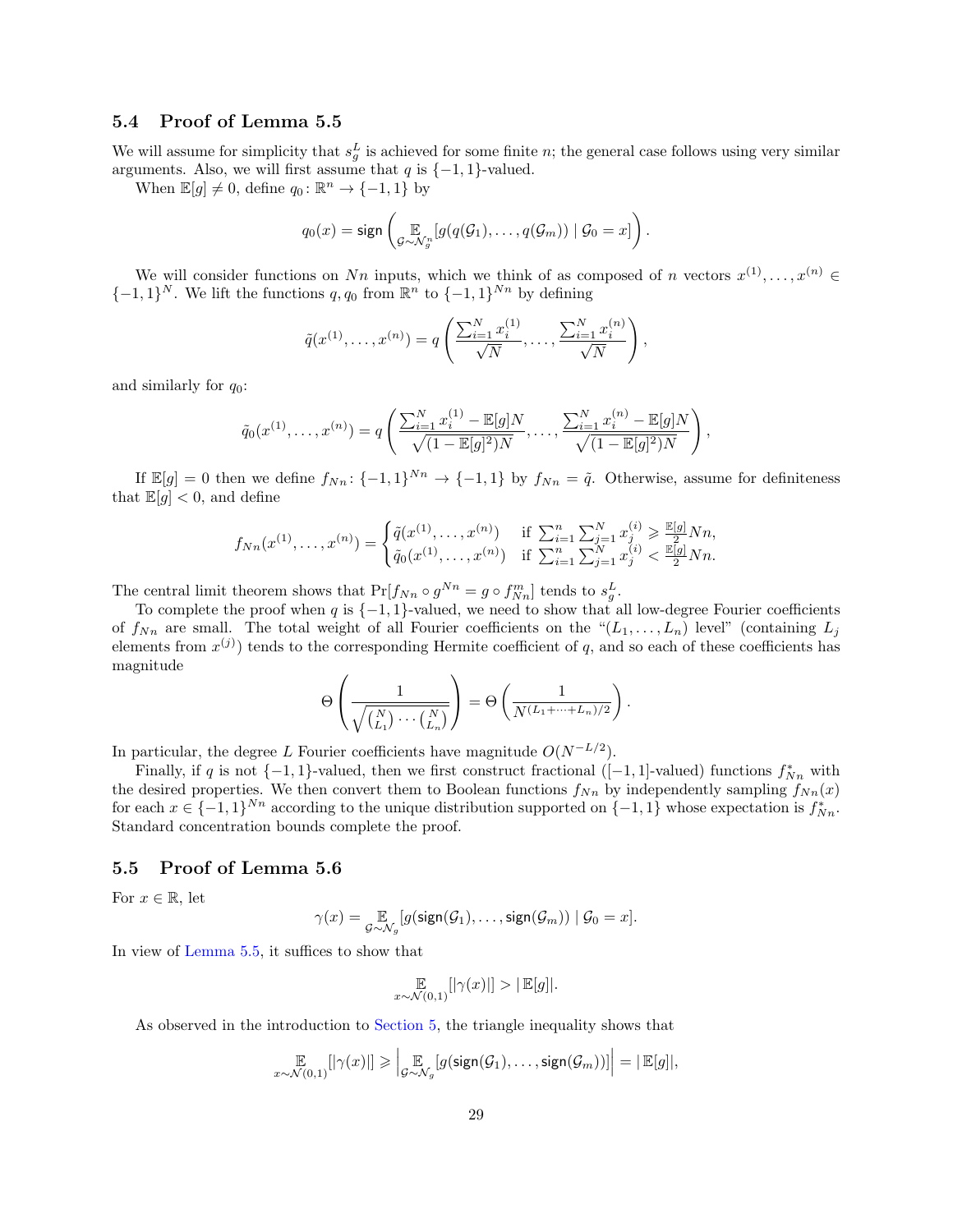### 5.4 Proof of Lemma 5.5

We will assume for simplicity that $s_g^L$ is achieved for some finite $n$; the general case follows using very similar arguments. Also, we will first assume that $q$ is $\{-1,1\}$-valued.

When $\mathbb{E}[g] \neq 0$, define $q_0 \colon \mathbb{R}^n \to \{-1,1\}$ by

$$q_0(x) = \mathsf{sign}\left( \mathop{\mathbb{E}}_{\mathcal{G} \sim \mathcal{N}_g^n} [g(q(\mathcal{G}_1), \ldots, q(\mathcal{G}_m)) \mid \mathcal{G}_0 = x] \right).$$

We will consider functions on $Nn$ inputs, which we think of as composed of $n$ vectors $x^{(1)}, \ldots, x^{(n)} \in \{-1,1\}^N$. We lift the functions $q, q_0$ from $\mathbb{R}^n$ to $\{-1,1\}^{Nn}$ by defining

$$\tilde{q}(x^{(1)}, \ldots, x^{(n)}) = q\left( \frac{\sum_{i=1}^N x_i^{(1)}}{\sqrt{N}}, \ldots, \frac{\sum_{i=1}^N x_i^{(n)}}{\sqrt{N}} \right),$$

and similarly for $q_0$:

$$\tilde{q}_0(x^{(1)}, \ldots, x^{(n)}) = q\left( \frac{\sum_{i=1}^N x_i^{(1)} - \mathbb{E}[g]N}{\sqrt{(1-\mathbb{E}[g]^2)N}}, \ldots, \frac{\sum_{i=1}^N x_i^{(n)} - \mathbb{E}[g]N}{\sqrt{(1-\mathbb{E}[g]^2)N}} \right),$$

If $\mathbb{E}[g] = 0$ then we define $f_{Nn} \colon \{-1,1\}^{Nn} \to \{-1,1\}$ by $f_{Nn} = \tilde{q}$. Otherwise, assume for definiteness that $\mathbb{E}[g] < 0$, and define

$$f_{Nn}(x^{(1)}, \ldots, x^{(n)}) = \begin{cases} \tilde{q}(x^{(1)}, \ldots, x^{(n)}) & \text{if } \sum_{i=1}^n \sum_{j=1}^N x_j^{(i)} \geqslant \frac{\mathbb{E}[g]}{2} Nn, \\ \tilde{q}_0(x^{(1)}, \ldots, x^{(n)}) & \text{if } \sum_{i=1}^n \sum_{j=1}^N x_j^{(i)} < \frac{\mathbb{E}[g]}{2} Nn. \end{cases}$$

The central limit theorem shows that $\Pr[f_{Nn} \circ g^{Nn} = g \circ f_{Nn}^m]$ tends to $s_g^L$.

To complete the proof when $q$ is $\{-1,1\}$-valued, we need to show that all low-degree Fourier coefficients of $f_{Nn}$ are small. The total weight of all Fourier coefficients on the "$(L_1, \ldots, L_n)$ level" (containing $L_j$ elements from $x^{(j)}$) tends to the corresponding Hermite coefficient of $q$, and so each of these coefficients has magnitude

$$\Theta\left( \frac{1}{\sqrt{\binom{N}{L_1} \cdots \binom{N}{L_n}}} \right) = \Theta\left( \frac{1}{N^{(L_1 + \cdots + L_n)/2}} \right).$$

In particular, the degree $L$ Fourier coefficients have magnitude $O(N^{-L/2})$.

Finally, if $q$ is not $\{-1,1\}$-valued, then we first construct fractional ($[-1,1]$-valued) functions $f_{Nn}^*$ with the desired properties. We then convert them to Boolean functions $f_{Nn}$ by independently sampling $f_{Nn}(x)$ for each $x \in \{-1,1\}^{Nn}$ according to the unique distribution supported on $\{-1,1\}$ whose expectation is $f_{Nn}^*$. Standard concentration bounds complete the proof.

### 5.5 Proof of Lemma 5.6

For $x \in \mathbb{R}$, let

$$\gamma(x) = \mathop{\mathbb{E}}_{\mathcal{G} \sim \mathcal{N}_g} [g(\mathsf{sign}(\mathcal{G}_1), \ldots, \mathsf{sign}(\mathcal{G}_m)) \mid \mathcal{G}_0 = x].$$

In view of Lemma 5.5, it suffices to show that

$$\mathop{\mathbb{E}}_{x \sim \mathcal{N}(0,1)} [|\gamma(x)|] > |\mathbb{E}[g]|.$$

As observed in the introduction to Section 5, the triangle inequality shows that

$$\mathop{\mathbb{E}}_{x \sim \mathcal{N}(0,1)} [|\gamma(x)|] \geqslant \left| \mathop{\mathbb{E}}_{\mathcal{G} \sim \mathcal{N}_g} [g(\mathsf{sign}(\mathcal{G}_1), \ldots, \mathsf{sign}(\mathcal{G}_m))] \right| = |\mathbb{E}[g]|,$$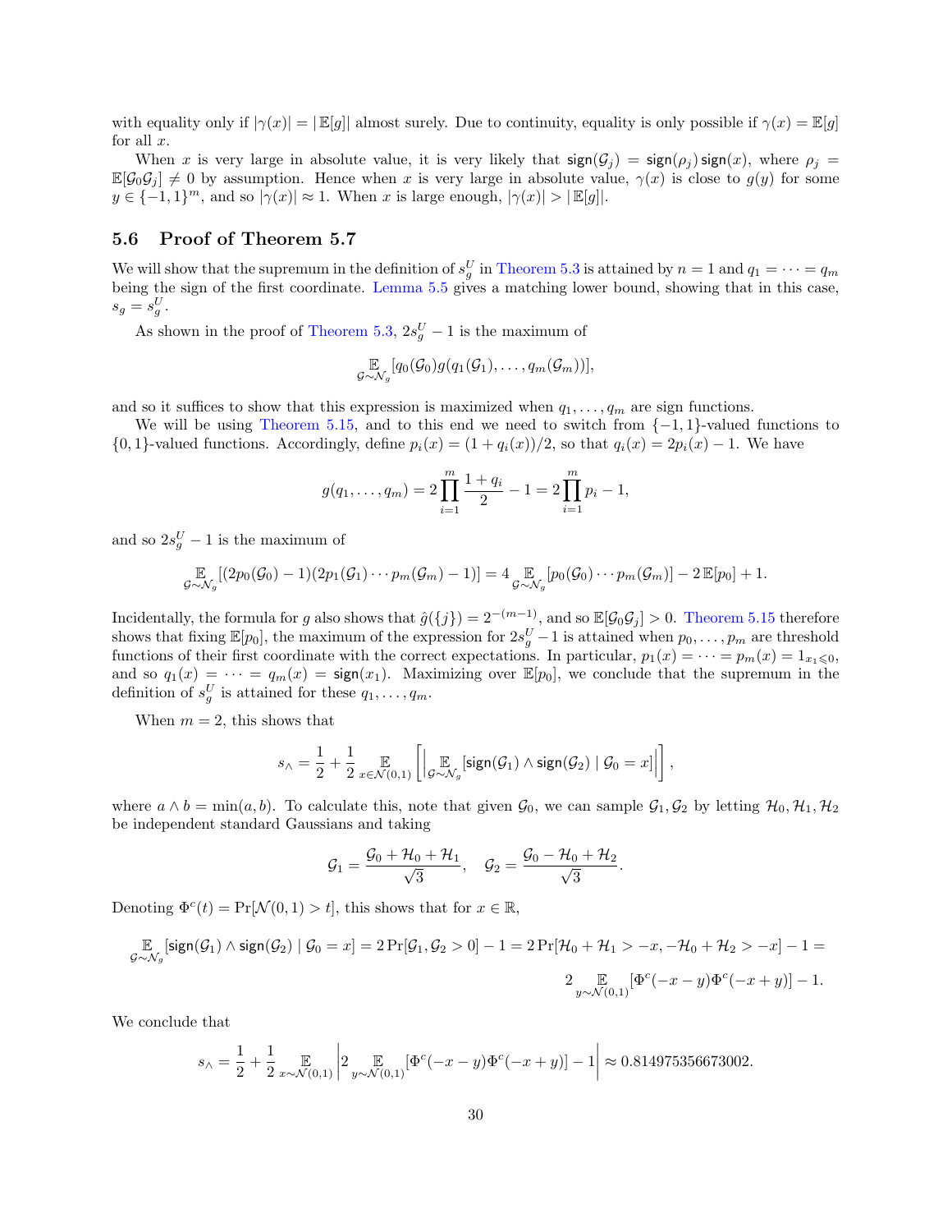with equality only if $|\gamma(x)| = |\mathbb{E}[g]|$ almost surely. Due to continuity, equality is only possible if $\gamma(x) = \mathbb{E}[g]$ for all $x$.

When $x$ is very large in absolute value, it is very likely that $\mathsf{sign}(\mathcal{G}_j) = \mathsf{sign}(\rho_j)\,\mathsf{sign}(x)$, where $\rho_j = \mathbb{E}[\mathcal{G}_0\mathcal{G}_j] \neq 0$ by assumption. Hence when $x$ is very large in absolute value, $\gamma(x)$ is close to $g(y)$ for some $y \in \{-1,1\}^m$, and so $|\gamma(x)| \approx 1$. When $x$ is large enough, $|\gamma(x)| > |\mathbb{E}[g]|$.

## 5.6 Proof of Theorem 5.7

We will show that the supremum in the definition of $s_g^U$ in Theorem 5.3 is attained by $n = 1$ and $q_1 = \cdots = q_m$ being the sign of the first coordinate. Lemma 5.5 gives a matching lower bound, showing that in this case, $s_g = s_g^U$.

As shown in the proof of Theorem 5.3, $2s_g^U - 1$ is the maximum of

$$\mathop{\mathbb{E}}_{\mathcal{G}\sim\mathcal{N}_g}[q_0(\mathcal{G}_0)g(q_1(\mathcal{G}_1),\ldots,q_m(\mathcal{G}_m))],$$

and so it suffices to show that this expression is maximized when $q_1,\ldots,q_m$ are sign functions.

We will be using Theorem 5.15, and to this end we need to switch from $\{-1,1\}$-valued functions to $\{0,1\}$-valued functions. Accordingly, define $p_i(x) = (1+q_i(x))/2$, so that $q_i(x) = 2p_i(x) - 1$. We have

$$g(q_1,\ldots,q_m) = 2\prod_{i=1}^m \frac{1+q_i}{2} - 1 = 2\prod_{i=1}^m p_i - 1,$$

and so $2s_g^U - 1$ is the maximum of

$$\mathop{\mathbb{E}}_{\mathcal{G}\sim\mathcal{N}_g}[(2p_0(\mathcal{G}_0)-1)(2p_1(\mathcal{G}_1)\cdots p_m(\mathcal{G}_m)-1)] = 4\mathop{\mathbb{E}}_{\mathcal{G}\sim\mathcal{N}_g}[p_0(\mathcal{G}_0)\cdots p_m(\mathcal{G}_m)] - 2\,\mathbb{E}[p_0] + 1.$$

Incidentally, the formula for $g$ also shows that $\hat{g}(\{j\}) = 2^{-(m-1)}$, and so $\mathbb{E}[\mathcal{G}_0\mathcal{G}_j] > 0$. Theorem 5.15 therefore shows that fixing $\mathbb{E}[p_0]$, the maximum of the expression for $2s_g^U - 1$ is attained when $p_0,\ldots,p_m$ are threshold functions of their first coordinate with the correct expectations. In particular, $p_1(x) = \cdots = p_m(x) = 1_{x_1 \leqslant 0}$, and so $q_1(x) = \cdots = q_m(x) = \mathsf{sign}(x_1)$. Maximizing over $\mathbb{E}[p_0]$, we conclude that the supremum in the definition of $s_g^U$ is attained for these $q_1,\ldots,q_m$.

When $m = 2$, this shows that

$$s_\wedge = \frac{1}{2} + \frac{1}{2}\mathop{\mathbb{E}}_{x\in\mathcal{N}(0,1)}\left[\left|\mathop{\mathbb{E}}_{\mathcal{G}\sim\mathcal{N}_g}[\mathsf{sign}(\mathcal{G}_1)\wedge\mathsf{sign}(\mathcal{G}_2)\mid \mathcal{G}_0 = x]\right|\right],$$

where $a \wedge b = \min(a,b)$. To calculate this, note that given $\mathcal{G}_0$, we can sample $\mathcal{G}_1,\mathcal{G}_2$ by letting $\mathcal{H}_0,\mathcal{H}_1,\mathcal{H}_2$ be independent standard Gaussians and taking

$$\mathcal{G}_1 = \frac{\mathcal{G}_0 + \mathcal{H}_0 + \mathcal{H}_1}{\sqrt{3}}, \quad \mathcal{G}_2 = \frac{\mathcal{G}_0 - \mathcal{H}_0 + \mathcal{H}_2}{\sqrt{3}}.$$

Denoting $\Phi^c(t) = \Pr[\mathcal{N}(0,1) > t]$, this shows that for $x \in \mathbb{R}$,

$$\mathop{\mathbb{E}}_{\mathcal{G}\sim\mathcal{N}_g}[\mathsf{sign}(\mathcal{G}_1)\wedge\mathsf{sign}(\mathcal{G}_2)\mid\mathcal{G}_0 = x] = 2\Pr[\mathcal{G}_1,\mathcal{G}_2 > 0] - 1 = 2\Pr[\mathcal{H}_0 + \mathcal{H}_1 > -x, -\mathcal{H}_0 + \mathcal{H}_2 > -x] - 1 =$$
$$2\mathop{\mathbb{E}}_{y\sim\mathcal{N}(0,1)}[\Phi^c(-x-y)\Phi^c(-x+y)] - 1.$$

We conclude that

$$s_\wedge = \frac{1}{2} + \frac{1}{2}\mathop{\mathbb{E}}_{x\sim\mathcal{N}(0,1)}\left|2\mathop{\mathbb{E}}_{y\sim\mathcal{N}(0,1)}[\Phi^c(-x-y)\Phi^c(-x+y)] - 1\right| \approx 0.814975356673002.$$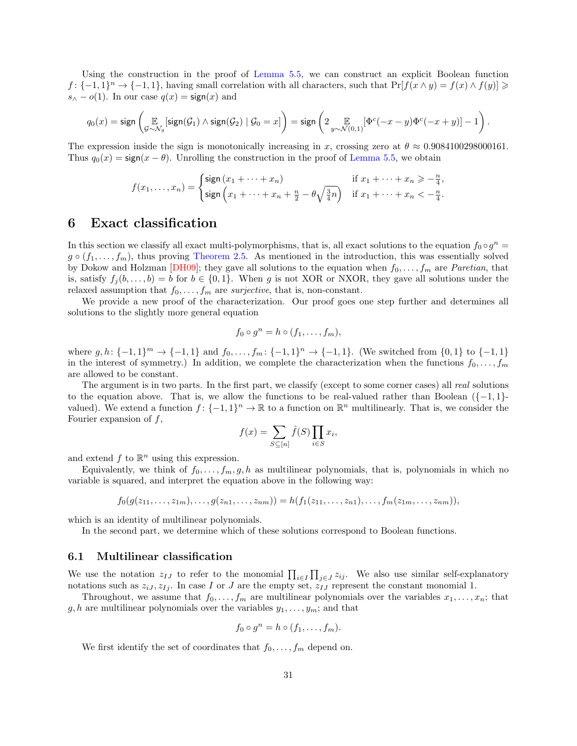Using the construction in the proof of Lemma 5.5, we can construct an explicit Boolean function $f\colon \{-1,1\}^n \to \{-1,1\}$, having small correlation with all characters, such that $\Pr[f(x \wedge y) = f(x) \wedge f(y)] \geqslant s_\wedge - o(1)$. In our case $q(x) = \mathsf{sign}(x)$ and

$$q_0(x) = \mathsf{sign}\left(\mathop{\mathbb{E}}_{\mathcal{G}\sim\mathcal{N}_g}[\mathsf{sign}(\mathcal{G}_1) \wedge \mathsf{sign}(\mathcal{G}_2) \mid \mathcal{G}_0 = x]\right) = \mathsf{sign}\left(2\mathop{\mathbb{E}}_{y\sim\mathcal{N}(0,1)}[\Phi^c(-x-y)\Phi^c(-x+y)] - 1\right).$$

The expression inside the sign is monotonically increasing in $x$, crossing zero at $\theta \approx 0.9084100298000161$. Thus $q_0(x) = \mathsf{sign}(x - \theta)$. Unrolling the construction in the proof of Lemma 5.5, we obtain

$$f(x_1,\ldots,x_n) = \begin{cases} \mathsf{sign}\left(x_1 + \cdots + x_n\right) & \text{if } x_1 + \cdots + x_n \geqslant -\frac{n}{4}, \\ \mathsf{sign}\left(x_1 + \cdots + x_n + \frac{n}{2} - \theta\sqrt{\frac{3}{4}n}\right) & \text{if } x_1 + \cdots + x_n < -\frac{n}{4}. \end{cases}$$

# 6 Exact classification

In this section we classify all exact multi-polymorphisms, that is, all exact solutions to the equation $f_0 \circ g^n = g \circ (f_1,\ldots,f_m)$, thus proving Theorem 2.5. As mentioned in the introduction, this was essentially solved by Dokow and Holzman [DH09]; they gave all solutions to the equation when $f_0,\ldots,f_m$ are *Paretian*, that is, satisfy $f_j(b,\ldots,b) = b$ for $b \in \{0,1\}$. When $g$ is not XOR or NXOR, they gave all solutions under the relaxed assumption that $f_0,\ldots,f_m$ are *surjective*, that is, non-constant.

We provide a new proof of the characterization. Our proof goes one step further and determines all solutions to the slightly more general equation

$$f_0 \circ g^n = h \circ (f_1,\ldots,f_m),$$

where $g,h\colon \{-1,1\}^m \to \{-1,1\}$ and $f_0,\ldots,f_m\colon \{-1,1\}^n \to \{-1,1\}$. (We switched from $\{0,1\}$ to $\{-1,1\}$ in the interest of symmetry.) In addition, we complete the characterization when the functions $f_0,\ldots,f_m$ are allowed to be constant.

The argument is in two parts. In the first part, we classify (except to some corner cases) all *real* solutions to the equation above. That is, we allow the functions to be real-valued rather than Boolean ($\{-1,1\}$-valued). We extend a function $f\colon \{-1,1\}^n \to \mathbb{R}$ to a function on $\mathbb{R}^n$ multilinearly. That is, we consider the Fourier expansion of $f$,

$$f(x) = \sum_{S\subseteq[n]} \hat{f}(S)\prod_{i\in S} x_i,$$

and extend $f$ to $\mathbb{R}^n$ using this expression.

Equivalently, we think of $f_0,\ldots,f_m,g,h$ as multilinear polynomials, that is, polynomials in which no variable is squared, and interpret the equation above in the following way:

$$f_0(g(z_{11},\ldots,z_{1m}),\ldots,g(z_{n1},\ldots,z_{nm})) = h(f_1(z_{11},\ldots,z_{n1}),\ldots,f_m(z_{1m},\ldots,z_{nm})),$$

which is an identity of multilinear polynomials.

In the second part, we determine which of these solutions correspond to Boolean functions.

## 6.1 Multilinear classification

We use the notation $z_{IJ}$ to refer to the monomial $\prod_{i\in I}\prod_{j\in J} z_{ij}$. We also use similar self-explanatory notations such as $z_{iJ}, z_{Ij}$. In case $I$ or $J$ are the empty set, $z_{IJ}$ represent the constant monomial 1.

Throughout, we assume that $f_0,\ldots,f_m$ are multilinear polynomials over the variables $x_1,\ldots,x_n$; that $g,h$ are multilinear polynomials over the variables $y_1,\ldots,y_m$; and that

$$f_0 \circ g^n = h \circ (f_1,\ldots,f_m).$$

We first identify the set of coordinates that $f_0,\ldots,f_m$ depend on.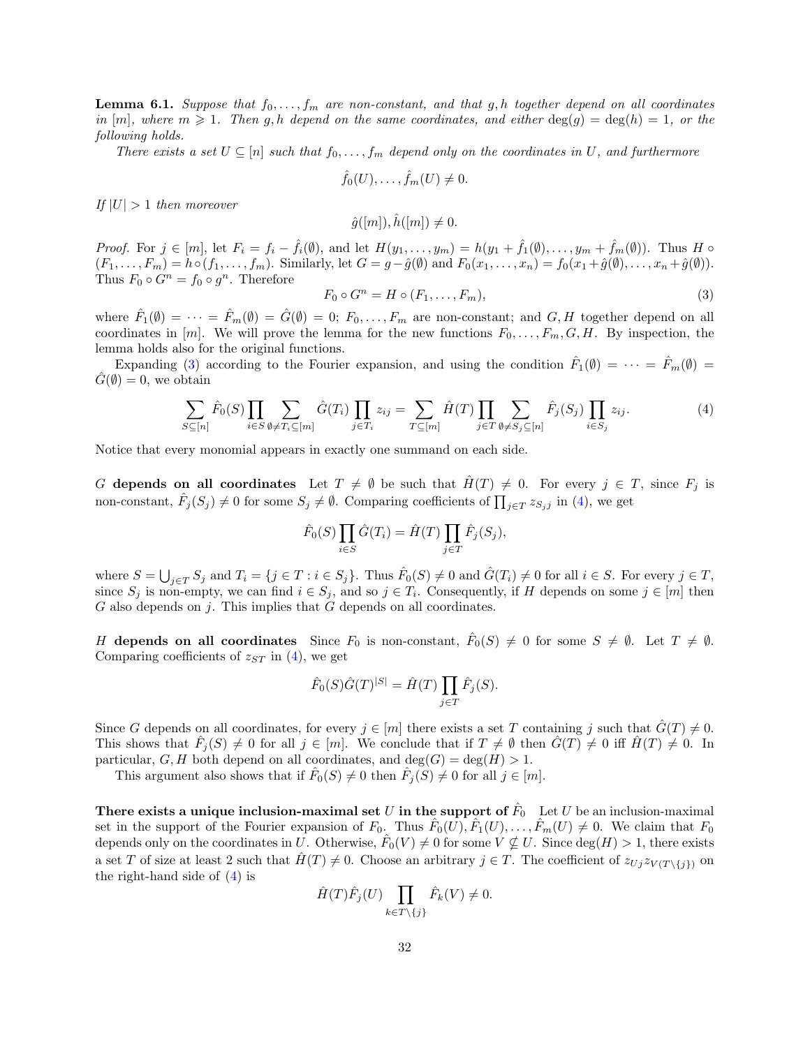**Lemma 6.1.** *Suppose that $f_0, \ldots, f_m$ are non-constant, and that $g, h$ together depend on all coordinates in $[m]$, where $m \geqslant 1$. Then $g, h$ depend on the same coordinates, and either $\deg(g) = \deg(h) = 1$, or the following holds.*

*There exists a set $U \subseteq [n]$ such that $f_0, \ldots, f_m$ depend only on the coordinates in $U$, and furthermore*

$$\hat{f}_0(U), \ldots, \hat{f}_m(U) \neq 0.$$

*If $|U| > 1$ then moreover*

$$\hat{g}([m]), \hat{h}([m]) \neq 0.$$

*Proof.* For $j \in [m]$, let $F_i = f_i - \hat{f}_i(\emptyset)$, and let $H(y_1, \ldots, y_m) = h(y_1 + \hat{f}_1(\emptyset), \ldots, y_m + \hat{f}_m(\emptyset))$. Thus $H \circ (F_1, \ldots, F_m) = h \circ (f_1, \ldots, f_m)$. Similarly, let $G = g - \hat{g}(\emptyset)$ and $F_0(x_1, \ldots, x_n) = f_0(x_1 + \hat{g}(\emptyset), \ldots, x_n + \hat{g}(\emptyset))$. Thus $F_0 \circ G^n = f_0 \circ g^n$. Therefore

$$F_0 \circ G^n = H \circ (F_1, \ldots, F_m), \tag{3}$$

where $\hat{F}_1(\emptyset) = \cdots = \hat{F}_m(\emptyset) = \hat{G}(\emptyset) = 0$; $F_0, \ldots, F_m$ are non-constant; and $G, H$ together depend on all coordinates in $[m]$. We will prove the lemma for the new functions $F_0, \ldots, F_m, G, H$. By inspection, the lemma holds also for the original functions.

Expanding (3) according to the Fourier expansion, and using the condition $\hat{F}_1(\emptyset) = \cdots = \hat{F}_m(\emptyset) = \hat{G}(\emptyset) = 0$, we obtain

$$\sum_{S \subseteq [n]} \hat{F}_0(S) \prod_{i \in S} \sum_{\emptyset \neq T_i \subseteq [m]} \hat{G}(T_i) \prod_{j \in T_i} z_{ij} = \sum_{T \subseteq [m]} \hat{H}(T) \prod_{j \in T} \sum_{\emptyset \neq S_j \subseteq [n]} \hat{F}_j(S_j) \prod_{i \in S_j} z_{ij}. \tag{4}$$

Notice that every monomial appears in exactly one summand on each side.

**$G$ depends on all coordinates** Let $T \neq \emptyset$ be such that $\hat{H}(T) \neq 0$. For every $j \in T$, since $F_j$ is non-constant, $\hat{F}_j(S_j) \neq 0$ for some $S_j \neq \emptyset$. Comparing coefficients of $\prod_{j \in T} z_{S_j j}$ in (4), we get

$$\hat{F}_0(S) \prod_{i \in S} \hat{G}(T_i) = \hat{H}(T) \prod_{j \in T} \hat{F}_j(S_j),$$

where $S = \bigcup_{j \in T} S_j$ and $T_i = \{j \in T : i \in S_j\}$. Thus $\hat{F}_0(S) \neq 0$ and $\hat{G}(T_i) \neq 0$ for all $i \in S$. For every $j \in T$, since $S_j$ is non-empty, we can find $i \in S_j$, and so $j \in T_i$. Consequently, if $H$ depends on some $j \in [m]$ then $G$ also depends on $j$. This implies that $G$ depends on all coordinates.

**$H$ depends on all coordinates** Since $F_0$ is non-constant, $\hat{F}_0(S) \neq 0$ for some $S \neq \emptyset$. Let $T \neq \emptyset$. Comparing coefficients of $z_{ST}$ in (4), we get

$$\hat{F}_0(S) \hat{G}(T)^{|S|} = \hat{H}(T) \prod_{j \in T} \hat{F}_j(S).$$

Since $G$ depends on all coordinates, for every $j \in [m]$ there exists a set $T$ containing $j$ such that $\hat{G}(T) \neq 0$. This shows that $\hat{F}_j(S) \neq 0$ for all $j \in [m]$. We conclude that if $T \neq \emptyset$ then $\hat{G}(T) \neq 0$ iff $\hat{H}(T) \neq 0$. In particular, $G, H$ both depend on all coordinates, and $\deg(G) = \deg(H) > 1$.

This argument also shows that if $\hat{F}_0(S) \neq 0$ then $\hat{F}_j(S) \neq 0$ for all $j \in [m]$.

**There exists a unique inclusion-maximal set $U$ in the support of $\hat{F}_0$** Let $U$ be an inclusion-maximal set in the support of the Fourier expansion of $F_0$. Thus $\hat{F}_0(U), \hat{F}_1(U), \ldots, \hat{F}_m(U) \neq 0$. We claim that $F_0$ depends only on the coordinates in $U$. Otherwise, $\hat{F}_0(V) \neq 0$ for some $V \not\subseteq U$. Since $\deg(H) > 1$, there exists a set $T$ of size at least 2 such that $\hat{H}(T) \neq 0$. Choose an arbitrary $j \in T$. The coefficient of $z_{Uj} z_{V(T \setminus \{j\})}$ on the right-hand side of (4) is

$$\hat{H}(T) \hat{F}_j(U) \prod_{k \in T \setminus \{j\}} \hat{F}_k(V) \neq 0.$$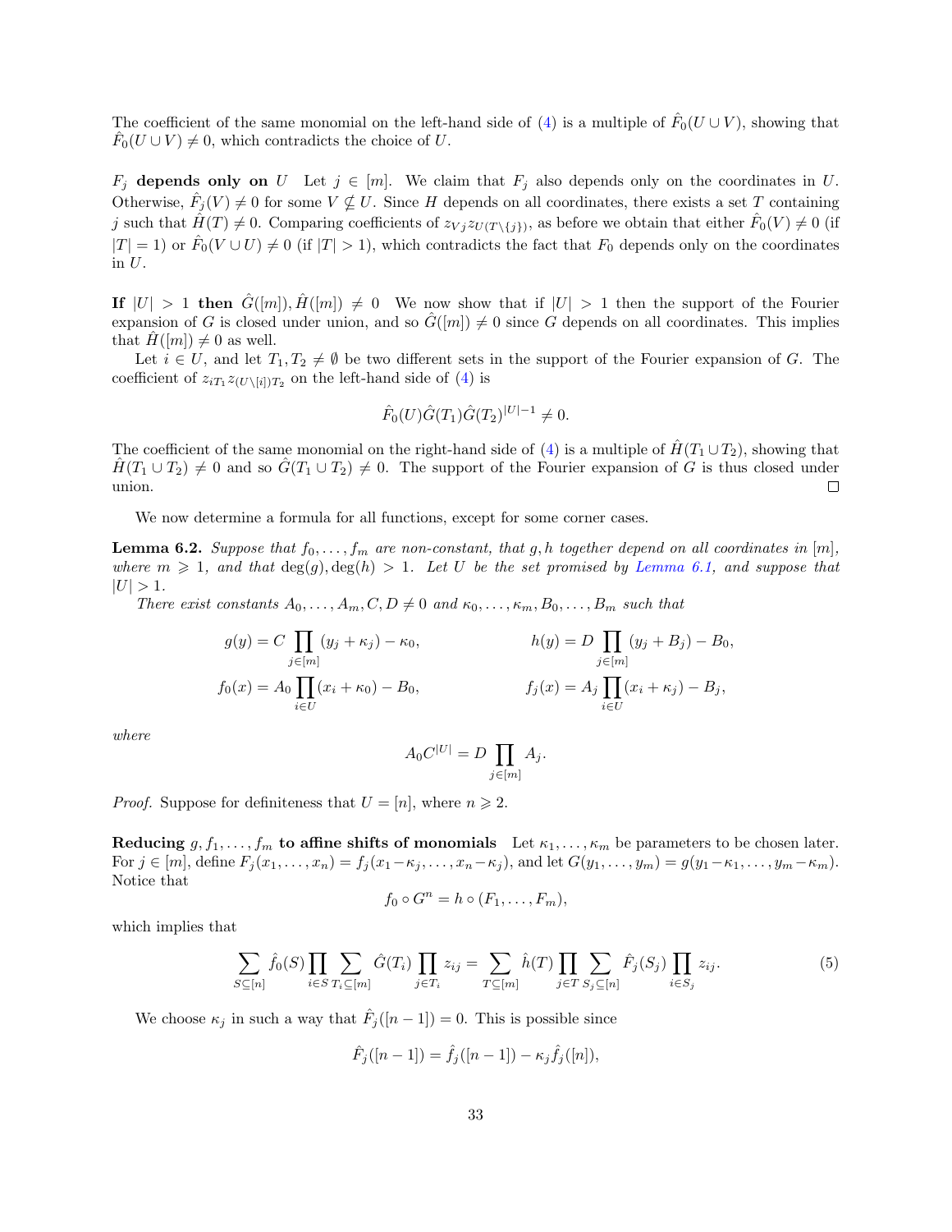The coefficient of the same monomial on the left-hand side of (4) is a multiple of $\hat{F}_0(U \cup V)$, showing that $\hat{F}_0(U \cup V) \neq 0$, which contradicts the choice of $U$.

**$F_j$ depends only on $U$** Let $j \in [m]$. We claim that $F_j$ also depends only on the coordinates in $U$. Otherwise, $\hat{F}_j(V) \neq 0$ for some $V \nsubseteq U$. Since $H$ depends on all coordinates, there exists a set $T$ containing $j$ such that $\hat{H}(T) \neq 0$. Comparing coefficients of $z_{Vj} z_{U(T \setminus \{j\})}$, as before we obtain that either $\hat{F}_0(V) \neq 0$ (if $|T| = 1$) or $\hat{F}_0(V \cup U) \neq 0$ (if $|T| > 1$), which contradicts the fact that $F_0$ depends only on the coordinates in $U$.

**If $|U| > 1$ then $\hat{G}([m]), \hat{H}([m]) \neq 0$** We now show that if $|U| > 1$ then the support of the Fourier expansion of $G$ is closed under union, and so $\hat{G}([m]) \neq 0$ since $G$ depends on all coordinates. This implies that $\hat{H}([m]) \neq 0$ as well.

Let $i \in U$, and let $T_1, T_2 \neq \emptyset$ be two different sets in the support of the Fourier expansion of $G$. The coefficient of $z_{iT_1} z_{(U \setminus [i])T_2}$ on the left-hand side of (4) is

$$\hat{F}_0(U) \hat{G}(T_1) \hat{G}(T_2)^{|U|-1} \neq 0.$$

The coefficient of the same monomial on the right-hand side of (4) is a multiple of $\hat{H}(T_1 \cup T_2)$, showing that $\hat{H}(T_1 \cup T_2) \neq 0$ and so $\hat{G}(T_1 \cup T_2) \neq 0$. The support of the Fourier expansion of $G$ is thus closed under union. ◻

We now determine a formula for all functions, except for some corner cases.

**Lemma 6.2.** *Suppose that $f_0, \ldots, f_m$ are non-constant, that $g, h$ together depend on all coordinates in $[m]$, where $m \geqslant 1$, and that $\deg(g), \deg(h) > 1$. Let $U$ be the set promised by Lemma 6.1, and suppose that $|U| > 1$.*

*There exist constants $A_0, \ldots, A_m, C, D \neq 0$ and $\kappa_0, \ldots, \kappa_m, B_0, \ldots, B_m$ such that*

$$g(y) = C \prod_{j \in [m]} (y_j + \kappa_j) - \kappa_0, \qquad h(y) = D \prod_{j \in [m]} (y_j + B_j) - B_0,$$

$$f_0(x) = A_0 \prod_{i \in U} (x_i + \kappa_0) - B_0, \qquad f_j(x) = A_j \prod_{i \in U} (x_i + \kappa_j) - B_j,$$

*where*

$$A_0 C^{|U|} = D \prod_{j \in [m]} A_j.$$

*Proof.* Suppose for definiteness that $U = [n]$, where $n \geqslant 2$.

**Reducing $g, f_1, \ldots, f_m$ to affine shifts of monomials** Let $\kappa_1, \ldots, \kappa_m$ be parameters to be chosen later. For $j \in [m]$, define $F_j(x_1, \ldots, x_n) = f_j(x_1 - \kappa_j, \ldots, x_n - \kappa_j)$, and let $G(y_1, \ldots, y_m) = g(y_1 - \kappa_1, \ldots, y_m - \kappa_m)$. Notice that

$$f_0 \circ G^n = h \circ (F_1, \ldots, F_m),$$

which implies that

$$\sum_{S \subseteq [n]} \hat{f}_0(S) \prod_{i \in S} \sum_{T_i \subseteq [m]} \hat{G}(T_i) \prod_{j \in T_i} z_{ij} = \sum_{T \subseteq [m]} \hat{h}(T) \prod_{j \in T} \sum_{S_j \subseteq [n]} \hat{F}_j(S_j) \prod_{i \in S_j} z_{ij}. \tag{5}$$

We choose $\kappa_j$ in such a way that $\hat{F}_j([n-1]) = 0$. This is possible since

$$\hat{F}_j([n-1]) = \hat{f}_j([n-1]) - \kappa_j \hat{f}_j([n]),$$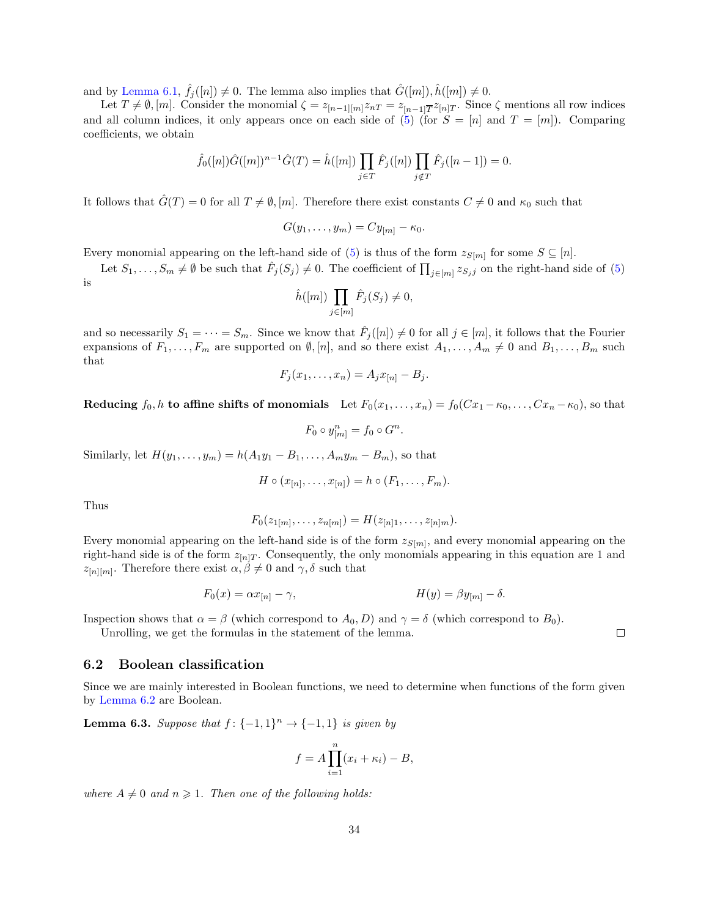and by Lemma 6.1, $\hat{f}_j([n]) \neq 0$. The lemma also implies that $\hat{G}([m]), \hat{h}([m]) \neq 0$.

Let $T \neq \emptyset, [m]$. Consider the monomial $\zeta = z_{[n-1][m]} z_{nT} = z_{[n-1]\overline{T}} z_{[n]T}$. Since $\zeta$ mentions all row indices and all column indices, it only appears once on each side of (5) (for $S = [n]$ and $T = [m]$). Comparing coefficients, we obtain

$$\hat{f}_0([n]) \hat{G}([m])^{n-1} \hat{G}(T) = \hat{h}([m]) \prod_{j \in T} \hat{F}_j([n]) \prod_{j \notin T} \hat{F}_j([n-1]) = 0.$$

It follows that $\hat{G}(T) = 0$ for all $T \neq \emptyset, [m]$. Therefore there exist constants $C \neq 0$ and $\kappa_0$ such that

$$G(y_1, \ldots, y_m) = C y_{[m]} - \kappa_0.$$

Every monomial appearing on the left-hand side of (5) is thus of the form $z_{S[m]}$ for some $S \subseteq [n]$.

Let $S_1, \ldots, S_m \neq \emptyset$ be such that $\hat{F}_j(S_j) \neq 0$. The coefficient of $\prod_{j \in [m]} z_{S_j j}$ on the right-hand side of (5) is

$$\hat{h}([m]) \prod_{j \in [m]} \hat{F}_j(S_j) \neq 0,$$

and so necessarily $S_1 = \cdots = S_m$. Since we know that $\hat{F}_j([n]) \neq 0$ for all $j \in [m]$, it follows that the Fourier expansions of $F_1, \ldots, F_m$ are supported on $\emptyset, [n]$, and so there exist $A_1, \ldots, A_m \neq 0$ and $B_1, \ldots, B_m$ such that

$$F_j(x_1, \ldots, x_n) = A_j x_{[n]} - B_j.$$

**Reducing $f_0, h$ to affine shifts of monomials** Let $F_0(x_1, \ldots, x_n) = f_0(Cx_1 - \kappa_0, \ldots, Cx_n - \kappa_0)$, so that

$$F_0 \circ y_{[m]}^n = f_0 \circ G^n.$$

Similarly, let $H(y_1, \ldots, y_m) = h(A_1 y_1 - B_1, \ldots, A_m y_m - B_m)$, so that

$$H \circ (x_{[n]}, \ldots, x_{[n]}) = h \circ (F_1, \ldots, F_m).$$

Thus

$$F_0(z_{1[m]}, \ldots, z_{n[m]}) = H(z_{[n]1}, \ldots, z_{[n]m}).$$

Every monomial appearing on the left-hand side is of the form $z_{S[m]}$, and every monomial appearing on the right-hand side is of the form $z_{[n]T}$. Consequently, the only monomials appearing in this equation are 1 and $z_{[n][m]}$. Therefore there exist $\alpha, \beta \neq 0$ and $\gamma, \delta$ such that

$$F_0(x) = \alpha x_{[n]} - \gamma, \qquad\qquad H(y) = \beta y_{[m]} - \delta.$$

Inspection shows that $\alpha = \beta$ (which correspond to $A_0, D$) and $\gamma = \delta$ (which correspond to $B_0$).

Unrolling, we get the formulas in the statement of the lemma. ∎

## 6.2 Boolean classification

Since we are mainly interested in Boolean functions, we need to determine when functions of the form given by Lemma 6.2 are Boolean.

**Lemma 6.3.** *Suppose that $f \colon \{-1,1\}^n \to \{-1,1\}$ is given by*

$$f = A \prod_{i=1}^{n} (x_i + \kappa_i) - B,$$

*where $A \neq 0$ and $n \geqslant 1$. Then one of the following holds:*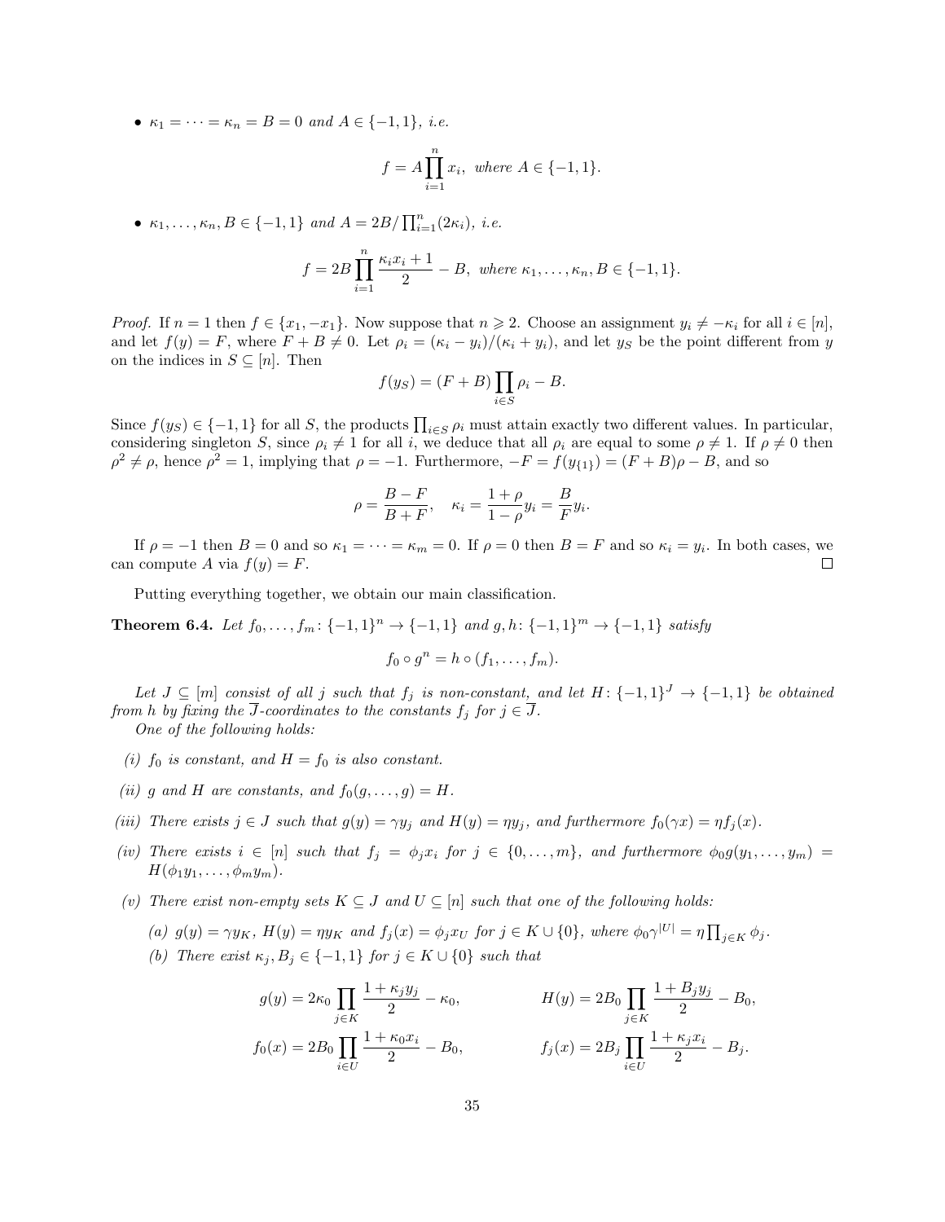- $\kappa_1 = \cdots = \kappa_n = B = 0$ *and* $A \in \{-1, 1\}$*, i.e.*

$$f = A \prod_{i=1}^{n} x_i, \text{ where } A \in \{-1, 1\}.$$

- $\kappa_1, \ldots, \kappa_n, B \in \{-1, 1\}$ *and* $A = 2B/\prod_{i=1}^{n}(2\kappa_i)$*, i.e.*

$$f = 2B \prod_{i=1}^{n} \frac{\kappa_i x_i + 1}{2} - B, \text{ where } \kappa_1, \ldots, \kappa_n, B \in \{-1, 1\}.$$

*Proof.* If $n = 1$ then $f \in \{x_1, -x_1\}$. Now suppose that $n \geqslant 2$. Choose an assignment $y_i \neq -\kappa_i$ for all $i \in [n]$, and let $f(y) = F$, where $F + B \neq 0$. Let $\rho_i = (\kappa_i - y_i)/(\kappa_i + y_i)$, and let $y_S$ be the point different from $y$ on the indices in $S \subseteq [n]$. Then

$$f(y_S) = (F + B) \prod_{i \in S} \rho_i - B.$$

Since $f(y_S) \in \{-1, 1\}$ for all $S$, the products $\prod_{i \in S} \rho_i$ must attain exactly two different values. In particular, considering singleton $S$, since $\rho_i \neq 1$ for all $i$, we deduce that all $\rho_i$ are equal to some $\rho \neq 1$. If $\rho \neq 0$ then $\rho^2 \neq \rho$, hence $\rho^2 = 1$, implying that $\rho = -1$. Furthermore, $-F = f(y_{\{1\}}) = (F + B)\rho - B$, and so

$$\rho = \frac{B - F}{B + F}, \quad \kappa_i = \frac{1 + \rho}{1 - \rho} y_i = \frac{B}{F} y_i.$$

If $\rho = -1$ then $B = 0$ and so $\kappa_1 = \cdots = \kappa_m = 0$. If $\rho = 0$ then $B = F$ and so $\kappa_i = y_i$. In both cases, we can compute $A$ via $f(y) = F$. $\square$

Putting everything together, we obtain our main classification.

**Theorem 6.4.** *Let* $f_0, \ldots, f_m \colon \{-1, 1\}^n \to \{-1, 1\}$ *and* $g, h \colon \{-1, 1\}^m \to \{-1, 1\}$ *satisfy*

$$f_0 \circ g^n = h \circ (f_1, \ldots, f_m).$$

*Let* $J \subseteq [m]$ *consist of all* $j$ *such that* $f_j$ *is non-constant, and let* $H \colon \{-1, 1\}^J \to \{-1, 1\}$ *be obtained from* $h$ *by fixing the* $\overline{J}$*-coordinates to the constants* $f_j$ *for* $j \in \overline{J}$*.*

*One of the following holds:*

*(i)* $f_0$ *is constant, and* $H = f_0$ *is also constant.*

*(ii)* $g$ *and* $H$ *are constants, and* $f_0(g, \ldots, g) = H$*.*

*(iii) There exists* $j \in J$ *such that* $g(y) = \gamma y_j$ *and* $H(y) = \eta y_j$*, and furthermore* $f_0(\gamma x) = \eta f_j(x)$*.*

*(iv) There exists* $i \in [n]$ *such that* $f_j = \phi_j x_i$ *for* $j \in \{0, \ldots, m\}$*, and furthermore* $\phi_0 g(y_1, \ldots, y_m) = H(\phi_1 y_1, \ldots, \phi_m y_m)$*.*

*(v) There exist non-empty sets* $K \subseteq J$ *and* $U \subseteq [n]$ *such that one of the following holds:*

*(a)* $g(y) = \gamma y_K$*,* $H(y) = \eta y_K$ *and* $f_j(x) = \phi_j x_U$ *for* $j \in K \cup \{0\}$*, where* $\phi_0 \gamma^{|U|} = \eta \prod_{j \in K} \phi_j$*.*

*(b) There exist* $\kappa_j, B_j \in \{-1, 1\}$ *for* $j \in K \cup \{0\}$ *such that*

$$g(y) = 2\kappa_0 \prod_{j \in K} \frac{1 + \kappa_j y_j}{2} - \kappa_0, \qquad H(y) = 2B_0 \prod_{j \in K} \frac{1 + B_j y_j}{2} - B_0,$$

$$f_0(x) = 2B_0 \prod_{i \in U} \frac{1 + \kappa_0 x_i}{2} - B_0, \qquad f_j(x) = 2B_j \prod_{i \in U} \frac{1 + \kappa_j x_i}{2} - B_j.$$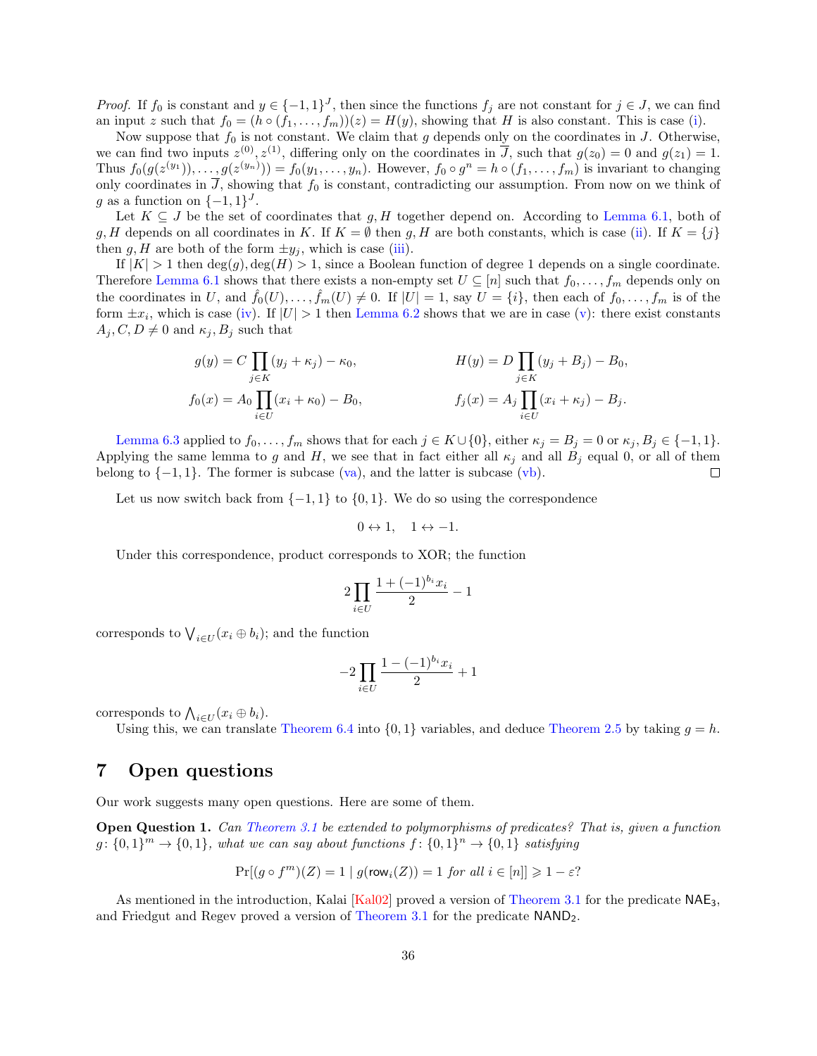*Proof.* If $f_0$ is constant and $y \in \{-1,1\}^J$, then since the functions $f_j$ are not constant for $j \in J$, we can find an input $z$ such that $f_0 = (h \circ (f_1, \ldots, f_m))(z) = H(y)$, showing that $H$ is also constant. This is case (i).

Now suppose that $f_0$ is not constant. We claim that $g$ depends only on the coordinates in $J$. Otherwise, we can find two inputs $z^{(0)}, z^{(1)}$, differing only on the coordinates in $\overline{J}$, such that $g(z_0) = 0$ and $g(z_1) = 1$. Thus $f_0(g(z^{(y_1)}), \ldots, g(z^{(y_n)})) = f_0(y_1, \ldots, y_n)$. However, $f_0 \circ g^n = h \circ (f_1, \ldots, f_m)$ is invariant to changing only coordinates in $\overline{J}$, showing that $f_0$ is constant, contradicting our assumption. From now on we think of $g$ as a function on $\{-1,1\}^J$.

Let $K \subseteq J$ be the set of coordinates that $g, H$ together depend on. According to Lemma 6.1, both of $g, H$ depends on all coordinates in $K$. If $K = \emptyset$ then $g, H$ are both constants, which is case (ii). If $K = \{j\}$ then $g, H$ are both of the form $\pm y_j$, which is case (iii).

If $|K| > 1$ then $\deg(g), \deg(H) > 1$, since a Boolean function of degree 1 depends on a single coordinate. Therefore Lemma 6.1 shows that there exists a non-empty set $U \subseteq [n]$ such that $f_0, \ldots, f_m$ depends only on the coordinates in $U$, and $\hat{f}_0(U), \ldots, \hat{f}_m(U) \neq 0$. If $|U| = 1$, say $U = \{i\}$, then each of $f_0, \ldots, f_m$ is of the form $\pm x_i$, which is case (iv). If $|U| > 1$ then Lemma 6.2 shows that we are in case (v): there exist constants $A_j, C, D \neq 0$ and $\kappa_j, B_j$ such that

$$g(y) = C \prod_{j \in K} (y_j + \kappa_j) - \kappa_0, \qquad H(y) = D \prod_{j \in K} (y_j + B_j) - B_0,$$

$$f_0(x) = A_0 \prod_{i \in U} (x_i + \kappa_0) - B_0, \qquad f_j(x) = A_j \prod_{i \in U} (x_i + \kappa_j) - B_j.$$

Lemma 6.3 applied to $f_0, \ldots, f_m$ shows that for each $j \in K \cup \{0\}$, either $\kappa_j = B_j = 0$ or $\kappa_j, B_j \in \{-1, 1\}$. Applying the same lemma to $g$ and $H$, we see that in fact either all $\kappa_j$ and all $B_j$ equal 0, or all of them belong to $\{-1, 1\}$. The former is subcase (va), and the latter is subcase (vb). $\square$

Let us now switch back from $\{-1,1\}$ to $\{0,1\}$. We do so using the correspondence

$$0 \leftrightarrow 1, \quad 1 \leftrightarrow -1.$$

Under this correspondence, product corresponds to XOR; the function

$$2 \prod_{i \in U} \frac{1 + (-1)^{b_i} x_i}{2} - 1$$

corresponds to $\bigvee_{i \in U} (x_i \oplus b_i)$; and the function

$$-2 \prod_{i \in U} \frac{1 - (-1)^{b_i} x_i}{2} + 1$$

corresponds to $\bigwedge_{i \in U} (x_i \oplus b_i)$.

Using this, we can translate Theorem 6.4 into $\{0,1\}$ variables, and deduce Theorem 2.5 by taking $g = h$.

# 7 Open questions

Our work suggests many open questions. Here are some of them.

**Open Question 1.** *Can Theorem 3.1 be extended to polymorphisms of predicates? That is, given a function $g\colon \{0,1\}^m \to \{0,1\}$, what we can say about functions $f\colon \{0,1\}^n \to \{0,1\}$ satisfying*

$$\Pr[(g \circ f^m)(Z) = 1 \mid g(\mathsf{row}_i(Z)) = 1 \text{ for all } i \in [n]] \geqslant 1 - \varepsilon?$$

As mentioned in the introduction, Kalai [Kal02] proved a version of Theorem 3.1 for the predicate $\mathsf{NAE}_3$, and Friedgut and Regev proved a version of Theorem 3.1 for the predicate $\mathsf{NAND}_2$.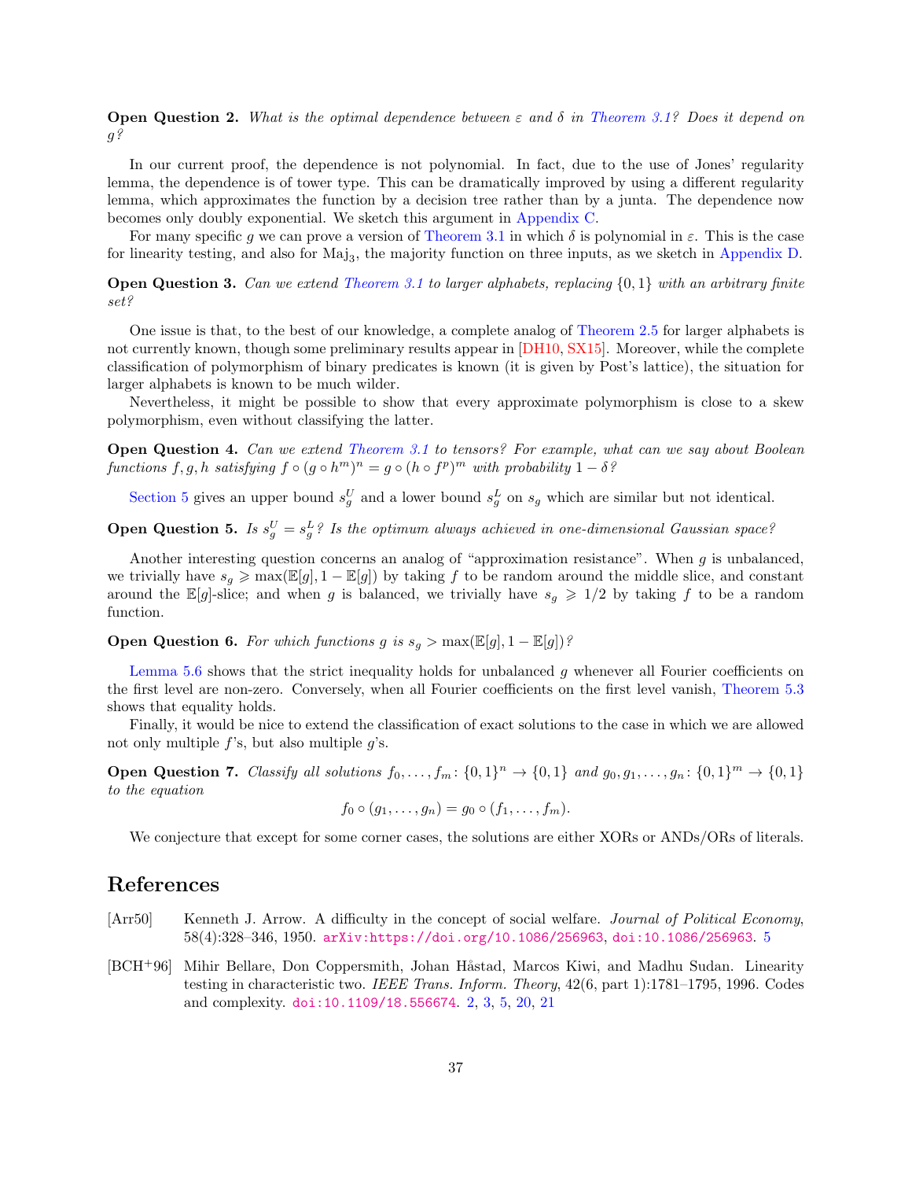**Open Question 2.** *What is the optimal dependence between $\varepsilon$ and $\delta$ in Theorem 3.1? Does it depend on $g$?*

In our current proof, the dependence is not polynomial. In fact, due to the use of Jones' regularity lemma, the dependence is of tower type. This can be dramatically improved by using a different regularity lemma, which approximates the function by a decision tree rather than by a junta. The dependence now becomes only doubly exponential. We sketch this argument in Appendix C.

For many specific $g$ we can prove a version of Theorem 3.1 in which $\delta$ is polynomial in $\varepsilon$. This is the case for linearity testing, and also for $\mathrm{Maj}_3$, the majority function on three inputs, as we sketch in Appendix D.

**Open Question 3.** *Can we extend Theorem 3.1 to larger alphabets, replacing $\{0,1\}$ with an arbitrary finite set?*

One issue is that, to the best of our knowledge, a complete analog of Theorem 2.5 for larger alphabets is not currently known, though some preliminary results appear in [DH10, SX15]. Moreover, while the complete classification of polymorphism of binary predicates is known (it is given by Post's lattice), the situation for larger alphabets is known to be much wilder.

Nevertheless, it might be possible to show that every approximate polymorphism is close to a skew polymorphism, even without classifying the latter.

**Open Question 4.** *Can we extend Theorem 3.1 to tensors? For example, what can we say about Boolean functions $f, g, h$ satisfying $f \circ (g \circ h^m)^n = g \circ (h \circ f^p)^m$ with probability $1 - \delta$?*

Section 5 gives an upper bound $s_g^U$ and a lower bound $s_g^L$ on $s_g$ which are similar but not identical.

**Open Question 5.** *Is $s_g^U = s_g^L$? Is the optimum always achieved in one-dimensional Gaussian space?*

Another interesting question concerns an analog of "approximation resistance". When $g$ is unbalanced, we trivially have $s_g \geqslant \max(\mathbb{E}[g], 1 - \mathbb{E}[g])$ by taking $f$ to be random around the middle slice, and constant around the $\mathbb{E}[g]$-slice; and when $g$ is balanced, we trivially have $s_g \geqslant 1/2$ by taking $f$ to be a random function.

**Open Question 6.** *For which functions $g$ is $s_g > \max(\mathbb{E}[g], 1 - \mathbb{E}[g])$?*

Lemma 5.6 shows that the strict inequality holds for unbalanced $g$ whenever all Fourier coefficients on the first level are non-zero. Conversely, when all Fourier coefficients on the first level vanish, Theorem 5.3 shows that equality holds.

Finally, it would be nice to extend the classification of exact solutions to the case in which we are allowed not only multiple $f$'s, but also multiple $g$'s.

**Open Question 7.** *Classify all solutions $f_0, \ldots, f_m \colon \{0,1\}^n \to \{0,1\}$ and $g_0, g_1, \ldots, g_n \colon \{0,1\}^m \to \{0,1\}$ to the equation*

$$f_0 \circ (g_1, \ldots, g_n) = g_0 \circ (f_1, \ldots, f_m).$$

We conjecture that except for some corner cases, the solutions are either XORs or ANDs/ORs of literals.

## References

[Arr50] Kenneth J. Arrow. A difficulty in the concept of social welfare. *Journal of Political Economy*, 58(4):328–346, 1950. arXiv:https://doi.org/10.1086/256963, doi:10.1086/256963. 5

[BCH+96] Mihir Bellare, Don Coppersmith, Johan Håstad, Marcos Kiwi, and Madhu Sudan. Linearity testing in characteristic two. *IEEE Trans. Inform. Theory*, 42(6, part 1):1781–1795, 1996. Codes and complexity. doi:10.1109/18.556674. 2, 3, 5, 20, 21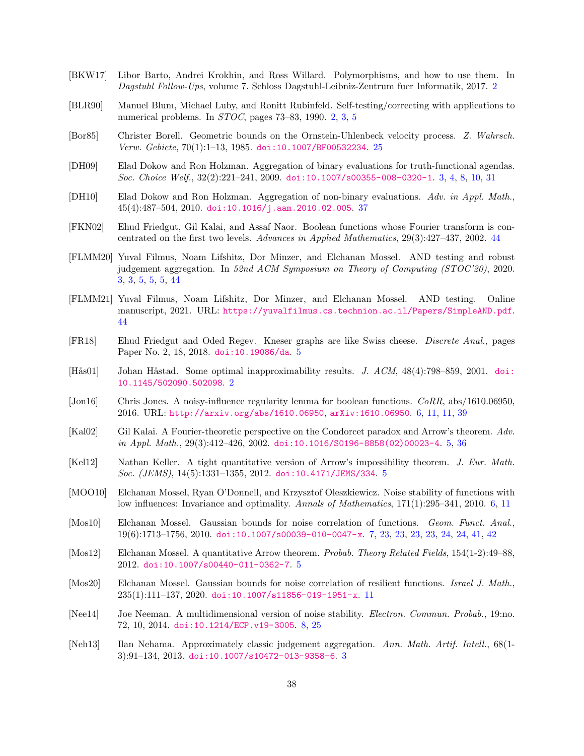[BKW17] Libor Barto, Andrei Krokhin, and Ross Willard. Polymorphisms, and how to use them. In *Dagstuhl Follow-Ups*, volume 7. Schloss Dagstuhl-Leibniz-Zentrum fuer Informatik, 2017. 2

[BLR90] Manuel Blum, Michael Luby, and Ronitt Rubinfeld. Self-testing/correcting with applications to numerical problems. In *STOC*, pages 73–83, 1990. 2, 3, 5

[Bor85] Christer Borell. Geometric bounds on the Ornstein-Uhlenbeck velocity process. *Z. Wahrsch. Verw. Gebiete*, 70(1):1–13, 1985. doi:10.1007/BF00532234. 25

[DH09] Elad Dokow and Ron Holzman. Aggregation of binary evaluations for truth-functional agendas. *Soc. Choice Welf.*, 32(2):221–241, 2009. doi:10.1007/s00355-008-0320-1. 3, 4, 8, 10, 31

[DH10] Elad Dokow and Ron Holzman. Aggregation of non-binary evaluations. *Adv. in Appl. Math.*, 45(4):487–504, 2010. doi:10.1016/j.aam.2010.02.005. 37

[FKN02] Ehud Friedgut, Gil Kalai, and Assaf Naor. Boolean functions whose Fourier transform is concentrated on the first two levels. *Advances in Applied Mathematics*, 29(3):427–437, 2002. 44

[FLMM20] Yuval Filmus, Noam Lifshitz, Dor Minzer, and Elchanan Mossel. AND testing and robust judgement aggregation. In *52nd ACM Symposium on Theory of Computing (STOC'20)*, 2020. 3, 3, 5, 5, 5, 44

[FLMM21] Yuval Filmus, Noam Lifshitz, Dor Minzer, and Elchanan Mossel. AND testing. Online manuscript, 2021. URL: https://yuvalfilmus.cs.technion.ac.il/Papers/SimpleAND.pdf. 44

[FR18] Ehud Friedgut and Oded Regev. Kneser graphs are like Swiss cheese. *Discrete Anal.*, pages Paper No. 2, 18, 2018. doi:10.19086/da. 5

[Hås01] Johan Håstad. Some optimal inapproximability results. *J. ACM*, 48(4):798–859, 2001. doi:10.1145/502090.502098. 2

[Jon16] Chris Jones. A noisy-influence regularity lemma for boolean functions. *CoRR*, abs/1610.06950, 2016. URL: http://arxiv.org/abs/1610.06950, arXiv:1610.06950. 6, 11, 11, 39

[Kal02] Gil Kalai. A Fourier-theoretic perspective on the Condorcet paradox and Arrow's theorem. *Adv. in Appl. Math.*, 29(3):412–426, 2002. doi:10.1016/S0196-8858(02)00023-4. 5, 36

[Kel12] Nathan Keller. A tight quantitative version of Arrow's impossibility theorem. *J. Eur. Math. Soc. (JEMS)*, 14(5):1331–1355, 2012. doi:10.4171/JEMS/334. 5

[MOO10] Elchanan Mossel, Ryan O'Donnell, and Krzysztof Oleszkiewicz. Noise stability of functions with low influences: Invariance and optimality. *Annals of Mathematics*, 171(1):295–341, 2010. 6, 11

[Mos10] Elchanan Mossel. Gaussian bounds for noise correlation of functions. *Geom. Funct. Anal.*, 19(6):1713–1756, 2010. doi:10.1007/s00039-010-0047-x. 7, 23, 23, 23, 23, 24, 24, 41, 42

[Mos12] Elchanan Mossel. A quantitative Arrow theorem. *Probab. Theory Related Fields*, 154(1-2):49–88, 2012. doi:10.1007/s00440-011-0362-7. 5

[Mos20] Elchanan Mossel. Gaussian bounds for noise correlation of resilient functions. *Israel J. Math.*, 235(1):111–137, 2020. doi:10.1007/s11856-019-1951-x. 11

[Nee14] Joe Neeman. A multidimensional version of noise stability. *Electron. Commun. Probab.*, 19:no. 72, 10, 2014. doi:10.1214/ECP.v19-3005. 8, 25

[Neh13] Ilan Nehama. Approximately classic judgement aggregation. *Ann. Math. Artif. Intell.*, 68(1-3):91–134, 2013. doi:10.1007/s10472-013-9358-6. 3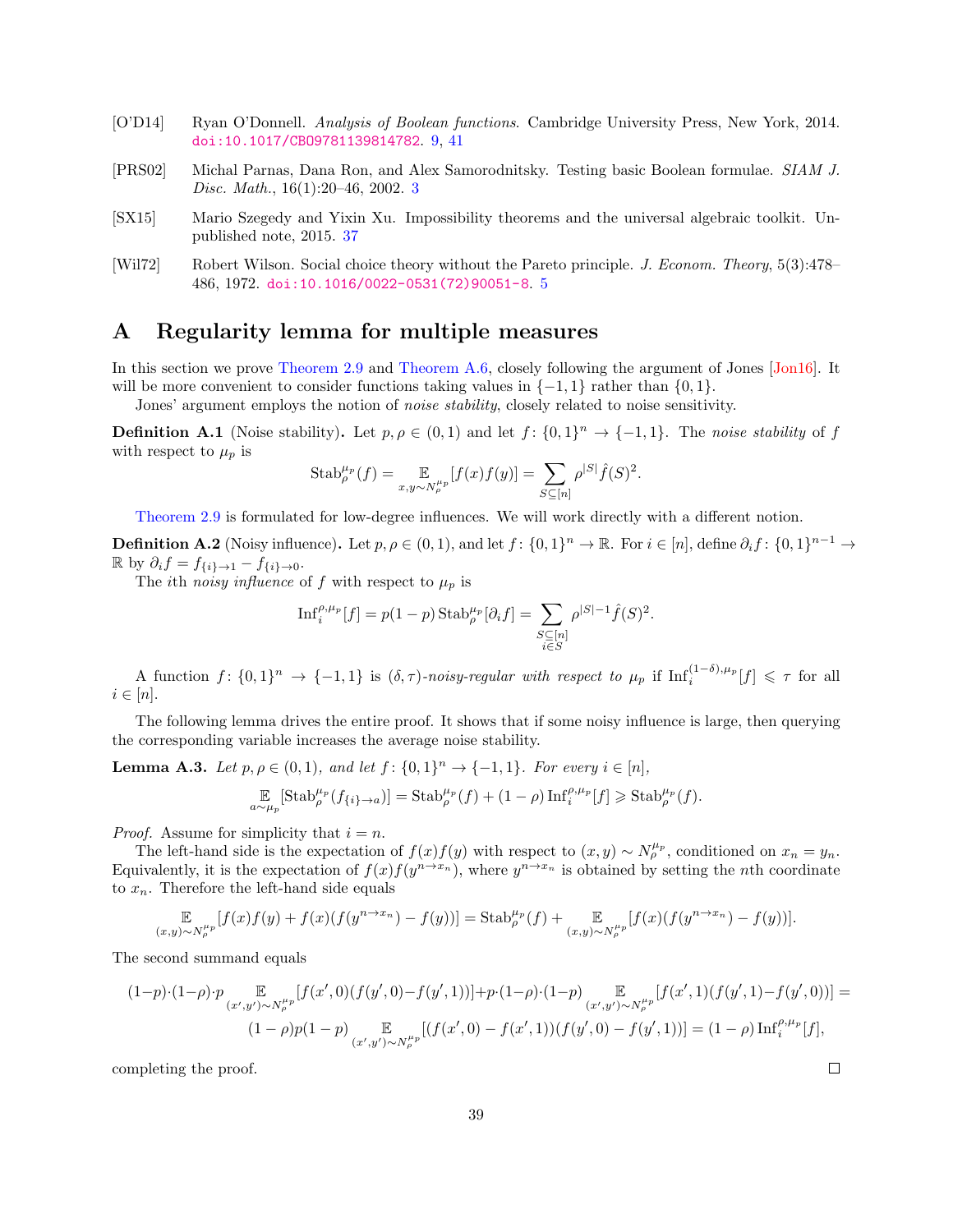[O'D14] Ryan O'Donnell. *Analysis of Boolean functions*. Cambridge University Press, New York, 2014. doi:10.1017/CBO9781139814782. 9, 41

[PRS02] Michal Parnas, Dana Ron, and Alex Samorodnitsky. Testing basic Boolean formulae. *SIAM J. Disc. Math.*, 16(1):20–46, 2002. 3

[SX15] Mario Szegedy and Yixin Xu. Impossibility theorems and the universal algebraic toolkit. Unpublished note, 2015. 37

[Wil72] Robert Wilson. Social choice theory without the Pareto principle. *J. Econom. Theory*, 5(3):478–486, 1972. doi:10.1016/0022-0531(72)90051-8. 5

# A Regularity lemma for multiple measures

In this section we prove Theorem 2.9 and Theorem A.6, closely following the argument of Jones [Jon16]. It will be more convenient to consider functions taking values in $\{-1,1\}$ rather than $\{0,1\}$.

Jones' argument employs the notion of *noise stability*, closely related to noise sensitivity.

**Definition A.1** (Noise stability). Let $p,\rho \in (0,1)$ and let $f\colon \{0,1\}^n \to \{-1,1\}$. The *noise stability* of $f$ with respect to $\mu_p$ is

$$\operatorname{Stab}_\rho^{\mu_p}(f) = \mathop{\mathbb{E}}_{x,y \sim N_\rho^{\mu_p}}[f(x)f(y)] = \sum_{S \subseteq [n]} \rho^{|S|} \hat{f}(S)^2.$$

Theorem 2.9 is formulated for low-degree influences. We will work directly with a different notion.

**Definition A.2** (Noisy influence). Let $p,\rho \in (0,1)$, and let $f\colon \{0,1\}^n \to \mathbb{R}$. For $i \in [n]$, define $\partial_i f\colon \{0,1\}^{n-1} \to \mathbb{R}$ by $\partial_i f = f_{\{i\}\to 1} - f_{\{i\}\to 0}$.

The $i$th *noisy influence* of $f$ with respect to $\mu_p$ is

$$\operatorname{Inf}_i^{\rho,\mu_p}[f] = p(1-p)\operatorname{Stab}_\rho^{\mu_p}[\partial_i f] = \sum_{\substack{S \subseteq [n] \\ i \in S}} \rho^{|S|-1} \hat{f}(S)^2.$$

A function $f\colon \{0,1\}^n \to \{-1,1\}$ is $(\delta,\tau)$-*noisy-regular with respect to* $\mu_p$ if $\operatorname{Inf}_i^{(1-\delta),\mu_p}[f] \leqslant \tau$ for all $i \in [n]$.

The following lemma drives the entire proof. It shows that if some noisy influence is large, then querying the corresponding variable increases the average noise stability.

**Lemma A.3.** *Let $p,\rho \in (0,1)$, and let $f\colon \{0,1\}^n \to \{-1,1\}$. For every $i \in [n]$,*

$$\mathop{\mathbb{E}}_{a \sim \mu_p}[\operatorname{Stab}_\rho^{\mu_p}(f_{\{i\}\to a})] = \operatorname{Stab}_\rho^{\mu_p}(f) + (1-\rho)\operatorname{Inf}_i^{\rho,\mu_p}[f] \geqslant \operatorname{Stab}_\rho^{\mu_p}(f).$$

*Proof.* Assume for simplicity that $i = n$.

The left-hand side is the expectation of $f(x)f(y)$ with respect to $(x,y) \sim N_\rho^{\mu_p}$, conditioned on $x_n = y_n$. Equivalently, it is the expectation of $f(x)f(y^{n\to x_n})$, where $y^{n\to x_n}$ is obtained by setting the $n$th coordinate to $x_n$. Therefore the left-hand side equals

$$\mathop{\mathbb{E}}_{(x,y)\sim N_\rho^{\mu_p}}[f(x)f(y) + f(x)(f(y^{n\to x_n}) - f(y))] = \operatorname{Stab}_\rho^{\mu_p}(f) + \mathop{\mathbb{E}}_{(x,y)\sim N_\rho^{\mu_p}}[f(x)(f(y^{n\to x_n}) - f(y))].$$

The second summand equals

$$(1-p)\cdot(1-\rho)\cdot p \mathop{\mathbb{E}}_{(x',y')\sim N_\rho^{\mu_p}}[f(x',0)(f(y',0)-f(y',1))] + p\cdot(1-\rho)\cdot(1-p)\mathop{\mathbb{E}}_{(x',y')\sim N_\rho^{\mu_p}}[f(x',1)(f(y',1)-f(y',0))] =$$

$$(1-\rho)p(1-p)\mathop{\mathbb{E}}_{(x',y')\sim N_\rho^{\mu_p}}[(f(x',0)-f(x',1))(f(y',0)-f(y',1))] = (1-\rho)\operatorname{Inf}_i^{\rho,\mu_p}[f],$$

completing the proof. ∎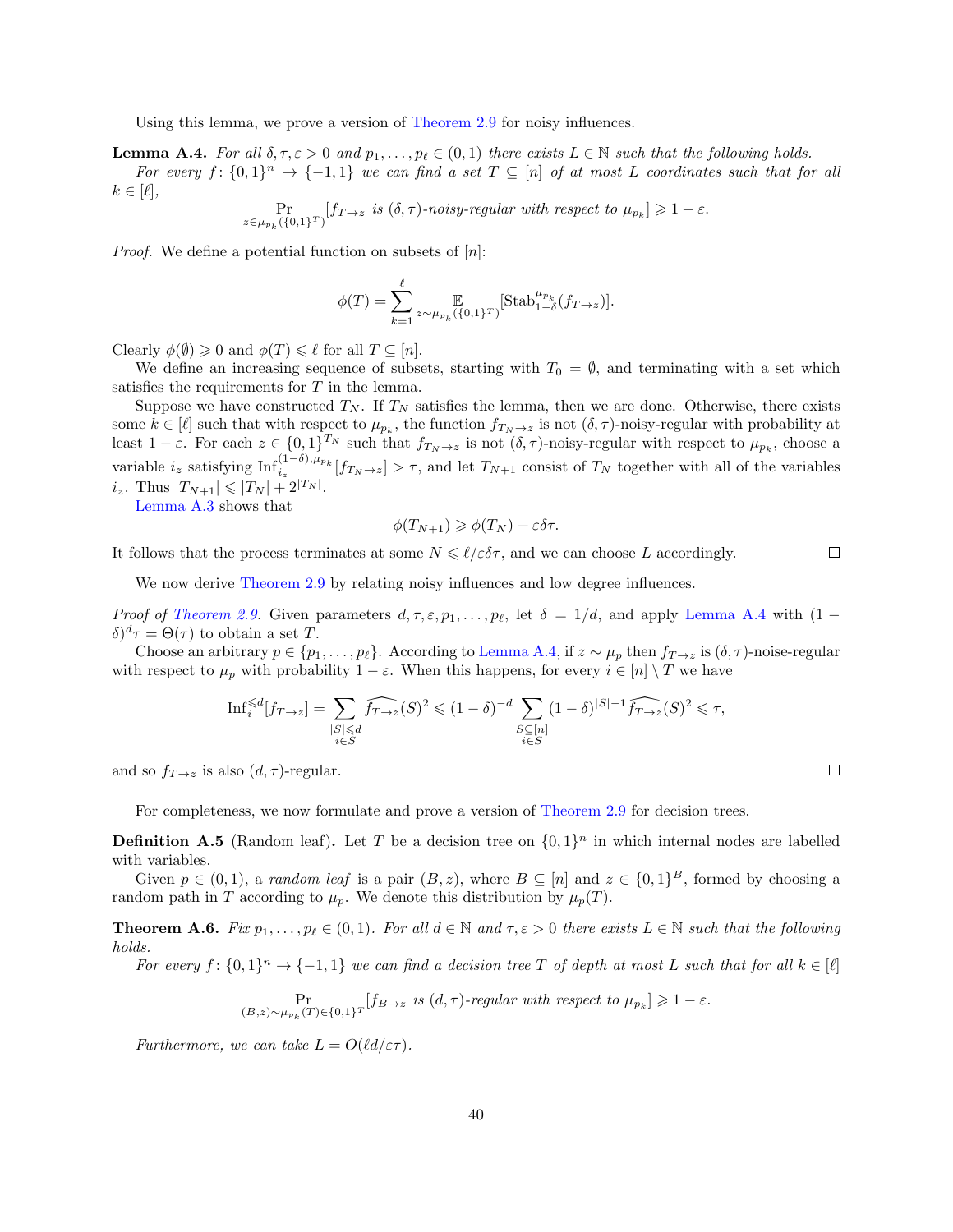Using this lemma, we prove a version of Theorem 2.9 for noisy influences.

**Lemma A.4.** *For all $\delta, \tau, \varepsilon > 0$ and $p_1, \ldots, p_\ell \in (0,1)$ there exists $L \in \mathbb{N}$ such that the following holds.*

*For every $f\colon \{0,1\}^n \to \{-1,1\}$ we can find a set $T \subseteq [n]$ of at most $L$ coordinates such that for all $k \in [\ell]$,*

$$\Pr_{z \in \mu_{p_k}(\{0,1\}^T)}[f_{T\to z} \text{ is } (\delta,\tau)\text{-noisy-regular with respect to } \mu_{p_k}] \geqslant 1 - \varepsilon.$$

*Proof.* We define a potential function on subsets of $[n]$:

$$\phi(T) = \sum_{k=1}^{\ell} \mathop{\mathbb{E}}_{z \sim \mu_{p_k}(\{0,1\}^T)}[\mathrm{Stab}_{1-\delta}^{\mu_{p_k}}(f_{T\to z})].$$

Clearly $\phi(\emptyset) \geqslant 0$ and $\phi(T) \leqslant \ell$ for all $T \subseteq [n]$.

We define an increasing sequence of subsets, starting with $T_0 = \emptyset$, and terminating with a set which satisfies the requirements for $T$ in the lemma.

Suppose we have constructed $T_N$. If $T_N$ satisfies the lemma, then we are done. Otherwise, there exists some $k \in [\ell]$ such that with respect to $\mu_{p_k}$, the function $f_{T_N \to z}$ is not $(\delta,\tau)$-noisy-regular with probability at least $1-\varepsilon$. For each $z \in \{0,1\}^{T_N}$ such that $f_{T_N\to z}$ is not $(\delta,\tau)$-noisy-regular with respect to $\mu_{p_k}$, choose a variable $i_z$ satisfying $\mathrm{Inf}_{i_z}^{(1-\delta),\mu_{p_k}}[f_{T_N\to z}] > \tau$, and let $T_{N+1}$ consist of $T_N$ together with all of the variables $i_z$. Thus $|T_{N+1}| \leqslant |T_N| + 2^{|T_N|}$.

Lemma A.3 shows that

$$\phi(T_{N+1}) \geqslant \phi(T_N) + \varepsilon\delta\tau.$$

It follows that the process terminates at some $N \leqslant \ell/\varepsilon\delta\tau$, and we can choose $L$ accordingly. $\square$

We now derive Theorem 2.9 by relating noisy influences and low degree influences.

*Proof of Theorem 2.9.* Given parameters $d, \tau, \varepsilon, p_1, \ldots, p_\ell$, let $\delta = 1/d$, and apply Lemma A.4 with $(1-\delta)^d\tau = \Theta(\tau)$ to obtain a set $T$.

Choose an arbitrary $p \in \{p_1, \ldots, p_\ell\}$. According to Lemma A.4, if $z \sim \mu_p$ then $f_{T\to z}$ is $(\delta,\tau)$-noise-regular with respect to $\mu_p$ with probability $1-\varepsilon$. When this happens, for every $i \in [n] \setminus T$ we have

$$\mathrm{Inf}_i^{\leqslant d}[f_{T\to z}] = \sum_{\substack{|S| \leqslant d \\ i \in S}} \widehat{f_{T\to z}}(S)^2 \leqslant (1-\delta)^{-d} \sum_{\substack{S \subseteq [n] \\ i \in S}} (1-\delta)^{|S|-1} \widehat{f_{T\to z}}(S)^2 \leqslant \tau,$$

and so $f_{T\to z}$ is also $(d,\tau)$-regular. $\square$

For completeness, we now formulate and prove a version of Theorem 2.9 for decision trees.

**Definition A.5** (Random leaf). Let $T$ be a decision tree on $\{0,1\}^n$ in which internal nodes are labelled with variables.

Given $p \in (0,1)$, a *random leaf* is a pair $(B, z)$, where $B \subseteq [n]$ and $z \in \{0,1\}^B$, formed by choosing a random path in $T$ according to $\mu_p$. We denote this distribution by $\mu_p(T)$.

**Theorem A.6.** *Fix $p_1, \ldots, p_\ell \in (0,1)$. For all $d \in \mathbb{N}$ and $\tau, \varepsilon > 0$ there exists $L \in \mathbb{N}$ such that the following holds.*

*For every $f\colon \{0,1\}^n \to \{-1,1\}$ we can find a decision tree $T$ of depth at most $L$ such that for all $k \in [\ell]$*

$$\Pr_{(B,z)\sim \mu_{p_k}(T) \in \{0,1\}^T}[f_{B\to z} \text{ is } (d,\tau)\text{-regular with respect to } \mu_{p_k}] \geqslant 1 - \varepsilon.$$

*Furthermore, we can take $L = O(\ell d/\varepsilon\tau)$.*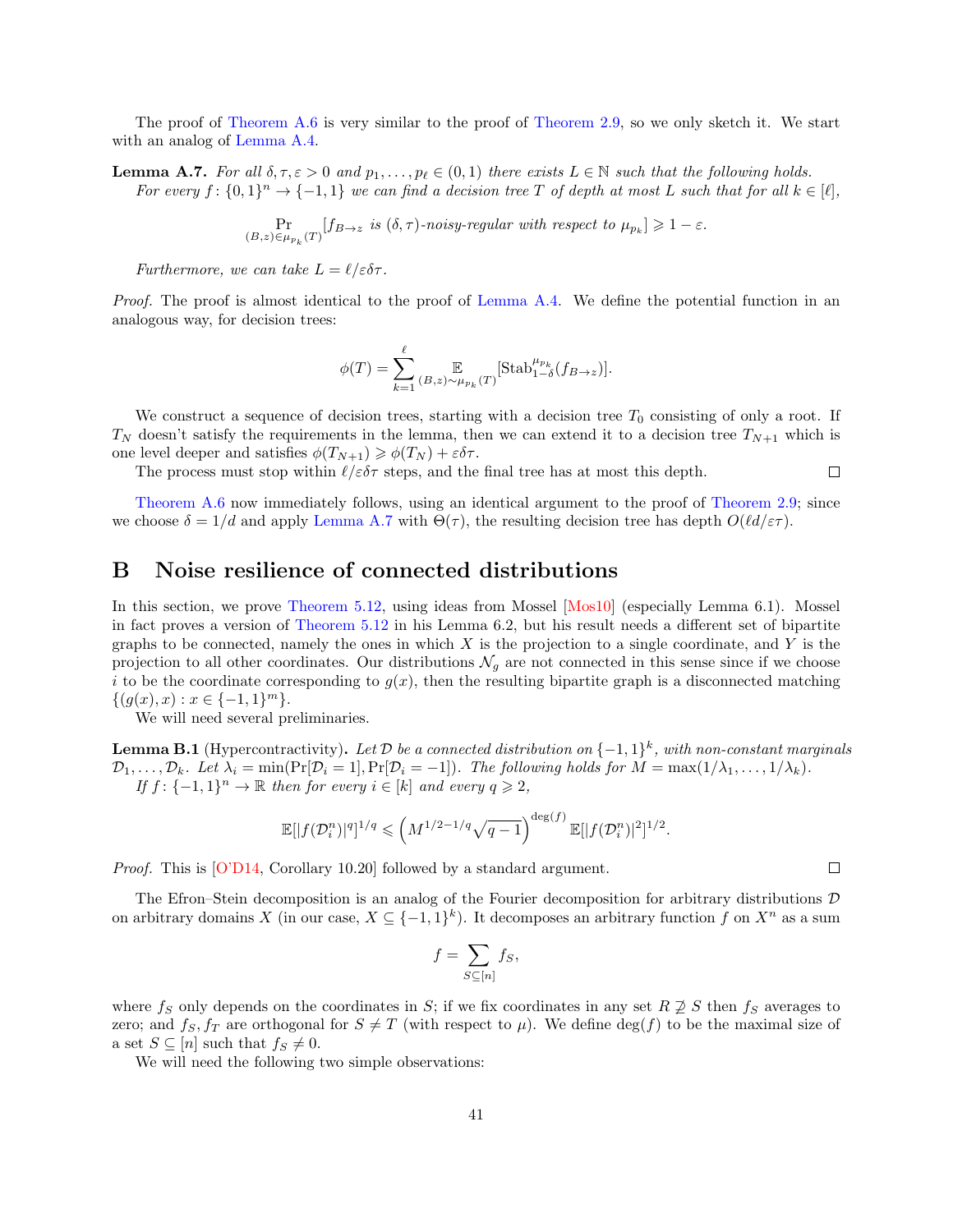The proof of Theorem A.6 is very similar to the proof of Theorem 2.9, so we only sketch it. We start with an analog of Lemma A.4.

**Lemma A.7.** *For all $\delta, \tau, \varepsilon > 0$ and $p_1, \ldots, p_\ell \in (0,1)$ there exists $L \in \mathbb{N}$ such that the following holds. For every $f \colon \{0,1\}^n \to \{-1,1\}$ we can find a decision tree $T$ of depth at most $L$ such that for all $k \in [\ell]$,*

$$\Pr_{(B,z) \in \mu_{p_k}(T)}[f_{B \to z} \text{ is } (\delta,\tau)\text{-noisy-regular with respect to } \mu_{p_k}] \geqslant 1 - \varepsilon.$$

*Furthermore, we can take $L = \ell/\varepsilon\delta\tau$.*

*Proof.* The proof is almost identical to the proof of Lemma A.4. We define the potential function in an analogous way, for decision trees:

$$\phi(T) = \sum_{k=1}^{\ell} \mathop{\mathbb{E}}_{(B,z) \sim \mu_{p_k}(T)}[\mathrm{Stab}_{1-\delta}^{\mu_{p_k}}(f_{B \to z})].$$

We construct a sequence of decision trees, starting with a decision tree $T_0$ consisting of only a root. If $T_N$ doesn't satisfy the requirements in the lemma, then we can extend it to a decision tree $T_{N+1}$ which is one level deeper and satisfies $\phi(T_{N+1}) \geqslant \phi(T_N) + \varepsilon\delta\tau$.

The process must stop within $\ell/\varepsilon\delta\tau$ steps, and the final tree has at most this depth. $\square$

Theorem A.6 now immediately follows, using an identical argument to the proof of Theorem 2.9; since we choose $\delta = 1/d$ and apply Lemma A.7 with $\Theta(\tau)$, the resulting decision tree has depth $O(\ell d/\varepsilon\tau)$.

# B Noise resilience of connected distributions

In this section, we prove Theorem 5.12, using ideas from Mossel [Mos10] (especially Lemma 6.1). Mossel in fact proves a version of Theorem 5.12 in his Lemma 6.2, but his result needs a different set of bipartite graphs to be connected, namely the ones in which $X$ is the projection to a single coordinate, and $Y$ is the projection to all other coordinates. Our distributions $\mathcal{N}_g$ are not connected in this sense since if we choose $i$ to be the coordinate corresponding to $g(x)$, then the resulting bipartite graph is a disconnected matching $\{(g(x), x) : x \in \{-1,1\}^m\}$.

We will need several preliminaries.

**Lemma B.1** (Hypercontractivity)**.** *Let $\mathcal{D}$ be a connected distribution on $\{-1,1\}^k$, with non-constant marginals $\mathcal{D}_1, \ldots, \mathcal{D}_k$. Let $\lambda_i = \min(\Pr[\mathcal{D}_i = 1], \Pr[\mathcal{D}_i = -1])$. The following holds for $M = \max(1/\lambda_1, \ldots, 1/\lambda_k)$. If $f \colon \{-1,1\}^n \to \mathbb{R}$ then for every $i \in [k]$ and every $q \geqslant 2$,*

$$\mathbb{E}[|f(\mathcal{D}_i^n)|^q]^{1/q} \leqslant \left(M^{1/2-1/q}\sqrt{q-1}\right)^{\deg(f)} \mathbb{E}[|f(\mathcal{D}_i^n)|^2]^{1/2}.$$

*Proof.* This is [O'D14, Corollary 10.20] followed by a standard argument. $\square$

The Efron–Stein decomposition is an analog of the Fourier decomposition for arbitrary distributions $\mathcal{D}$ on arbitrary domains $X$ (in our case, $X \subseteq \{-1,1\}^k$). It decomposes an arbitrary function $f$ on $X^n$ as a sum

$$f = \sum_{S \subseteq [n]} f_S,$$

where $f_S$ only depends on the coordinates in $S$; if we fix coordinates in any set $R \not\supseteq S$ then $f_S$ averages to zero; and $f_S, f_T$ are orthogonal for $S \neq T$ (with respect to $\mu$). We define $\deg(f)$ to be the maximal size of a set $S \subseteq [n]$ such that $f_S \neq 0$.

We will need the following two simple observations: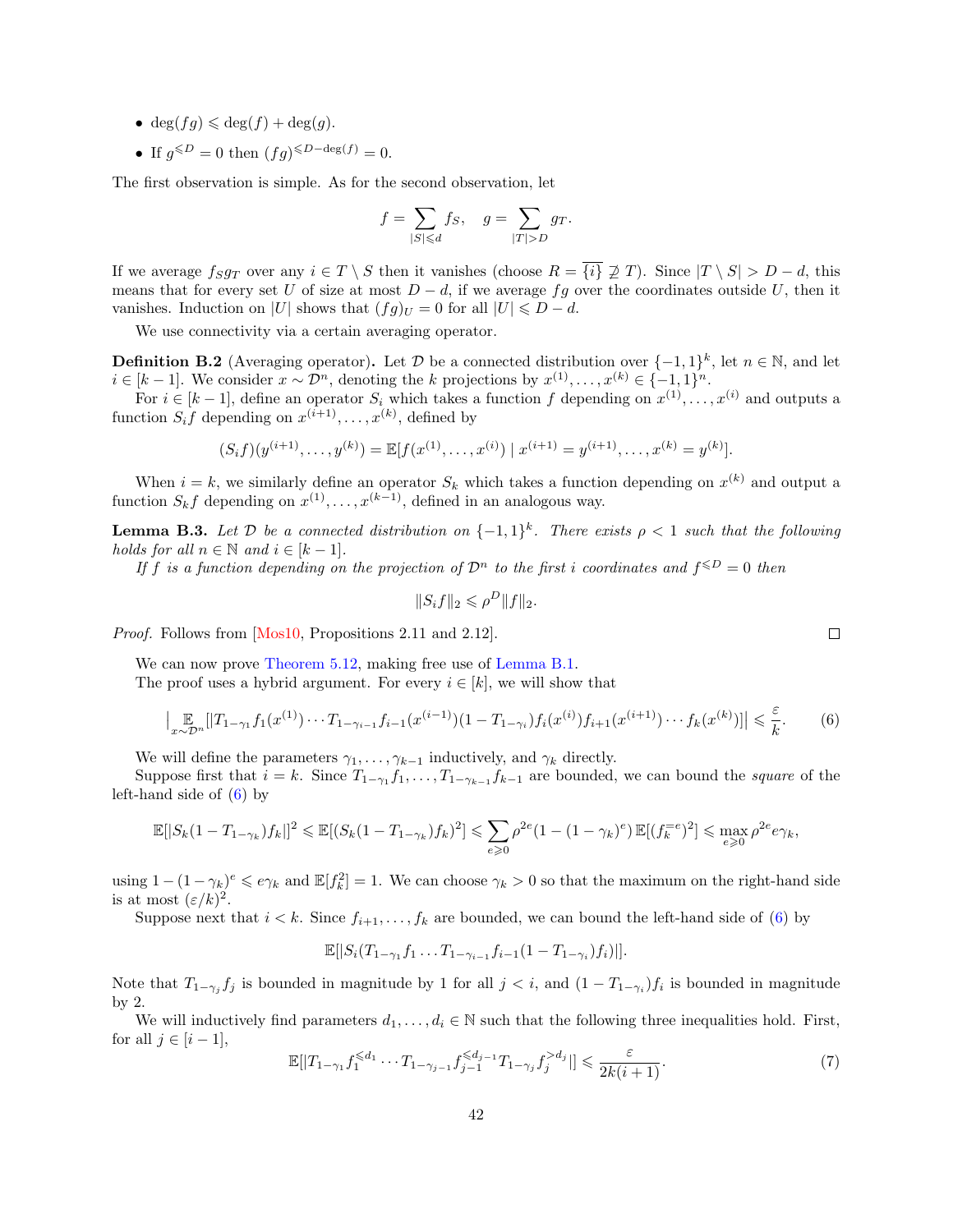- $\deg(fg) \leqslant \deg(f) + \deg(g)$.
- If $g^{\leqslant D} = 0$ then $(fg)^{\leqslant D - \deg(f)} = 0$.

The first observation is simple. As for the second observation, let

$$f = \sum_{|S| \leqslant d} f_S, \quad g = \sum_{|T| > D} g_T.$$

If we average $f_S g_T$ over any $i \in T \setminus S$ then it vanishes (choose $R = \overline{\{i\}} \not\supseteq T$). Since $|T \setminus S| > D - d$, this means that for every set $U$ of size at most $D - d$, if we average $fg$ over the coordinates outside $U$, then it vanishes. Induction on $|U|$ shows that $(fg)_U = 0$ for all $|U| \leqslant D - d$.

We use connectivity via a certain averaging operator.

**Definition B.2** (Averaging operator)**.** Let $\mathcal{D}$ be a connected distribution over $\{-1,1\}^k$, let $n \in \mathbb{N}$, and let $i \in [k-1]$. We consider $x \sim \mathcal{D}^n$, denoting the $k$ projections by $x^{(1)}, \ldots, x^{(k)} \in \{-1,1\}^n$.

For $i \in [k-1]$, define an operator $S_i$ which takes a function $f$ depending on $x^{(1)}, \ldots, x^{(i)}$ and outputs a function $S_i f$ depending on $x^{(i+1)}, \ldots, x^{(k)}$, defined by

$$(S_i f)(y^{(i+1)}, \ldots, y^{(k)}) = \mathbb{E}[f(x^{(1)}, \ldots, x^{(i)}) \mid x^{(i+1)} = y^{(i+1)}, \ldots, x^{(k)} = y^{(k)}].$$

When $i = k$, we similarly define an operator $S_k$ which takes a function depending on $x^{(k)}$ and output a function $S_k f$ depending on $x^{(1)}, \ldots, x^{(k-1)}$, defined in an analogous way.

**Lemma B.3.** *Let $\mathcal{D}$ be a connected distribution on $\{-1,1\}^k$. There exists $\rho < 1$ such that the following holds for all $n \in \mathbb{N}$ and $i \in [k-1]$.*

*If $f$ is a function depending on the projection of $\mathcal{D}^n$ to the first $i$ coordinates and $f^{\leqslant D} = 0$ then*

$$\|S_i f\|_2 \leqslant \rho^D \|f\|_2.$$

*Proof.* Follows from [Mos10, Propositions 2.11 and 2.12]. □

We can now prove Theorem 5.12, making free use of Lemma B.1.

The proof uses a hybrid argument. For every $i \in [k]$, we will show that

$$\Big| \mathop{\mathbb{E}}_{x \sim \mathcal{D}^n}[|T_{1-\gamma_1} f_1(x^{(1)}) \cdots T_{1-\gamma_{i-1}} f_{i-1}(x^{(i-1)}) (1 - T_{1-\gamma_i}) f_i(x^{(i)}) f_{i+1}(x^{(i+1)}) \cdots f_k(x^{(k)})]\Big| \leqslant \frac{\varepsilon}{k}. \tag{6}$$

We will define the parameters $\gamma_1, \ldots, \gamma_{k-1}$ inductively, and $\gamma_k$ directly.

Suppose first that $i = k$. Since $T_{1-\gamma_1} f_1, \ldots, T_{1-\gamma_{k-1}} f_{k-1}$ are bounded, we can bound the *square* of the left-hand side of (6) by

$$\mathbb{E}[|S_k(1 - T_{1-\gamma_k}) f_k|]^2 \leqslant \mathbb{E}[(S_k(1 - T_{1-\gamma_k}) f_k)^2] \leqslant \sum_{e \geqslant 0} \rho^{2e} (1 - (1 - \gamma_k)^e) \, \mathbb{E}[(f_k^{=e})^2] \leqslant \max_{e \geqslant 0} \rho^{2e} e \gamma_k,$$

using $1 - (1 - \gamma_k)^e \leqslant e \gamma_k$ and $\mathbb{E}[f_k^2] = 1$. We can choose $\gamma_k > 0$ so that the maximum on the right-hand side is at most $(\varepsilon/k)^2$.

Suppose next that $i < k$. Since $f_{i+1}, \ldots, f_k$ are bounded, we can bound the left-hand side of (6) by

$$\mathbb{E}[|S_i(T_{1-\gamma_1} f_1 \ldots T_{1-\gamma_{i-1}} f_{i-1} (1 - T_{1-\gamma_i}) f_i)|].$$

Note that $T_{1-\gamma_j} f_j$ is bounded in magnitude by 1 for all $j < i$, and $(1 - T_{1-\gamma_i}) f_i$ is bounded in magnitude by 2.

We will inductively find parameters $d_1, \ldots, d_i \in \mathbb{N}$ such that the following three inequalities hold. First, for all $j \in [i-1]$,

$$\mathbb{E}[|T_{1-\gamma_1} f_1^{\leqslant d_1} \cdots T_{1-\gamma_{j-1}} f_{j-1}^{\leqslant d_{j-1}} T_{1-\gamma_j} f_j^{> d_j}|] \leqslant \frac{\varepsilon}{2k(i+1)}. \tag{7}$$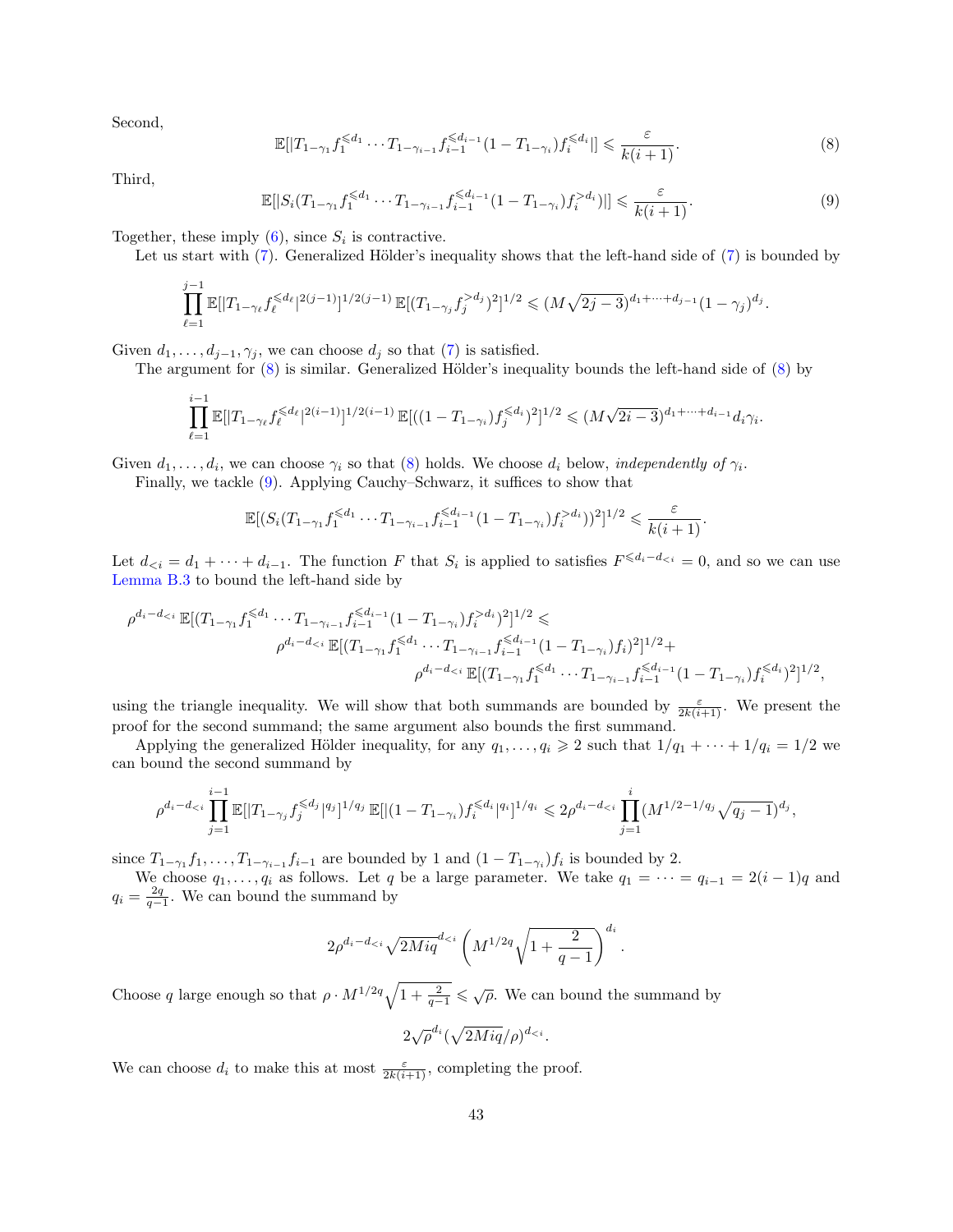Second,

$$\mathbb{E}[|T_{1-\gamma_1} f_1^{\leqslant d_1} \cdots T_{1-\gamma_{i-1}} f_{i-1}^{\leqslant d_{i-1}} (1 - T_{1-\gamma_i}) f_i^{\leqslant d_i}|] \leqslant \frac{\varepsilon}{k(i+1)}. \tag{8}$$

Third,

$$\mathbb{E}[|S_i(T_{1-\gamma_1} f_1^{\leqslant d_1} \cdots T_{1-\gamma_{i-1}} f_{i-1}^{\leqslant d_{i-1}} (1 - T_{1-\gamma_i}) f_i^{> d_i})|] \leqslant \frac{\varepsilon}{k(i+1)}. \tag{9}$$

Together, these imply (6), since $S_i$ is contractive.

Let us start with (7). Generalized Hölder's inequality shows that the left-hand side of (7) is bounded by

$$\prod_{\ell=1}^{j-1} \mathbb{E}[|T_{1-\gamma_\ell} f_\ell^{\leqslant d_\ell}|^{2(j-1)}]^{1/2(j-1)} \, \mathbb{E}[(T_{1-\gamma_j} f_j^{>d_j})^2]^{1/2} \leqslant (M\sqrt{2j-3})^{d_1+\cdots+d_{j-1}} (1-\gamma_j)^{d_j}.$$

Given $d_1, \ldots, d_{j-1}, \gamma_j$, we can choose $d_j$ so that (7) is satisfied.

The argument for (8) is similar. Generalized Hölder's inequality bounds the left-hand side of (8) by

$$\prod_{\ell=1}^{i-1} \mathbb{E}[|T_{1-\gamma_\ell} f_\ell^{\leqslant d_\ell}|^{2(i-1)}]^{1/2(i-1)} \, \mathbb{E}[((1 - T_{1-\gamma_i}) f_j^{\leqslant d_i})^2]^{1/2} \leqslant (M\sqrt{2i-3})^{d_1+\cdots+d_{i-1}} d_i \gamma_i.$$

Given $d_1, \ldots, d_i$, we can choose $\gamma_i$ so that (8) holds. We choose $d_i$ below, *independently of* $\gamma_i$.

Finally, we tackle (9). Applying Cauchy–Schwarz, it suffices to show that

$$\mathbb{E}[(S_i(T_{1-\gamma_1} f_1^{\leqslant d_1} \cdots T_{1-\gamma_{i-1}} f_{i-1}^{\leqslant d_{i-1}} (1 - T_{1-\gamma_i}) f_i^{>d_i}))^2]^{1/2} \leqslant \frac{\varepsilon}{k(i+1)}.$$

Let $d_{<i} = d_1 + \cdots + d_{i-1}$. The function $F$ that $S_i$ is applied to satisfies $F^{\leqslant d_i - d_{<i}} = 0$, and so we can use Lemma B.3 to bound the left-hand side by

$$\begin{aligned}
\rho^{d_i - d_{<i}} \, \mathbb{E}[(T_{1-\gamma_1} f_1^{\leqslant d_1} \cdots T_{1-\gamma_{i-1}} f_{i-1}^{\leqslant d_{i-1}} (1 - T_{1-\gamma_i}) f_i^{>d_i})^2]^{1/2} &\leqslant \\
\rho^{d_i - d_{<i}} \, \mathbb{E}[(T_{1-\gamma_1} f_1^{\leqslant d_1} \cdots T_{1-\gamma_{i-1}} f_{i-1}^{\leqslant d_{i-1}} (1 - T_{1-\gamma_i}) f_i)^2]^{1/2} &+ \\
\rho^{d_i - d_{<i}} \, \mathbb{E}[(T_{1-\gamma_1} f_1^{\leqslant d_1} \cdots T_{1-\gamma_{i-1}} f_{i-1}^{\leqslant d_{i-1}} (1 - T_{1-\gamma_i}) f_i^{\leqslant d_i})^2]^{1/2}&,
\end{aligned}$$

using the triangle inequality. We will show that both summands are bounded by $\frac{\varepsilon}{2k(i+1)}$. We present the proof for the second summand; the same argument also bounds the first summand.

Applying the generalized Hölder inequality, for any $q_1, \ldots, q_i \geqslant 2$ such that $1/q_1 + \cdots + 1/q_i = 1/2$ we can bound the second summand by

$$\rho^{d_i - d_{<i}} \prod_{j=1}^{i-1} \mathbb{E}[|T_{1-\gamma_j} f_j^{\leqslant d_j}|^{q_j}]^{1/q_j} \, \mathbb{E}[|(1 - T_{1-\gamma_i}) f_i^{\leqslant d_i}|^{q_i}]^{1/q_i} \leqslant 2\rho^{d_i - d_{<i}} \prod_{j=1}^{i} (M^{1/2 - 1/q_j} \sqrt{q_j - 1})^{d_j},$$

since $T_{1-\gamma_1} f_1, \ldots, T_{1-\gamma_{i-1}} f_{i-1}$ are bounded by 1 and $(1 - T_{1-\gamma_i}) f_i$ is bounded by 2.

We choose $q_1, \ldots, q_i$ as follows. Let $q$ be a large parameter. We take $q_1 = \cdots = q_{i-1} = 2(i-1)q$ and $q_i = \frac{2q}{q-1}$. We can bound the summand by

$$2\rho^{d_i - d_{<i}} \sqrt{2Miq}^{\,d_{<i}} \left( M^{1/2q} \sqrt{1 + \frac{2}{q-1}} \right)^{d_i}.$$

Choose $q$ large enough so that $\rho \cdot M^{1/2q} \sqrt{1 + \frac{2}{q-1}} \leqslant \sqrt{\rho}$. We can bound the summand by

$$2\sqrt{\rho}^{\,d_i} (\sqrt{2Miq}/\rho)^{d_{<i}}.$$

We can choose $d_i$ to make this at most $\frac{\varepsilon}{2k(i+1)}$, completing the proof.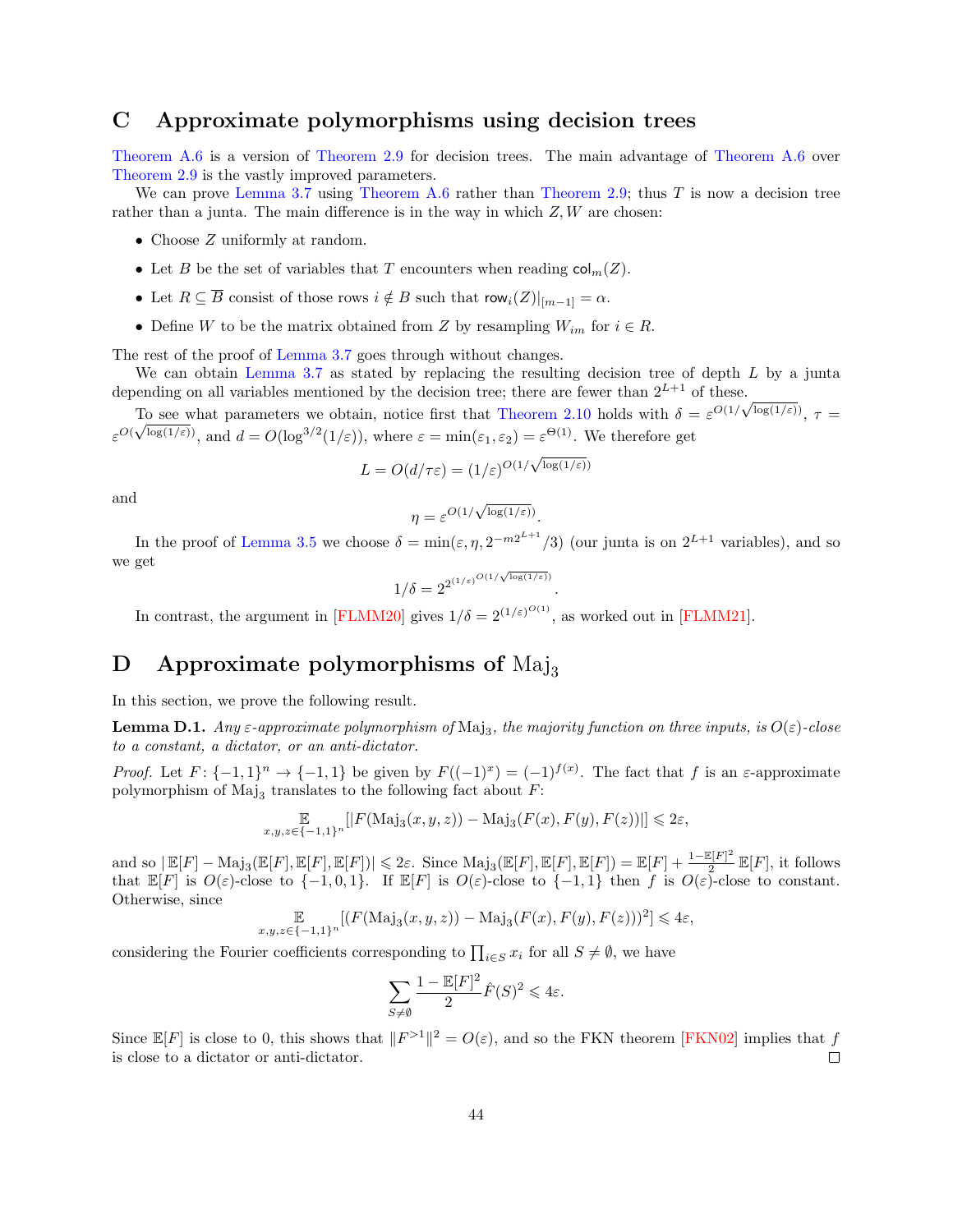# C Approximate polymorphisms using decision trees

Theorem A.6 is a version of Theorem 2.9 for decision trees. The main advantage of Theorem A.6 over Theorem 2.9 is the vastly improved parameters.

We can prove Lemma 3.7 using Theorem A.6 rather than Theorem 2.9; thus $T$ is now a decision tree rather than a junta. The main difference is in the way in which $Z, W$ are chosen:

- Choose $Z$ uniformly at random.
- Let $B$ be the set of variables that $T$ encounters when reading $\mathsf{col}_m(Z)$.
- Let $R \subseteq \overline{B}$ consist of those rows $i \notin B$ such that $\mathsf{row}_i(Z)|_{[m-1]} = \alpha$.
- Define $W$ to be the matrix obtained from $Z$ by resampling $W_{im}$ for $i \in R$.

The rest of the proof of Lemma 3.7 goes through without changes.

We can obtain Lemma 3.7 as stated by replacing the resulting decision tree of depth $L$ by a junta depending on all variables mentioned by the decision tree; there are fewer than $2^{L+1}$ of these.

To see what parameters we obtain, notice first that Theorem 2.10 holds with $\delta = \varepsilon^{O(1/\sqrt{\log(1/\varepsilon)})}$, $\tau = \varepsilon^{O(\sqrt{\log(1/\varepsilon)})}$, and $d = O(\log^{3/2}(1/\varepsilon))$, where $\varepsilon = \min(\varepsilon_1, \varepsilon_2) = \varepsilon^{\Theta(1)}$. We therefore get

$$L = O(d/\tau\varepsilon) = (1/\varepsilon)^{O(1/\sqrt{\log(1/\varepsilon)})}$$

and

$$\eta = \varepsilon^{O(1/\sqrt{\log(1/\varepsilon)})}.$$

In the proof of Lemma 3.5 we choose $\delta = \min(\varepsilon, \eta, 2^{-m2^{L+1}}/3)$ (our junta is on $2^{L+1}$ variables), and so we get

$$1/\delta = 2^{2^{(1/\varepsilon)^{O(1/\sqrt{\log(1/\varepsilon)})}}}.$$

In contrast, the argument in [FLMM20] gives $1/\delta = 2^{(1/\varepsilon)^{O(1)}}$, as worked out in [FLMM21].

# D Approximate polymorphisms of $\mathrm{Maj}_3$

In this section, we prove the following result.

**Lemma D.1.** *Any $\varepsilon$-approximate polymorphism of $\mathrm{Maj}_3$, the majority function on three inputs, is $O(\varepsilon)$-close to a constant, a dictator, or an anti-dictator.*

*Proof.* Let $F\colon \{-1,1\}^n \to \{-1,1\}$ be given by $F((-1)^x) = (-1)^{f(x)}$. The fact that $f$ is an $\varepsilon$-approximate polymorphism of $\mathrm{Maj}_3$ translates to the following fact about $F$:

$$\mathop{\mathbb{E}}_{x,y,z\in\{-1,1\}^n}[|F(\mathrm{Maj}_3(x,y,z)) - \mathrm{Maj}_3(F(x),F(y),F(z))|] \leqslant 2\varepsilon,$$

and so $|\mathbb{E}[F] - \mathrm{Maj}_3(\mathbb{E}[F],\mathbb{E}[F],\mathbb{E}[F])| \leqslant 2\varepsilon$. Since $\mathrm{Maj}_3(\mathbb{E}[F],\mathbb{E}[F],\mathbb{E}[F]) = \mathbb{E}[F] + \frac{1-\mathbb{E}[F]^2}{2}\mathbb{E}[F]$, it follows that $\mathbb{E}[F]$ is $O(\varepsilon)$-close to $\{-1,0,1\}$. If $\mathbb{E}[F]$ is $O(\varepsilon)$-close to $\{-1,1\}$ then $f$ is $O(\varepsilon)$-close to constant. Otherwise, since

$$\mathop{\mathbb{E}}_{x,y,z\in\{-1,1\}^n}[(F(\mathrm{Maj}_3(x,y,z)) - \mathrm{Maj}_3(F(x),F(y),F(z)))^2] \leqslant 4\varepsilon,$$

considering the Fourier coefficients corresponding to $\prod_{i\in S} x_i$ for all $S \neq \emptyset$, we have

$$\sum_{S\neq\emptyset} \frac{1-\mathbb{E}[F]^2}{2}\hat{F}(S)^2 \leqslant 4\varepsilon.$$

Since $\mathbb{E}[F]$ is close to 0, this shows that $\|F^{>1}\|^2 = O(\varepsilon)$, and so the FKN theorem [FKN02] implies that $f$ is close to a dictator or anti-dictator. □